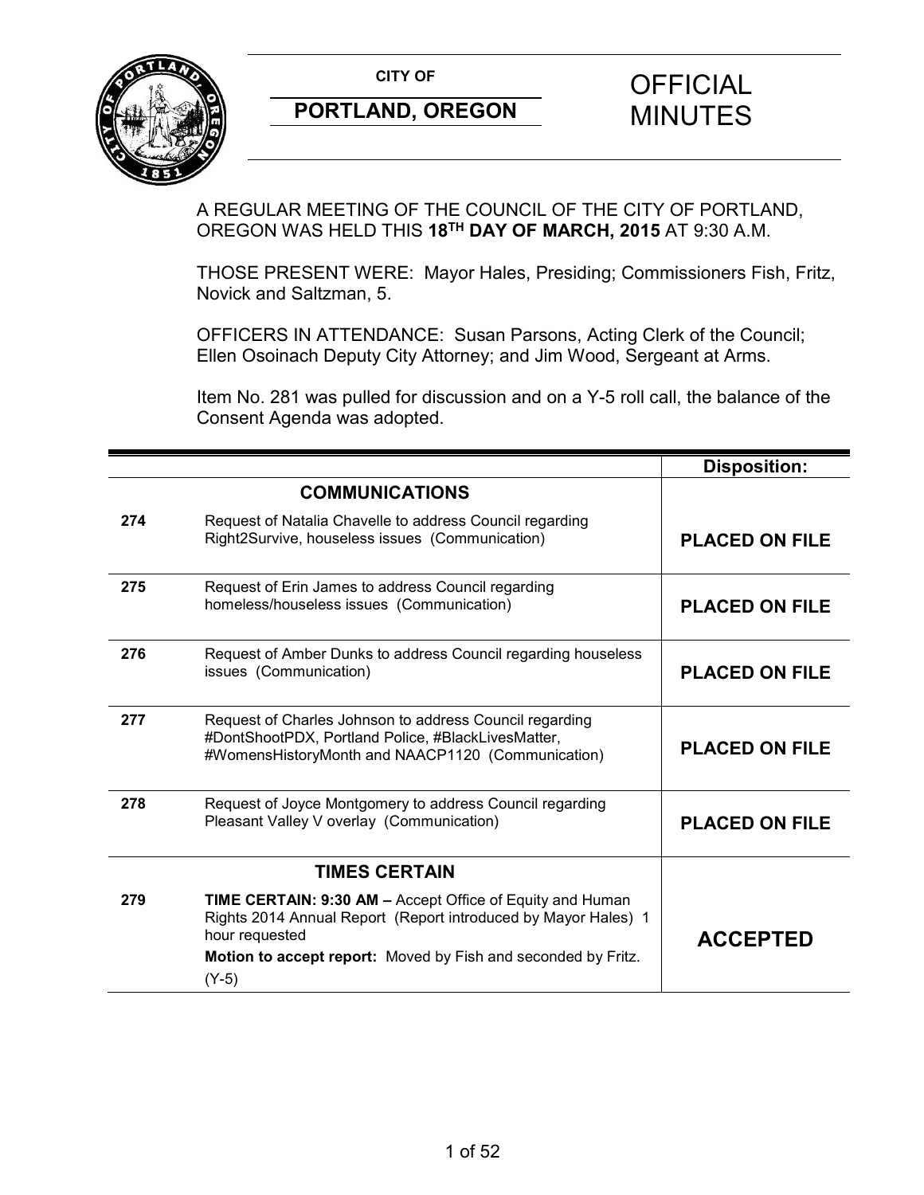**CITY OF**

**PORTLAND, OREGON**

# OFFICIAL MINUTES

A REGULAR MEETING OF THE COUNCIL OF THE CITY OF PORTLAND, OREGON WAS HELD THIS **18TH DAY OF MARCH, 2015** AT 9:30 A.M.

THOSE PRESENT WERE: Mayor Hales, Presiding; Commissioners Fish, Fritz, Novick and Saltzman, 5.

OFFICERS IN ATTENDANCE: Susan Parsons, Acting Clerk of the Council; Ellen Osoinach Deputy City Attorney; and Jim Wood, Sergeant at Arms.

Item No. 281 was pulled for discussion and on a Y-5 roll call, the balance of the Consent Agenda was adopted.

| | | **Disposition:** |
|---|---|---|
| | **COMMUNICATIONS** | |
| **274** | Request of Natalia Chavelle to address Council regarding Right2Survive, houseless issues (Communication) | **PLACED ON FILE** |
| **275** | Request of Erin James to address Council regarding homeless/houseless issues (Communication) | **PLACED ON FILE** |
| **276** | Request of Amber Dunks to address Council regarding houseless issues (Communication) | **PLACED ON FILE** |
| **277** | Request of Charles Johnson to address Council regarding #DontShootPDX, Portland Police, #BlackLivesMatter, #WomensHistoryMonth and NAACP1120 (Communication) | **PLACED ON FILE** |
| **278** | Request of Joyce Montgomery to address Council regarding Pleasant Valley V overlay (Communication) | **PLACED ON FILE** |
| | **TIMES CERTAIN** | |
| **279** | **TIME CERTAIN: 9:30 AM –** Accept Office of Equity and Human Rights 2014 Annual Report (Report introduced by Mayor Hales) 1 hour requested<br>**Motion to accept report:** Moved by Fish and seconded by Fritz. (Y-5) | **ACCEPTED** |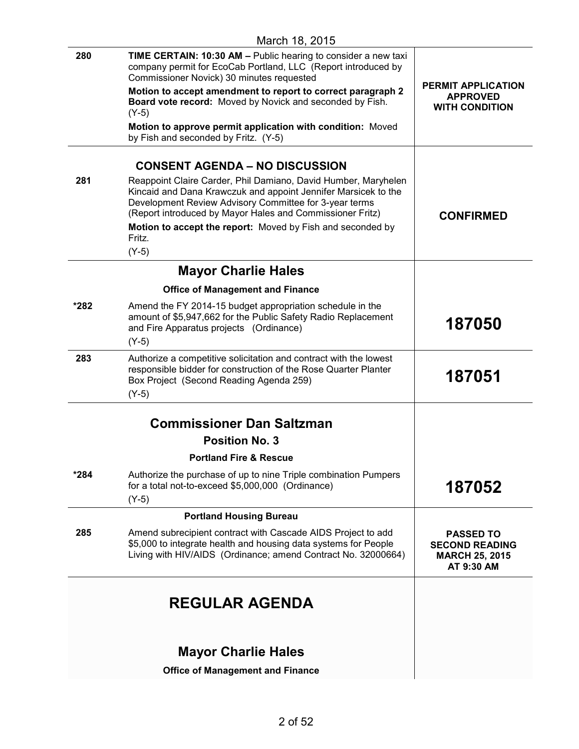March 18, 2015

| | | |
|---|---|---|
| 280 | **TIME CERTAIN: 10:30 AM –** Public hearing to consider a new taxi company permit for EcoCab Portland, LLC (Report introduced by Commissioner Novick) 30 minutes requested<br>**Motion to accept amendment to report to correct paragraph 2 Board vote record:** Moved by Novick and seconded by Fish. (Y-5)<br>**Motion to approve permit application with condition:** Moved by Fish and seconded by Fritz. (Y-5) | **PERMIT APPLICATION APPROVED WITH CONDITION** |
| | **CONSENT AGENDA – NO DISCUSSION** | |
| 281 | Reappoint Claire Carder, Phil Damiano, David Humber, Maryhelen Kincaid and Dana Krawczuk and appoint Jennifer Marsicek to the Development Review Advisory Committee for 3-year terms (Report introduced by Mayor Hales and Commissioner Fritz)<br>**Motion to accept the report:** Moved by Fish and seconded by Fritz.<br>(Y-5) | **CONFIRMED** |
| | **Mayor Charlie Hales** | |
| | **Office of Management and Finance** | |
| *282 | Amend the FY 2014-15 budget appropriation schedule in the amount of $5,947,662 for the Public Safety Radio Replacement and Fire Apparatus projects (Ordinance)<br>(Y-5) | **187050** |
| 283 | Authorize a competitive solicitation and contract with the lowest responsible bidder for construction of the Rose Quarter Planter Box Project (Second Reading Agenda 259)<br>(Y-5) | **187051** |
| | **Commissioner Dan Saltzman**<br>**Position No. 3** | |
| | **Portland Fire & Rescue** | |
| *284 | Authorize the purchase of up to nine Triple combination Pumpers for a total not-to-exceed $5,000,000 (Ordinance)<br>(Y-5) | **187052** |
| | **Portland Housing Bureau** | |
| 285 | Amend subrecipient contract with Cascade AIDS Project to add $5,000 to integrate health and housing data systems for People Living with HIV/AIDS (Ordinance; amend Contract No. 32000664) | **PASSED TO SECOND READING MARCH 25, 2015 AT 9:30 AM** |
| | **REGULAR AGENDA** | |
| | **Mayor Charlie Hales** | |
| | **Office of Management and Finance** | |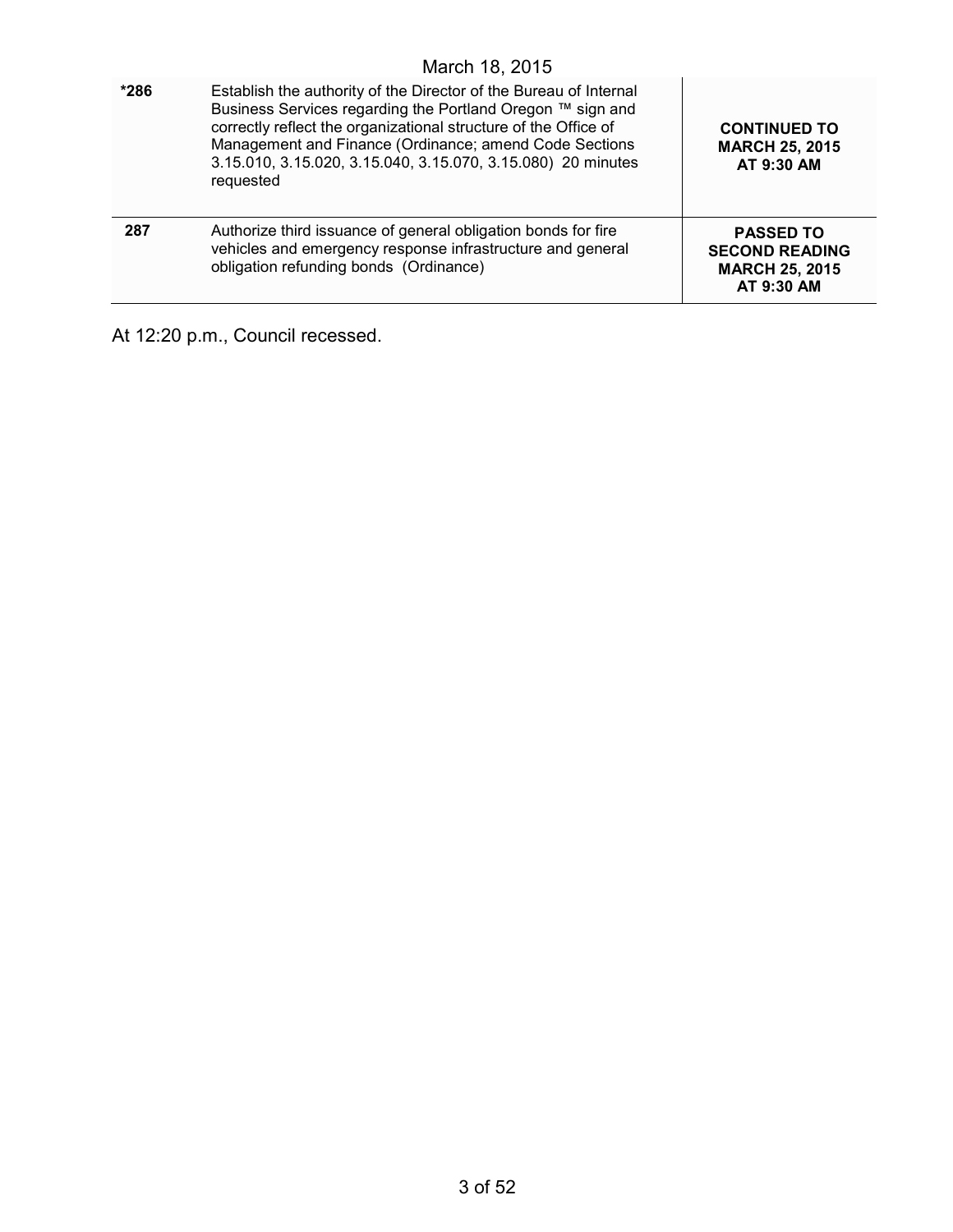| | | |
|---|---|---|
| *286 | Establish the authority of the Director of the Bureau of Internal Business Services regarding the Portland Oregon ™ sign and correctly reflect the organizational structure of the Office of Management and Finance (Ordinance; amend Code Sections 3.15.010, 3.15.020, 3.15.040, 3.15.070, 3.15.080) 20 minutes requested | **CONTINUED TO MARCH 25, 2015 AT 9:30 AM** |
| 287 | Authorize third issuance of general obligation bonds for fire vehicles and emergency response infrastructure and general obligation refunding bonds (Ordinance) | **PASSED TO SECOND READING MARCH 25, 2015 AT 9:30 AM** |

At 12:20 p.m., Council recessed.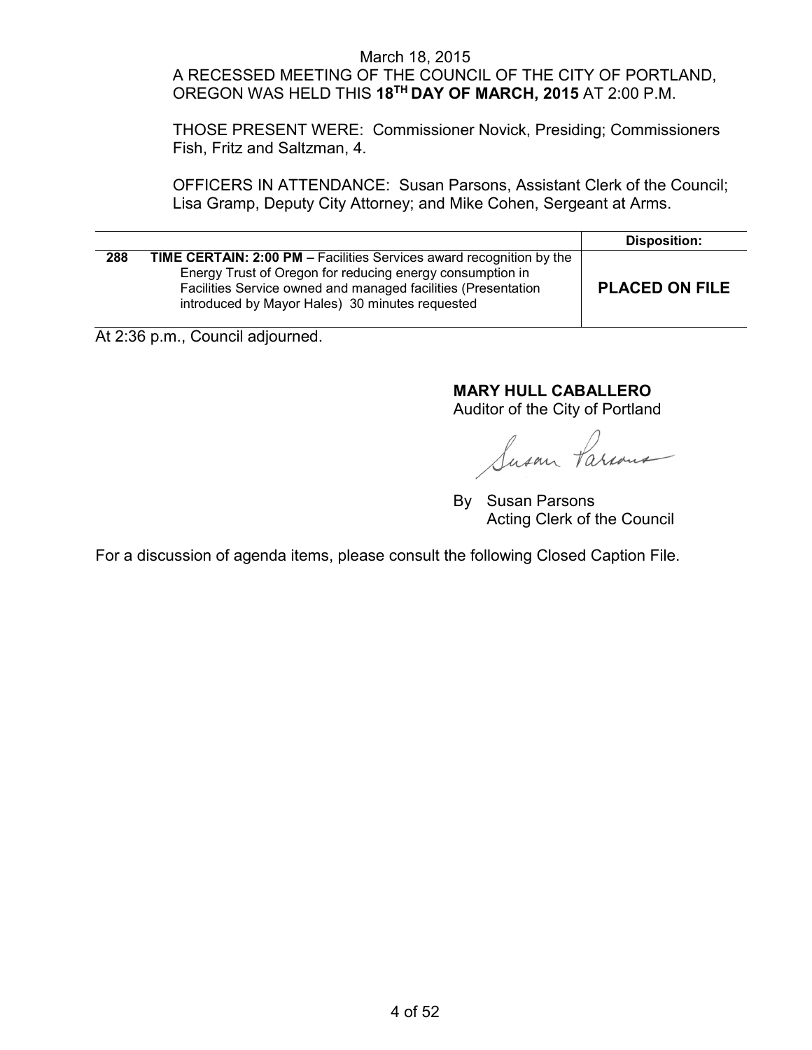March 18, 2015

A RECESSED MEETING OF THE COUNCIL OF THE CITY OF PORTLAND, OREGON WAS HELD THIS **18TH DAY OF MARCH, 2015** AT 2:00 P.M.

THOSE PRESENT WERE: Commissioner Novick, Presiding; Commissioners Fish, Fritz and Saltzman, 4.

OFFICERS IN ATTENDANCE: Susan Parsons, Assistant Clerk of the Council; Lisa Gramp, Deputy City Attorney; and Mike Cohen, Sergeant at Arms.

| | | **Disposition:** |
|---|---|---|
| **288** | **TIME CERTAIN: 2:00 PM –** Facilities Services award recognition by the Energy Trust of Oregon for reducing energy consumption in Facilities Service owned and managed facilities (Presentation introduced by Mayor Hales) 30 minutes requested | **PLACED ON FILE** |

At 2:36 p.m., Council adjourned.

**MARY HULL CABALLERO**
Auditor of the City of Portland

By Susan Parsons
Acting Clerk of the Council

For a discussion of agenda items, please consult the following Closed Caption File.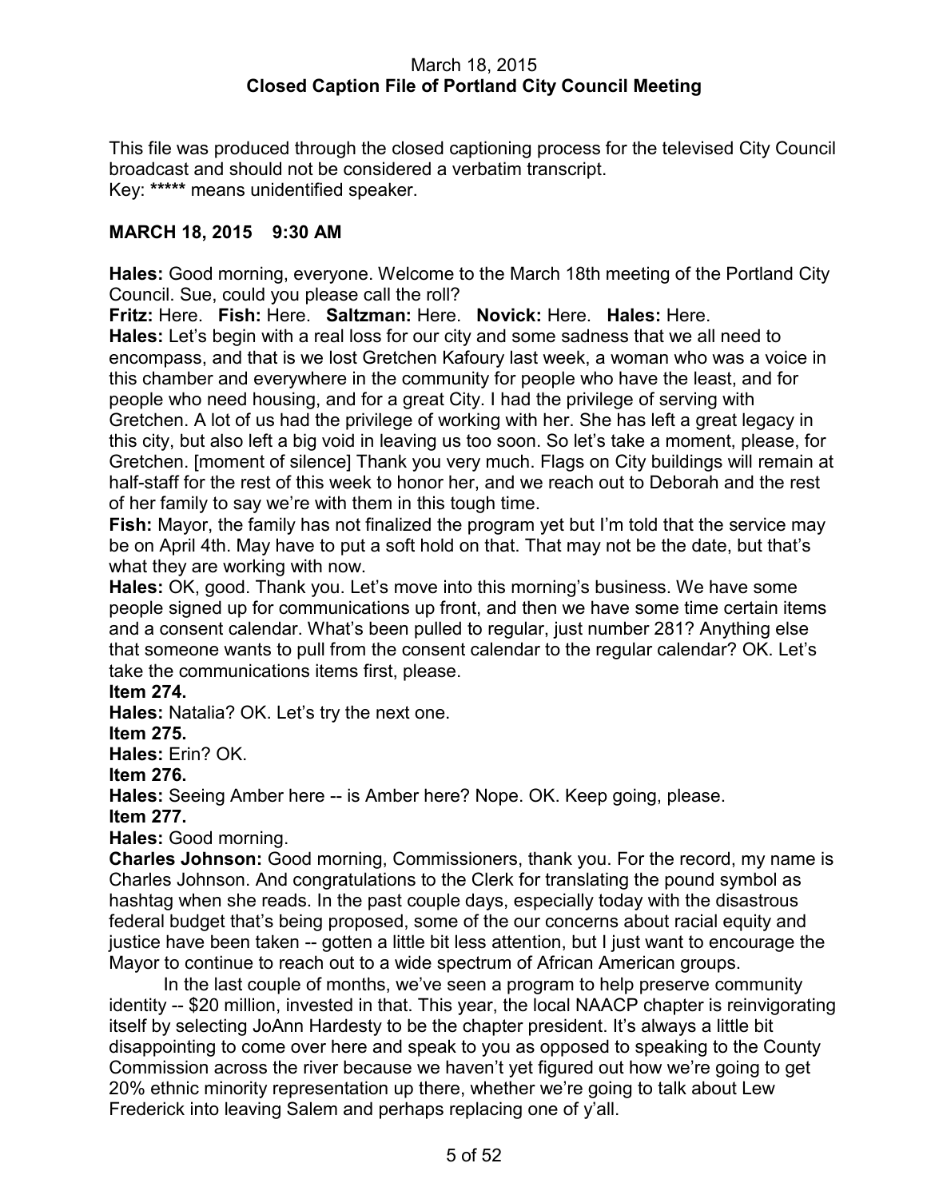March 18, 2015
**Closed Caption File of Portland City Council Meeting**

This file was produced through the closed captioning process for the televised City Council broadcast and should not be considered a verbatim transcript.
Key: ***** means unidentified speaker.

**MARCH 18, 2015 9:30 AM**

**Hales:** Good morning, everyone. Welcome to the March 18th meeting of the Portland City Council. Sue, could you please call the roll?
**Fritz:** Here. **Fish:** Here. **Saltzman:** Here. **Novick:** Here. **Hales:** Here.
**Hales:** Let's begin with a real loss for our city and some sadness that we all need to encompass, and that is we lost Gretchen Kafoury last week, a woman who was a voice in this chamber and everywhere in the community for people who have the least, and for people who need housing, and for a great City. I had the privilege of serving with Gretchen. A lot of us had the privilege of working with her. She has left a great legacy in this city, but also left a big void in leaving us too soon. So let's take a moment, please, for Gretchen. [moment of silence] Thank you very much. Flags on City buildings will remain at half-staff for the rest of this week to honor her, and we reach out to Deborah and the rest of her family to say we're with them in this tough time.
**Fish:** Mayor, the family has not finalized the program yet but I'm told that the service may be on April 4th. May have to put a soft hold on that. That may not be the date, but that's what they are working with now.
**Hales:** OK, good. Thank you. Let's move into this morning's business. We have some people signed up for communications up front, and then we have some time certain items and a consent calendar. What's been pulled to regular, just number 281? Anything else that someone wants to pull from the consent calendar to the regular calendar? OK. Let's take the communications items first, please.
**Item 274.**
**Hales:** Natalia? OK. Let's try the next one.
**Item 275.**
**Hales:** Erin? OK.
**Item 276.**
**Hales:** Seeing Amber here -- is Amber here? Nope. OK. Keep going, please.
**Item 277.**
**Hales:** Good morning.
**Charles Johnson:** Good morning, Commissioners, thank you. For the record, my name is Charles Johnson. And congratulations to the Clerk for translating the pound symbol as hashtag when she reads. In the past couple days, especially today with the disastrous federal budget that's being proposed, some of the our concerns about racial equity and justice have been taken -- gotten a little bit less attention, but I just want to encourage the Mayor to continue to reach out to a wide spectrum of African American groups.

In the last couple of months, we've seen a program to help preserve community identity -- $20 million, invested in that. This year, the local NAACP chapter is reinvigorating itself by selecting JoAnn Hardesty to be the chapter president. It's always a little bit disappointing to come over here and speak to you as opposed to speaking to the County Commission across the river because we haven't yet figured out how we're going to get 20% ethnic minority representation up there, whether we're going to talk about Lew Frederick into leaving Salem and perhaps replacing one of y'all.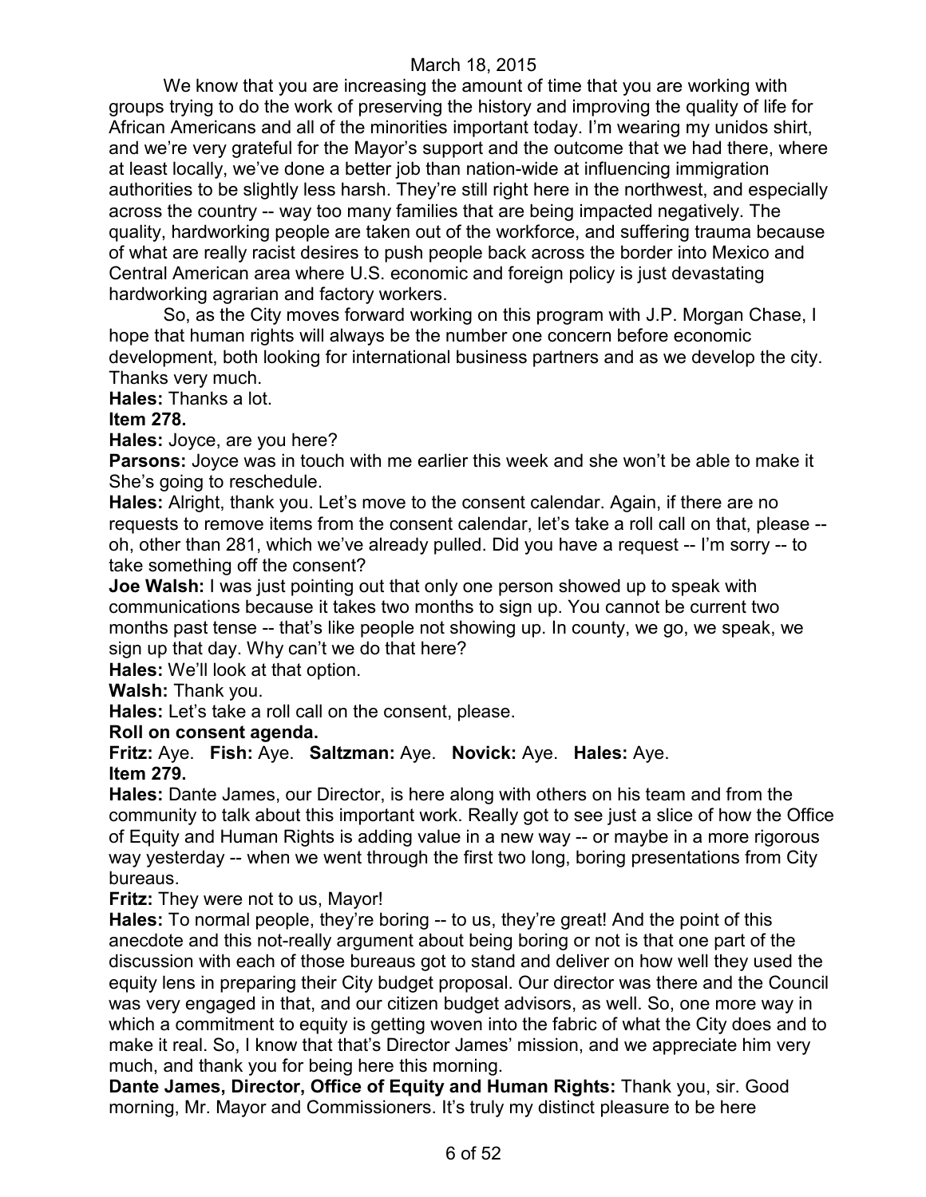We know that you are increasing the amount of time that you are working with groups trying to do the work of preserving the history and improving the quality of life for African Americans and all of the minorities important today. I'm wearing my unidos shirt, and we're very grateful for the Mayor's support and the outcome that we had there, where at least locally, we've done a better job than nation-wide at influencing immigration authorities to be slightly less harsh. They're still right here in the northwest, and especially across the country -- way too many families that are being impacted negatively. The quality, hardworking people are taken out of the workforce, and suffering trauma because of what are really racist desires to push people back across the border into Mexico and Central American area where U.S. economic and foreign policy is just devastating hardworking agrarian and factory workers.

So, as the City moves forward working on this program with J.P. Morgan Chase, I hope that human rights will always be the number one concern before economic development, both looking for international business partners and as we develop the city. Thanks very much.

**Hales:** Thanks a lot.

**Item 278.**

**Hales:** Joyce, are you here?

**Parsons:** Joyce was in touch with me earlier this week and she won't be able to make it She's going to reschedule.

**Hales:** Alright, thank you. Let's move to the consent calendar. Again, if there are no requests to remove items from the consent calendar, let's take a roll call on that, please -- oh, other than 281, which we've already pulled. Did you have a request -- I'm sorry -- to take something off the consent?

**Joe Walsh:** I was just pointing out that only one person showed up to speak with communications because it takes two months to sign up. You cannot be current two months past tense -- that's like people not showing up. In county, we go, we speak, we sign up that day. Why can't we do that here?

**Hales:** We'll look at that option.

**Walsh:** Thank you.

**Hales:** Let's take a roll call on the consent, please.

**Roll on consent agenda.**

**Fritz:** Aye. **Fish:** Aye. **Saltzman:** Aye. **Novick:** Aye. **Hales:** Aye.

**Item 279.**

**Hales:** Dante James, our Director, is here along with others on his team and from the community to talk about this important work. Really got to see just a slice of how the Office of Equity and Human Rights is adding value in a new way -- or maybe in a more rigorous way yesterday -- when we went through the first two long, boring presentations from City bureaus.

**Fritz:** They were not to us, Mayor!

**Hales:** To normal people, they're boring -- to us, they're great! And the point of this anecdote and this not-really argument about being boring or not is that one part of the discussion with each of those bureaus got to stand and deliver on how well they used the equity lens in preparing their City budget proposal. Our director was there and the Council was very engaged in that, and our citizen budget advisors, as well. So, one more way in which a commitment to equity is getting woven into the fabric of what the City does and to make it real. So, I know that that's Director James' mission, and we appreciate him very much, and thank you for being here this morning.

**Dante James, Director, Office of Equity and Human Rights:** Thank you, sir. Good morning, Mr. Mayor and Commissioners. It's truly my distinct pleasure to be here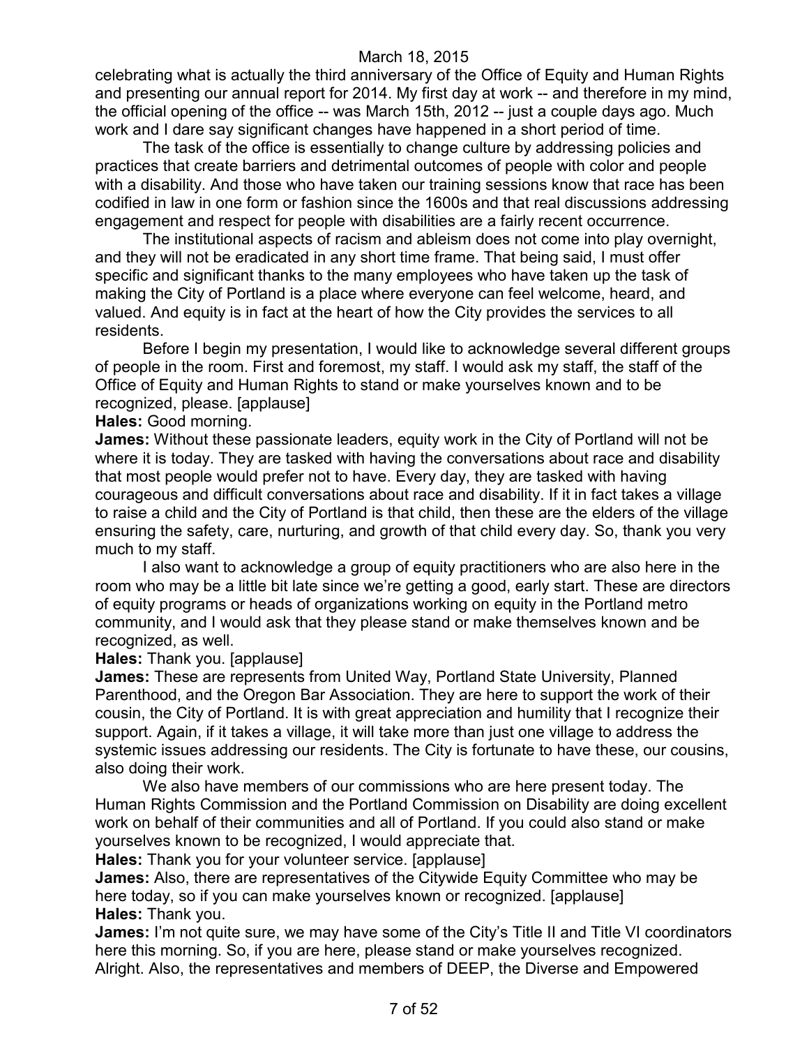celebrating what is actually the third anniversary of the Office of Equity and Human Rights and presenting our annual report for 2014. My first day at work -- and therefore in my mind, the official opening of the office -- was March 15th, 2012 -- just a couple days ago. Much work and I dare say significant changes have happened in a short period of time.

The task of the office is essentially to change culture by addressing policies and practices that create barriers and detrimental outcomes of people with color and people with a disability. And those who have taken our training sessions know that race has been codified in law in one form or fashion since the 1600s and that real discussions addressing engagement and respect for people with disabilities are a fairly recent occurrence.

The institutional aspects of racism and ableism does not come into play overnight, and they will not be eradicated in any short time frame. That being said, I must offer specific and significant thanks to the many employees who have taken up the task of making the City of Portland is a place where everyone can feel welcome, heard, and valued. And equity is in fact at the heart of how the City provides the services to all residents.

Before I begin my presentation, I would like to acknowledge several different groups of people in the room. First and foremost, my staff. I would ask my staff, the staff of the Office of Equity and Human Rights to stand or make yourselves known and to be recognized, please. [applause]

**Hales:** Good morning.

**James:** Without these passionate leaders, equity work in the City of Portland will not be where it is today. They are tasked with having the conversations about race and disability that most people would prefer not to have. Every day, they are tasked with having courageous and difficult conversations about race and disability. If it in fact takes a village to raise a child and the City of Portland is that child, then these are the elders of the village ensuring the safety, care, nurturing, and growth of that child every day. So, thank you very much to my staff.

I also want to acknowledge a group of equity practitioners who are also here in the room who may be a little bit late since we're getting a good, early start. These are directors of equity programs or heads of organizations working on equity in the Portland metro community, and I would ask that they please stand or make themselves known and be recognized, as well.

**Hales:** Thank you. [applause]

**James:** These are represents from United Way, Portland State University, Planned Parenthood, and the Oregon Bar Association. They are here to support the work of their cousin, the City of Portland. It is with great appreciation and humility that I recognize their support. Again, if it takes a village, it will take more than just one village to address the systemic issues addressing our residents. The City is fortunate to have these, our cousins, also doing their work.

We also have members of our commissions who are here present today. The Human Rights Commission and the Portland Commission on Disability are doing excellent work on behalf of their communities and all of Portland. If you could also stand or make yourselves known to be recognized, I would appreciate that.

**Hales:** Thank you for your volunteer service. [applause]

**James:** Also, there are representatives of the Citywide Equity Committee who may be here today, so if you can make yourselves known or recognized. [applause]

**Hales:** Thank you.

**James:** I'm not quite sure, we may have some of the City's Title II and Title VI coordinators here this morning. So, if you are here, please stand or make yourselves recognized. Alright. Also, the representatives and members of DEEP, the Diverse and Empowered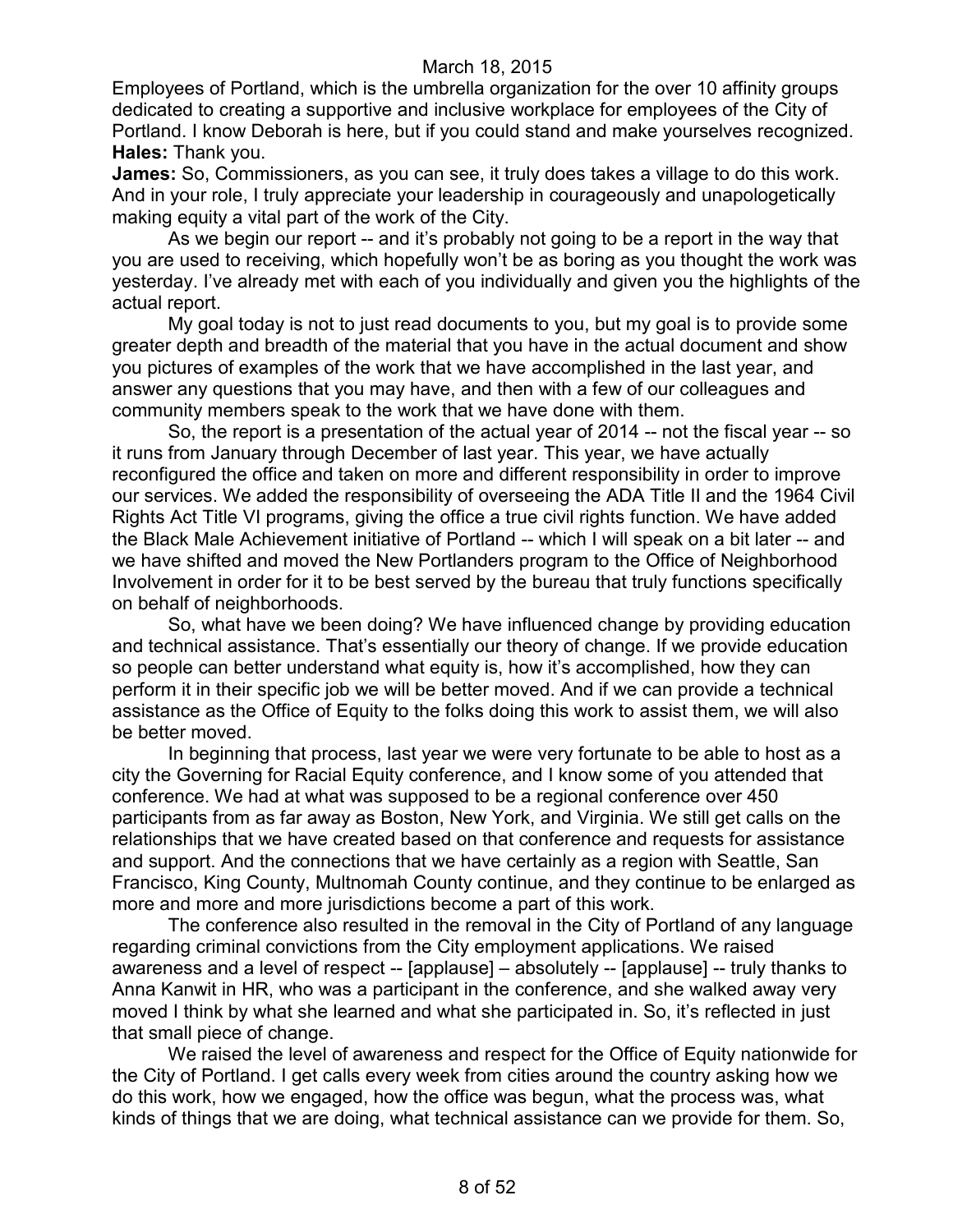Employees of Portland, which is the umbrella organization for the over 10 affinity groups dedicated to creating a supportive and inclusive workplace for employees of the City of Portland. I know Deborah is here, but if you could stand and make yourselves recognized.

**Hales:** Thank you.

**James:** So, Commissioners, as you can see, it truly does takes a village to do this work. And in your role, I truly appreciate your leadership in courageously and unapologetically making equity a vital part of the work of the City.

As we begin our report -- and it's probably not going to be a report in the way that you are used to receiving, which hopefully won't be as boring as you thought the work was yesterday. I've already met with each of you individually and given you the highlights of the actual report.

My goal today is not to just read documents to you, but my goal is to provide some greater depth and breadth of the material that you have in the actual document and show you pictures of examples of the work that we have accomplished in the last year, and answer any questions that you may have, and then with a few of our colleagues and community members speak to the work that we have done with them.

So, the report is a presentation of the actual year of 2014 -- not the fiscal year -- so it runs from January through December of last year. This year, we have actually reconfigured the office and taken on more and different responsibility in order to improve our services. We added the responsibility of overseeing the ADA Title II and the 1964 Civil Rights Act Title VI programs, giving the office a true civil rights function. We have added the Black Male Achievement initiative of Portland -- which I will speak on a bit later -- and we have shifted and moved the New Portlanders program to the Office of Neighborhood Involvement in order for it to be best served by the bureau that truly functions specifically on behalf of neighborhoods.

So, what have we been doing? We have influenced change by providing education and technical assistance. That's essentially our theory of change. If we provide education so people can better understand what equity is, how it's accomplished, how they can perform it in their specific job we will be better moved. And if we can provide a technical assistance as the Office of Equity to the folks doing this work to assist them, we will also be better moved.

In beginning that process, last year we were very fortunate to be able to host as a city the Governing for Racial Equity conference, and I know some of you attended that conference. We had at what was supposed to be a regional conference over 450 participants from as far away as Boston, New York, and Virginia. We still get calls on the relationships that we have created based on that conference and requests for assistance and support. And the connections that we have certainly as a region with Seattle, San Francisco, King County, Multnomah County continue, and they continue to be enlarged as more and more and more jurisdictions become a part of this work.

The conference also resulted in the removal in the City of Portland of any language regarding criminal convictions from the City employment applications. We raised awareness and a level of respect -- [applause] – absolutely -- [applause] -- truly thanks to Anna Kanwit in HR, who was a participant in the conference, and she walked away very moved I think by what she learned and what she participated in. So, it's reflected in just that small piece of change.

We raised the level of awareness and respect for the Office of Equity nationwide for the City of Portland. I get calls every week from cities around the country asking how we do this work, how we engaged, how the office was begun, what the process was, what kinds of things that we are doing, what technical assistance can we provide for them. So,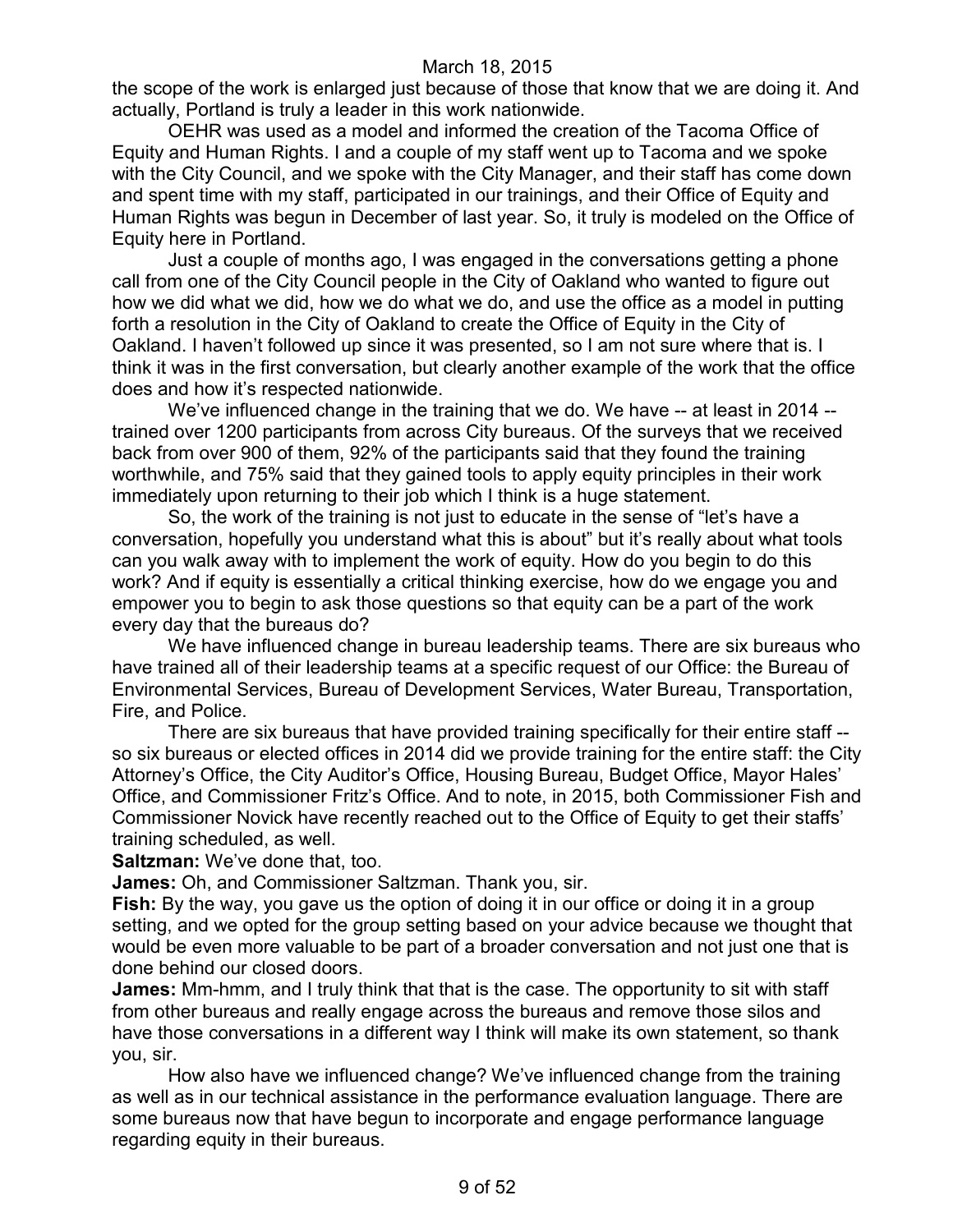the scope of the work is enlarged just because of those that know that we are doing it. And actually, Portland is truly a leader in this work nationwide.

OEHR was used as a model and informed the creation of the Tacoma Office of Equity and Human Rights. I and a couple of my staff went up to Tacoma and we spoke with the City Council, and we spoke with the City Manager, and their staff has come down and spent time with my staff, participated in our trainings, and their Office of Equity and Human Rights was begun in December of last year. So, it truly is modeled on the Office of Equity here in Portland.

Just a couple of months ago, I was engaged in the conversations getting a phone call from one of the City Council people in the City of Oakland who wanted to figure out how we did what we did, how we do what we do, and use the office as a model in putting forth a resolution in the City of Oakland to create the Office of Equity in the City of Oakland. I haven't followed up since it was presented, so I am not sure where that is. I think it was in the first conversation, but clearly another example of the work that the office does and how it's respected nationwide.

We've influenced change in the training that we do. We have -- at least in 2014 -- trained over 1200 participants from across City bureaus. Of the surveys that we received back from over 900 of them, 92% of the participants said that they found the training worthwhile, and 75% said that they gained tools to apply equity principles in their work immediately upon returning to their job which I think is a huge statement.

So, the work of the training is not just to educate in the sense of "let's have a conversation, hopefully you understand what this is about" but it's really about what tools can you walk away with to implement the work of equity. How do you begin to do this work? And if equity is essentially a critical thinking exercise, how do we engage you and empower you to begin to ask those questions so that equity can be a part of the work every day that the bureaus do?

We have influenced change in bureau leadership teams. There are six bureaus who have trained all of their leadership teams at a specific request of our Office: the Bureau of Environmental Services, Bureau of Development Services, Water Bureau, Transportation, Fire, and Police.

There are six bureaus that have provided training specifically for their entire staff -- so six bureaus or elected offices in 2014 did we provide training for the entire staff: the City Attorney's Office, the City Auditor's Office, Housing Bureau, Budget Office, Mayor Hales' Office, and Commissioner Fritz's Office. And to note, in 2015, both Commissioner Fish and Commissioner Novick have recently reached out to the Office of Equity to get their staffs' training scheduled, as well.

**Saltzman:** We've done that, too.

**James:** Oh, and Commissioner Saltzman. Thank you, sir.

**Fish:** By the way, you gave us the option of doing it in our office or doing it in a group setting, and we opted for the group setting based on your advice because we thought that would be even more valuable to be part of a broader conversation and not just one that is done behind our closed doors.

**James:** Mm-hmm, and I truly think that that is the case. The opportunity to sit with staff from other bureaus and really engage across the bureaus and remove those silos and have those conversations in a different way I think will make its own statement, so thank you, sir.

How also have we influenced change? We've influenced change from the training as well as in our technical assistance in the performance evaluation language. There are some bureaus now that have begun to incorporate and engage performance language regarding equity in their bureaus.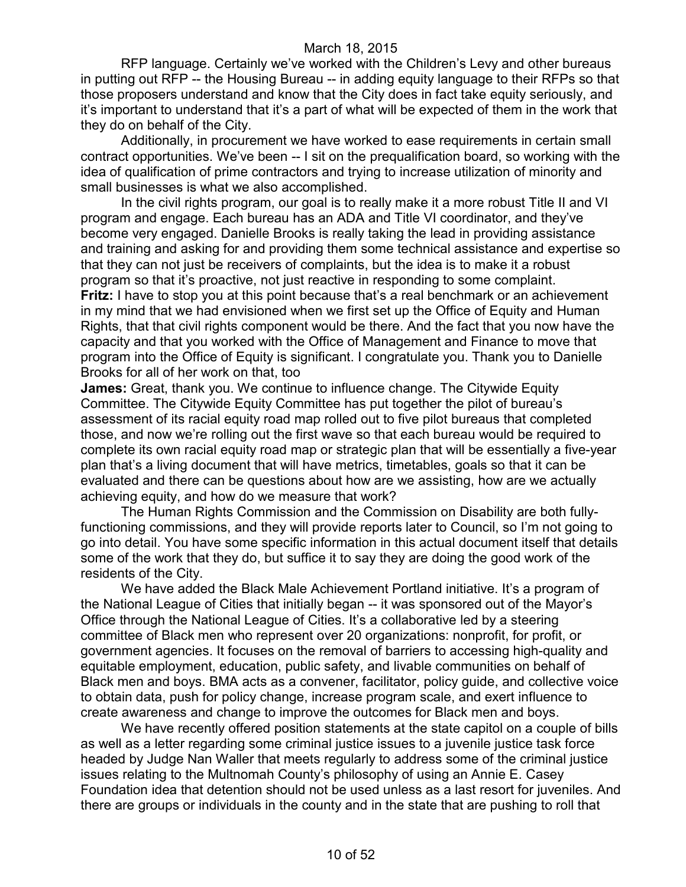RFP language. Certainly we've worked with the Children's Levy and other bureaus in putting out RFP -- the Housing Bureau -- in adding equity language to their RFPs so that those proposers understand and know that the City does in fact take equity seriously, and it's important to understand that it's a part of what will be expected of them in the work that they do on behalf of the City.

Additionally, in procurement we have worked to ease requirements in certain small contract opportunities. We've been -- I sit on the prequalification board, so working with the idea of qualification of prime contractors and trying to increase utilization of minority and small businesses is what we also accomplished.

In the civil rights program, our goal is to really make it a more robust Title II and VI program and engage. Each bureau has an ADA and Title VI coordinator, and they've become very engaged. Danielle Brooks is really taking the lead in providing assistance and training and asking for and providing them some technical assistance and expertise so that they can not just be receivers of complaints, but the idea is to make it a robust program so that it's proactive, not just reactive in responding to some complaint.

**Fritz:** I have to stop you at this point because that's a real benchmark or an achievement in my mind that we had envisioned when we first set up the Office of Equity and Human Rights, that that civil rights component would be there. And the fact that you now have the capacity and that you worked with the Office of Management and Finance to move that program into the Office of Equity is significant. I congratulate you. Thank you to Danielle Brooks for all of her work on that, too

**James:** Great, thank you. We continue to influence change. The Citywide Equity Committee. The Citywide Equity Committee has put together the pilot of bureau's assessment of its racial equity road map rolled out to five pilot bureaus that completed those, and now we're rolling out the first wave so that each bureau would be required to complete its own racial equity road map or strategic plan that will be essentially a five-year plan that's a living document that will have metrics, timetables, goals so that it can be evaluated and there can be questions about how are we assisting, how are we actually achieving equity, and how do we measure that work?

The Human Rights Commission and the Commission on Disability are both fully-functioning commissions, and they will provide reports later to Council, so I'm not going to go into detail. You have some specific information in this actual document itself that details some of the work that they do, but suffice it to say they are doing the good work of the residents of the City.

We have added the Black Male Achievement Portland initiative. It's a program of the National League of Cities that initially began -- it was sponsored out of the Mayor's Office through the National League of Cities. It's a collaborative led by a steering committee of Black men who represent over 20 organizations: nonprofit, for profit, or government agencies. It focuses on the removal of barriers to accessing high-quality and equitable employment, education, public safety, and livable communities on behalf of Black men and boys. BMA acts as a convener, facilitator, policy guide, and collective voice to obtain data, push for policy change, increase program scale, and exert influence to create awareness and change to improve the outcomes for Black men and boys.

We have recently offered position statements at the state capitol on a couple of bills as well as a letter regarding some criminal justice issues to a juvenile justice task force headed by Judge Nan Waller that meets regularly to address some of the criminal justice issues relating to the Multnomah County's philosophy of using an Annie E. Casey Foundation idea that detention should not be used unless as a last resort for juveniles. And there are groups or individuals in the county and in the state that are pushing to roll that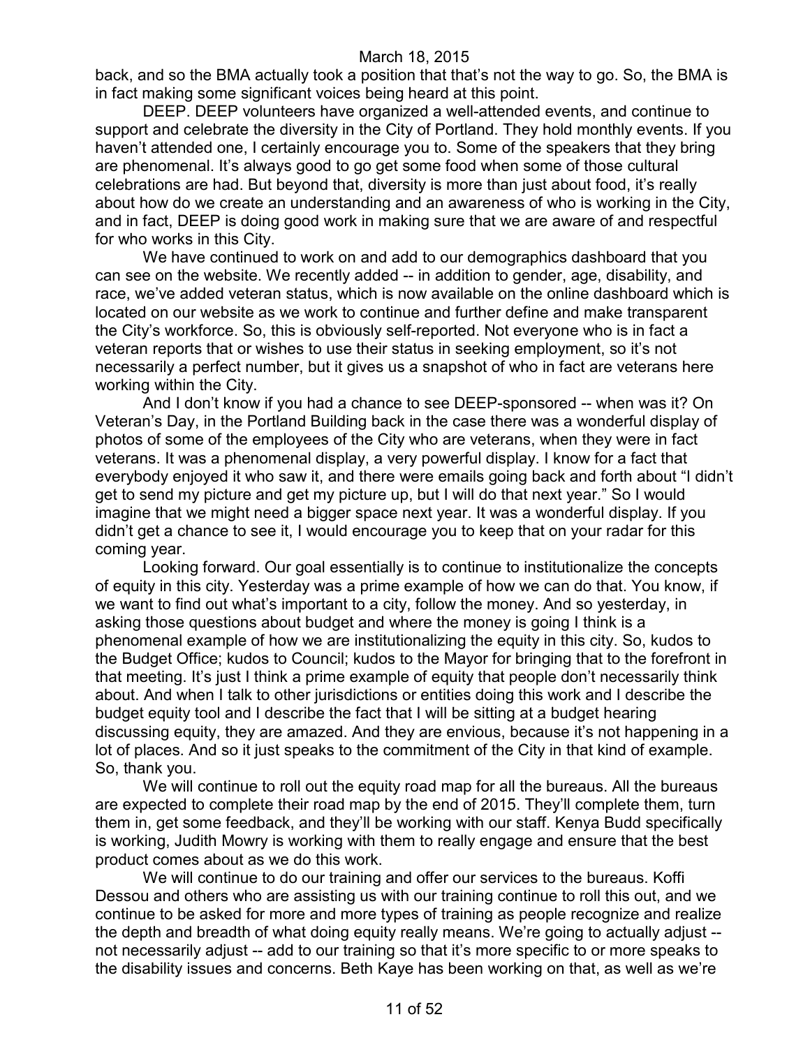back, and so the BMA actually took a position that that's not the way to go. So, the BMA is in fact making some significant voices being heard at this point.

DEEP. DEEP volunteers have organized a well-attended events, and continue to support and celebrate the diversity in the City of Portland. They hold monthly events. If you haven't attended one, I certainly encourage you to. Some of the speakers that they bring are phenomenal. It's always good to go get some food when some of those cultural celebrations are had. But beyond that, diversity is more than just about food, it's really about how do we create an understanding and an awareness of who is working in the City, and in fact, DEEP is doing good work in making sure that we are aware of and respectful for who works in this City.

We have continued to work on and add to our demographics dashboard that you can see on the website. We recently added -- in addition to gender, age, disability, and race, we've added veteran status, which is now available on the online dashboard which is located on our website as we work to continue and further define and make transparent the City's workforce. So, this is obviously self-reported. Not everyone who is in fact a veteran reports that or wishes to use their status in seeking employment, so it's not necessarily a perfect number, but it gives us a snapshot of who in fact are veterans here working within the City.

And I don't know if you had a chance to see DEEP-sponsored -- when was it? On Veteran's Day, in the Portland Building back in the case there was a wonderful display of photos of some of the employees of the City who are veterans, when they were in fact veterans. It was a phenomenal display, a very powerful display. I know for a fact that everybody enjoyed it who saw it, and there were emails going back and forth about "I didn't get to send my picture and get my picture up, but I will do that next year." So I would imagine that we might need a bigger space next year. It was a wonderful display. If you didn't get a chance to see it, I would encourage you to keep that on your radar for this coming year.

Looking forward. Our goal essentially is to continue to institutionalize the concepts of equity in this city. Yesterday was a prime example of how we can do that. You know, if we want to find out what's important to a city, follow the money. And so yesterday, in asking those questions about budget and where the money is going I think is a phenomenal example of how we are institutionalizing the equity in this city. So, kudos to the Budget Office; kudos to Council; kudos to the Mayor for bringing that to the forefront in that meeting. It's just I think a prime example of equity that people don't necessarily think about. And when I talk to other jurisdictions or entities doing this work and I describe the budget equity tool and I describe the fact that I will be sitting at a budget hearing discussing equity, they are amazed. And they are envious, because it's not happening in a lot of places. And so it just speaks to the commitment of the City in that kind of example. So, thank you.

We will continue to roll out the equity road map for all the bureaus. All the bureaus are expected to complete their road map by the end of 2015. They'll complete them, turn them in, get some feedback, and they'll be working with our staff. Kenya Budd specifically is working, Judith Mowry is working with them to really engage and ensure that the best product comes about as we do this work.

We will continue to do our training and offer our services to the bureaus. Koffi Dessou and others who are assisting us with our training continue to roll this out, and we continue to be asked for more and more types of training as people recognize and realize the depth and breadth of what doing equity really means. We're going to actually adjust -- not necessarily adjust -- add to our training so that it's more specific to or more speaks to the disability issues and concerns. Beth Kaye has been working on that, as well as we're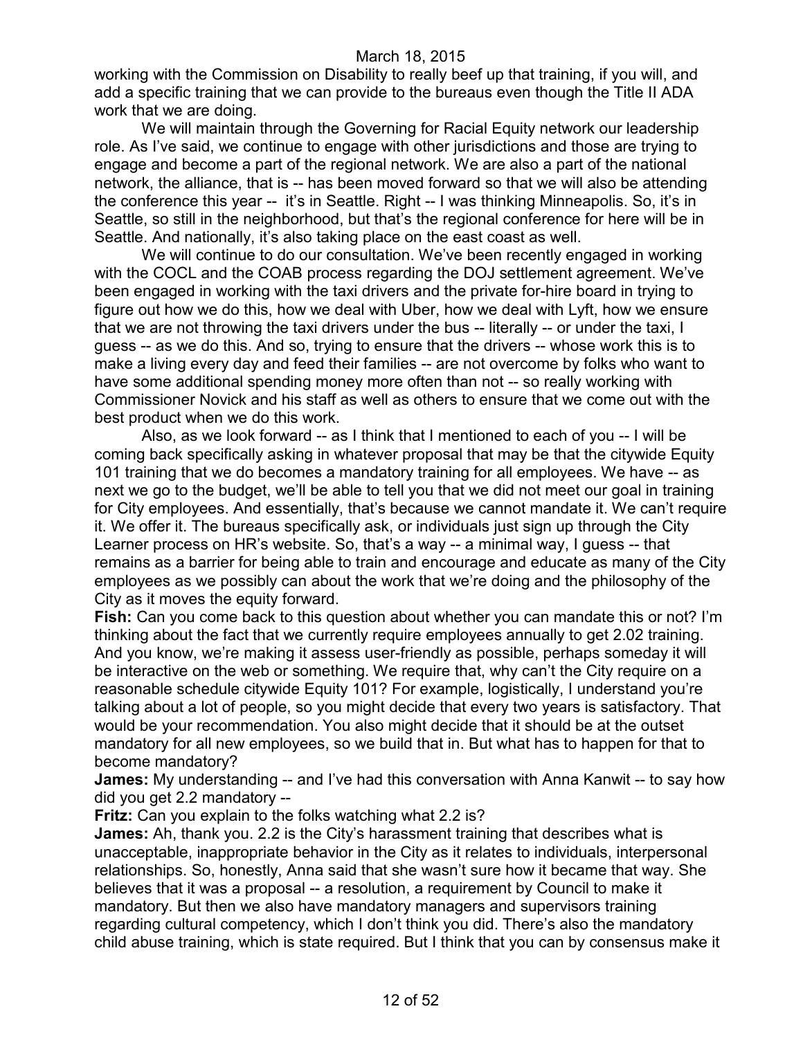working with the Commission on Disability to really beef up that training, if you will, and add a specific training that we can provide to the bureaus even though the Title II ADA work that we are doing.

We will maintain through the Governing for Racial Equity network our leadership role. As I've said, we continue to engage with other jurisdictions and those are trying to engage and become a part of the regional network. We are also a part of the national network, the alliance, that is -- has been moved forward so that we will also be attending the conference this year -- it's in Seattle. Right -- I was thinking Minneapolis. So, it's in Seattle, so still in the neighborhood, but that's the regional conference for here will be in Seattle. And nationally, it's also taking place on the east coast as well.

We will continue to do our consultation. We've been recently engaged in working with the COCL and the COAB process regarding the DOJ settlement agreement. We've been engaged in working with the taxi drivers and the private for-hire board in trying to figure out how we do this, how we deal with Uber, how we deal with Lyft, how we ensure that we are not throwing the taxi drivers under the bus -- literally -- or under the taxi, I guess -- as we do this. And so, trying to ensure that the drivers -- whose work this is to make a living every day and feed their families -- are not overcome by folks who want to have some additional spending money more often than not -- so really working with Commissioner Novick and his staff as well as others to ensure that we come out with the best product when we do this work.

Also, as we look forward -- as I think that I mentioned to each of you -- I will be coming back specifically asking in whatever proposal that may be that the citywide Equity 101 training that we do becomes a mandatory training for all employees. We have -- as next we go to the budget, we'll be able to tell you that we did not meet our goal in training for City employees. And essentially, that's because we cannot mandate it. We can't require it. We offer it. The bureaus specifically ask, or individuals just sign up through the City Learner process on HR's website. So, that's a way -- a minimal way, I guess -- that remains as a barrier for being able to train and encourage and educate as many of the City employees as we possibly can about the work that we're doing and the philosophy of the City as it moves the equity forward.

**Fish:** Can you come back to this question about whether you can mandate this or not? I'm thinking about the fact that we currently require employees annually to get 2.02 training. And you know, we're making it assess user-friendly as possible, perhaps someday it will be interactive on the web or something. We require that, why can't the City require on a reasonable schedule citywide Equity 101? For example, logistically, I understand you're talking about a lot of people, so you might decide that every two years is satisfactory. That would be your recommendation. You also might decide that it should be at the outset mandatory for all new employees, so we build that in. But what has to happen for that to become mandatory?

**James:** My understanding -- and I've had this conversation with Anna Kanwit -- to say how did you get 2.2 mandatory --

**Fritz:** Can you explain to the folks watching what 2.2 is?

**James:** Ah, thank you. 2.2 is the City's harassment training that describes what is unacceptable, inappropriate behavior in the City as it relates to individuals, interpersonal relationships. So, honestly, Anna said that she wasn't sure how it became that way. She believes that it was a proposal -- a resolution, a requirement by Council to make it mandatory. But then we also have mandatory managers and supervisors training regarding cultural competency, which I don't think you did. There's also the mandatory child abuse training, which is state required. But I think that you can by consensus make it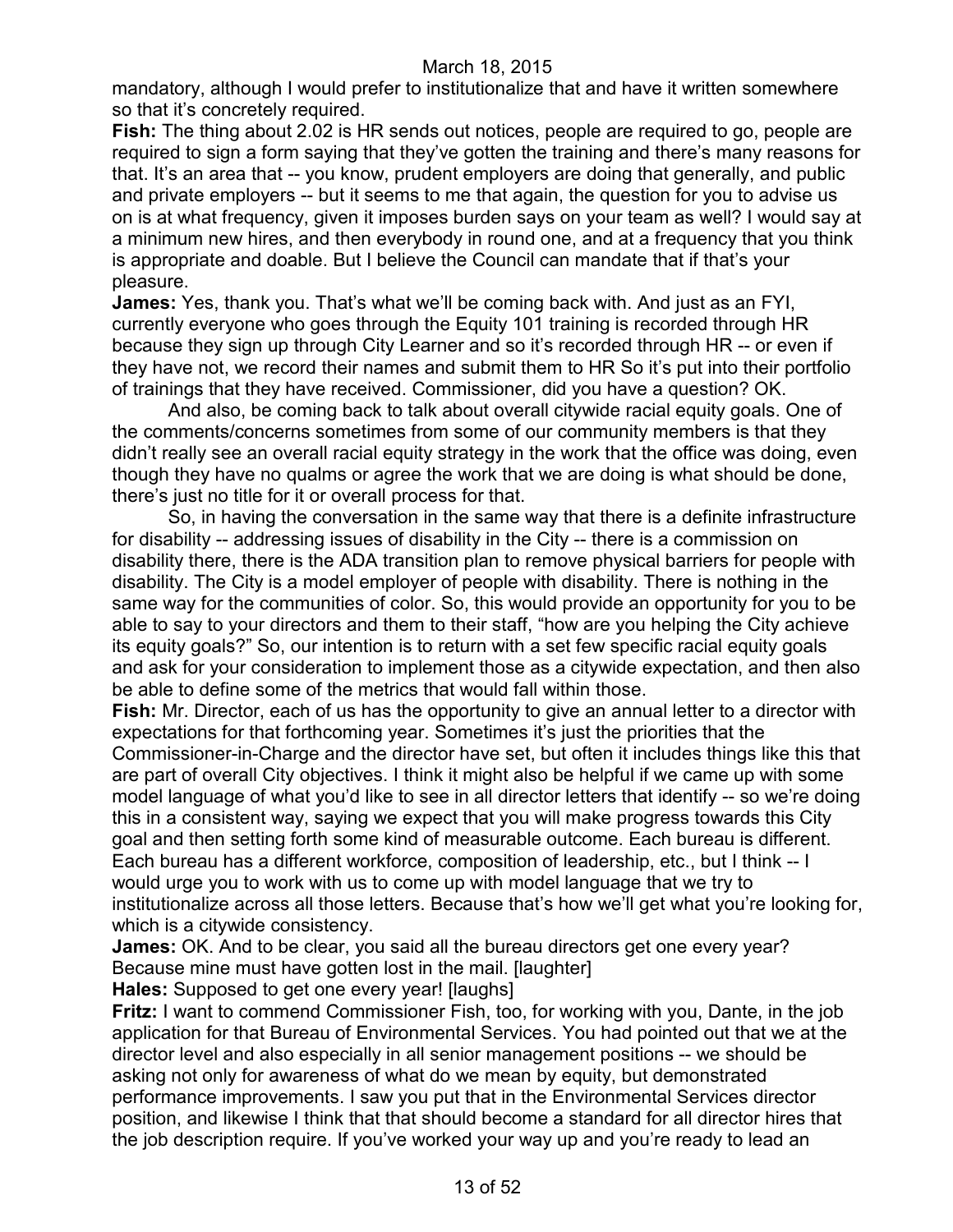mandatory, although I would prefer to institutionalize that and have it written somewhere so that it's concretely required.

**Fish:** The thing about 2.02 is HR sends out notices, people are required to go, people are required to sign a form saying that they've gotten the training and there's many reasons for that. It's an area that -- you know, prudent employers are doing that generally, and public and private employers -- but it seems to me that again, the question for you to advise us on is at what frequency, given it imposes burden says on your team as well? I would say at a minimum new hires, and then everybody in round one, and at a frequency that you think is appropriate and doable. But I believe the Council can mandate that if that's your pleasure.

**James:** Yes, thank you. That's what we'll be coming back with. And just as an FYI, currently everyone who goes through the Equity 101 training is recorded through HR because they sign up through City Learner and so it's recorded through HR -- or even if they have not, we record their names and submit them to HR So it's put into their portfolio of trainings that they have received. Commissioner, did you have a question? OK.

And also, be coming back to talk about overall citywide racial equity goals. One of the comments/concerns sometimes from some of our community members is that they didn't really see an overall racial equity strategy in the work that the office was doing, even though they have no qualms or agree the work that we are doing is what should be done, there's just no title for it or overall process for that.

So, in having the conversation in the same way that there is a definite infrastructure for disability -- addressing issues of disability in the City -- there is a commission on disability there, there is the ADA transition plan to remove physical barriers for people with disability. The City is a model employer of people with disability. There is nothing in the same way for the communities of color. So, this would provide an opportunity for you to be able to say to your directors and them to their staff, "how are you helping the City achieve its equity goals?" So, our intention is to return with a set few specific racial equity goals and ask for your consideration to implement those as a citywide expectation, and then also be able to define some of the metrics that would fall within those.

**Fish:** Mr. Director, each of us has the opportunity to give an annual letter to a director with expectations for that forthcoming year. Sometimes it's just the priorities that the Commissioner-in-Charge and the director have set, but often it includes things like this that are part of overall City objectives. I think it might also be helpful if we came up with some model language of what you'd like to see in all director letters that identify -- so we're doing this in a consistent way, saying we expect that you will make progress towards this City goal and then setting forth some kind of measurable outcome. Each bureau is different. Each bureau has a different workforce, composition of leadership, etc., but I think -- I would urge you to work with us to come up with model language that we try to institutionalize across all those letters. Because that's how we'll get what you're looking for, which is a citywide consistency.

**James:** OK. And to be clear, you said all the bureau directors get one every year? Because mine must have gotten lost in the mail. [laughter]

**Hales:** Supposed to get one every year! [laughs]

**Fritz:** I want to commend Commissioner Fish, too, for working with you, Dante, in the job application for that Bureau of Environmental Services. You had pointed out that we at the director level and also especially in all senior management positions -- we should be asking not only for awareness of what do we mean by equity, but demonstrated performance improvements. I saw you put that in the Environmental Services director position, and likewise I think that that should become a standard for all director hires that the job description require. If you've worked your way up and you're ready to lead an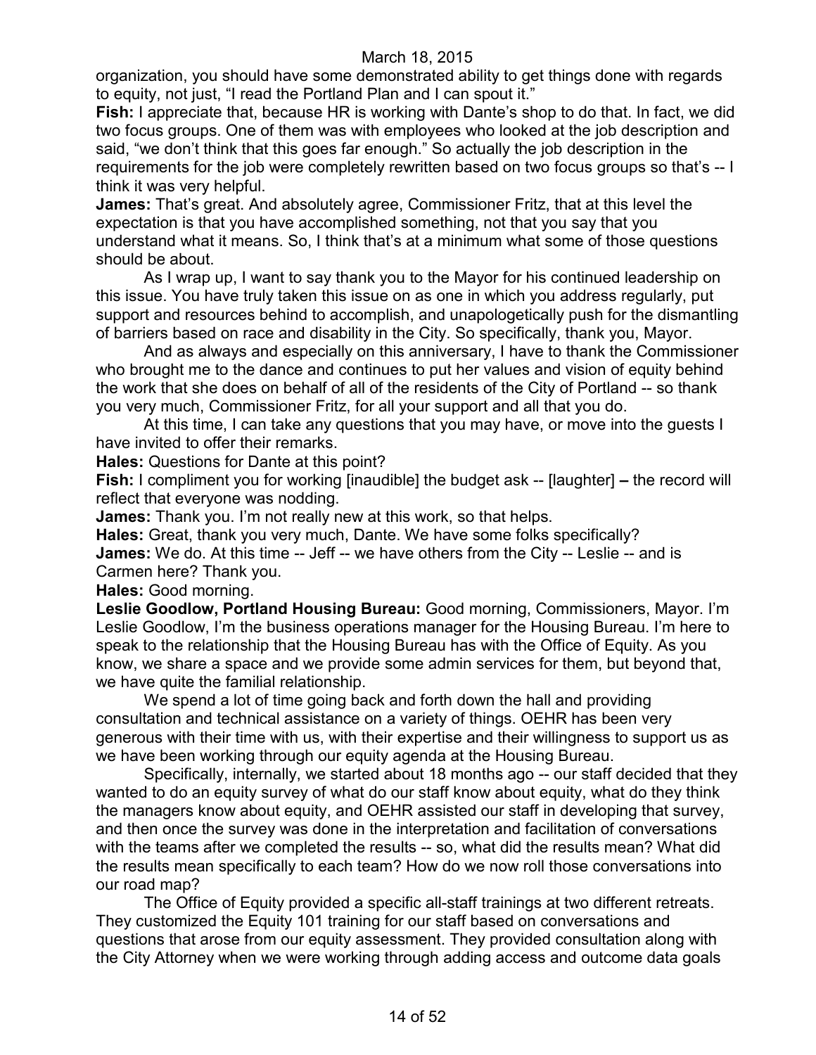organization, you should have some demonstrated ability to get things done with regards to equity, not just, "I read the Portland Plan and I can spout it."

**Fish:** I appreciate that, because HR is working with Dante's shop to do that. In fact, we did two focus groups. One of them was with employees who looked at the job description and said, "we don't think that this goes far enough." So actually the job description in the requirements for the job were completely rewritten based on two focus groups so that's -- I think it was very helpful.

**James:** That's great. And absolutely agree, Commissioner Fritz, that at this level the expectation is that you have accomplished something, not that you say that you understand what it means. So, I think that's at a minimum what some of those questions should be about.

As I wrap up, I want to say thank you to the Mayor for his continued leadership on this issue. You have truly taken this issue on as one in which you address regularly, put support and resources behind to accomplish, and unapologetically push for the dismantling of barriers based on race and disability in the City. So specifically, thank you, Mayor.

And as always and especially on this anniversary, I have to thank the Commissioner who brought me to the dance and continues to put her values and vision of equity behind the work that she does on behalf of all of the residents of the City of Portland -- so thank you very much, Commissioner Fritz, for all your support and all that you do.

At this time, I can take any questions that you may have, or move into the guests I have invited to offer their remarks.

**Hales:** Questions for Dante at this point?

**Fish:** I compliment you for working [inaudible] the budget ask -- [laughter] **–** the record will reflect that everyone was nodding.

**James:** Thank you. I'm not really new at this work, so that helps.

**Hales:** Great, thank you very much, Dante. We have some folks specifically?

**James:** We do. At this time -- Jeff -- we have others from the City -- Leslie -- and is Carmen here? Thank you.

**Hales:** Good morning.

**Leslie Goodlow, Portland Housing Bureau:** Good morning, Commissioners, Mayor. I'm Leslie Goodlow, I'm the business operations manager for the Housing Bureau. I'm here to speak to the relationship that the Housing Bureau has with the Office of Equity. As you know, we share a space and we provide some admin services for them, but beyond that, we have quite the familial relationship.

We spend a lot of time going back and forth down the hall and providing consultation and technical assistance on a variety of things. OEHR has been very generous with their time with us, with their expertise and their willingness to support us as we have been working through our equity agenda at the Housing Bureau.

Specifically, internally, we started about 18 months ago -- our staff decided that they wanted to do an equity survey of what do our staff know about equity, what do they think the managers know about equity, and OEHR assisted our staff in developing that survey, and then once the survey was done in the interpretation and facilitation of conversations with the teams after we completed the results -- so, what did the results mean? What did the results mean specifically to each team? How do we now roll those conversations into our road map?

The Office of Equity provided a specific all-staff trainings at two different retreats. They customized the Equity 101 training for our staff based on conversations and questions that arose from our equity assessment. They provided consultation along with the City Attorney when we were working through adding access and outcome data goals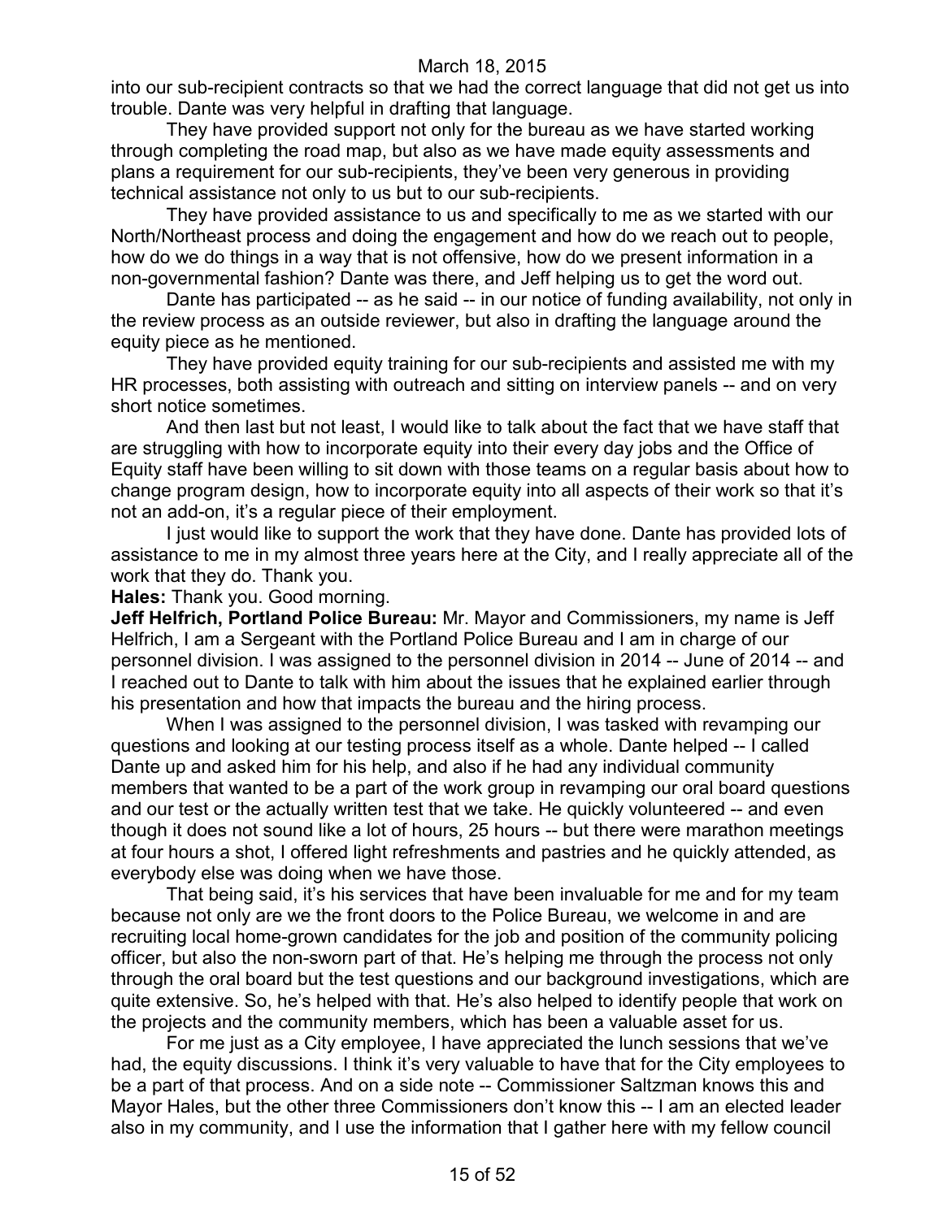into our sub-recipient contracts so that we had the correct language that did not get us into trouble. Dante was very helpful in drafting that language.

They have provided support not only for the bureau as we have started working through completing the road map, but also as we have made equity assessments and plans a requirement for our sub-recipients, they've been very generous in providing technical assistance not only to us but to our sub-recipients.

They have provided assistance to us and specifically to me as we started with our North/Northeast process and doing the engagement and how do we reach out to people, how do we do things in a way that is not offensive, how do we present information in a non-governmental fashion? Dante was there, and Jeff helping us to get the word out.

Dante has participated -- as he said -- in our notice of funding availability, not only in the review process as an outside reviewer, but also in drafting the language around the equity piece as he mentioned.

They have provided equity training for our sub-recipients and assisted me with my HR processes, both assisting with outreach and sitting on interview panels -- and on very short notice sometimes.

And then last but not least, I would like to talk about the fact that we have staff that are struggling with how to incorporate equity into their every day jobs and the Office of Equity staff have been willing to sit down with those teams on a regular basis about how to change program design, how to incorporate equity into all aspects of their work so that it's not an add-on, it's a regular piece of their employment.

I just would like to support the work that they have done. Dante has provided lots of assistance to me in my almost three years here at the City, and I really appreciate all of the work that they do. Thank you.

**Hales:** Thank you. Good morning.

**Jeff Helfrich, Portland Police Bureau:** Mr. Mayor and Commissioners, my name is Jeff Helfrich, I am a Sergeant with the Portland Police Bureau and I am in charge of our personnel division. I was assigned to the personnel division in 2014 -- June of 2014 -- and I reached out to Dante to talk with him about the issues that he explained earlier through his presentation and how that impacts the bureau and the hiring process.

When I was assigned to the personnel division, I was tasked with revamping our questions and looking at our testing process itself as a whole. Dante helped -- I called Dante up and asked him for his help, and also if he had any individual community members that wanted to be a part of the work group in revamping our oral board questions and our test or the actually written test that we take. He quickly volunteered -- and even though it does not sound like a lot of hours, 25 hours -- but there were marathon meetings at four hours a shot, I offered light refreshments and pastries and he quickly attended, as everybody else was doing when we have those.

That being said, it's his services that have been invaluable for me and for my team because not only are we the front doors to the Police Bureau, we welcome in and are recruiting local home-grown candidates for the job and position of the community policing officer, but also the non-sworn part of that. He's helping me through the process not only through the oral board but the test questions and our background investigations, which are quite extensive. So, he's helped with that. He's also helped to identify people that work on the projects and the community members, which has been a valuable asset for us.

For me just as a City employee, I have appreciated the lunch sessions that we've had, the equity discussions. I think it's very valuable to have that for the City employees to be a part of that process. And on a side note -- Commissioner Saltzman knows this and Mayor Hales, but the other three Commissioners don't know this -- I am an elected leader also in my community, and I use the information that I gather here with my fellow council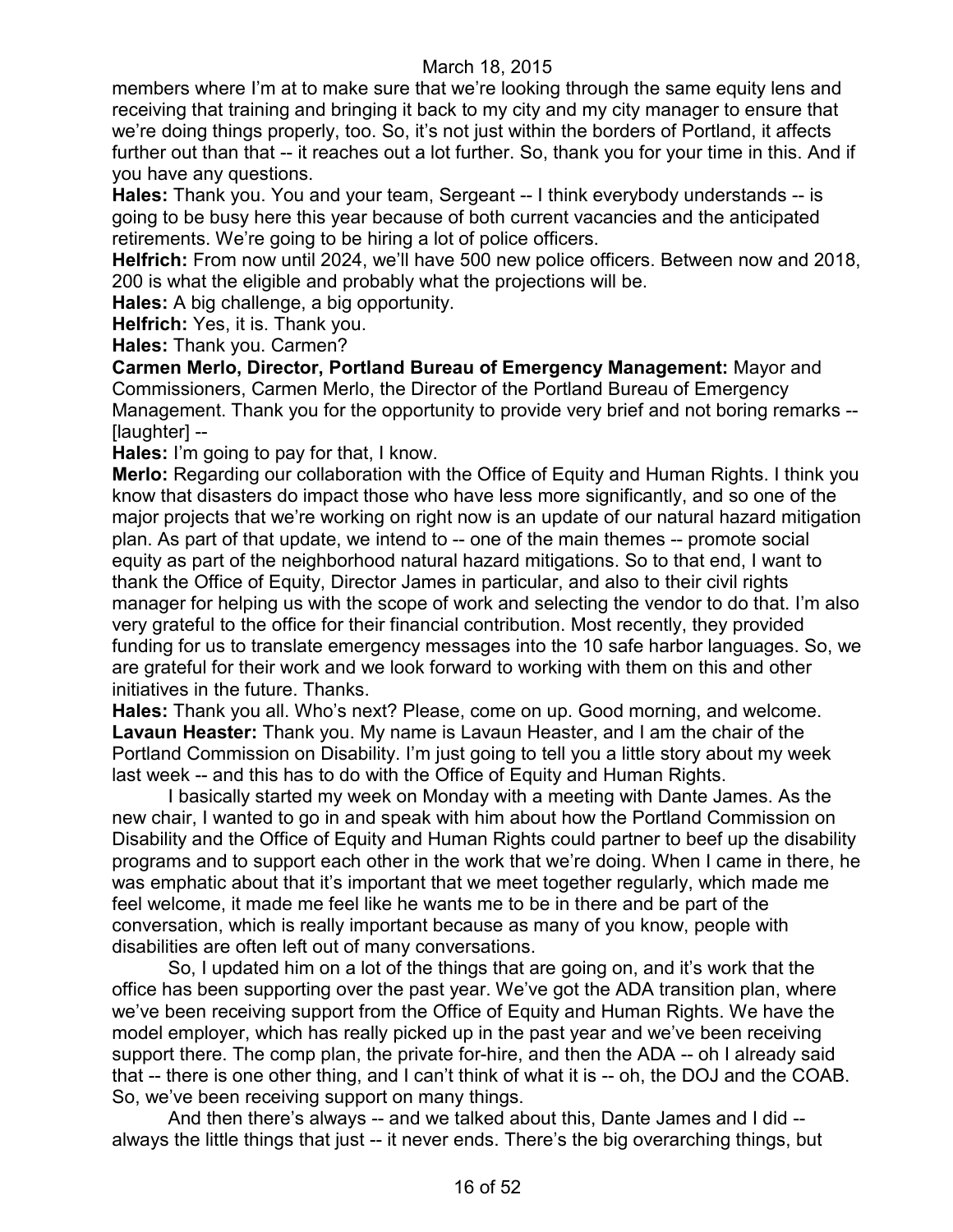members where I'm at to make sure that we're looking through the same equity lens and receiving that training and bringing it back to my city and my city manager to ensure that we're doing things properly, too. So, it's not just within the borders of Portland, it affects further out than that -- it reaches out a lot further. So, thank you for your time in this. And if you have any questions.

**Hales:** Thank you. You and your team, Sergeant -- I think everybody understands -- is going to be busy here this year because of both current vacancies and the anticipated retirements. We're going to be hiring a lot of police officers.

**Helfrich:** From now until 2024, we'll have 500 new police officers. Between now and 2018, 200 is what the eligible and probably what the projections will be.

**Hales:** A big challenge, a big opportunity.

**Helfrich:** Yes, it is. Thank you.

**Hales:** Thank you. Carmen?

**Carmen Merlo, Director, Portland Bureau of Emergency Management:** Mayor and Commissioners, Carmen Merlo, the Director of the Portland Bureau of Emergency Management. Thank you for the opportunity to provide very brief and not boring remarks -- [laughter] --

**Hales:** I'm going to pay for that, I know.

**Merlo:** Regarding our collaboration with the Office of Equity and Human Rights. I think you know that disasters do impact those who have less more significantly, and so one of the major projects that we're working on right now is an update of our natural hazard mitigation plan. As part of that update, we intend to -- one of the main themes -- promote social equity as part of the neighborhood natural hazard mitigations. So to that end, I want to thank the Office of Equity, Director James in particular, and also to their civil rights manager for helping us with the scope of work and selecting the vendor to do that. I'm also very grateful to the office for their financial contribution. Most recently, they provided funding for us to translate emergency messages into the 10 safe harbor languages. So, we are grateful for their work and we look forward to working with them on this and other initiatives in the future. Thanks.

**Hales:** Thank you all. Who's next? Please, come on up. Good morning, and welcome.

**Lavaun Heaster:** Thank you. My name is Lavaun Heaster, and I am the chair of the Portland Commission on Disability. I'm just going to tell you a little story about my week last week -- and this has to do with the Office of Equity and Human Rights.

I basically started my week on Monday with a meeting with Dante James. As the new chair, I wanted to go in and speak with him about how the Portland Commission on Disability and the Office of Equity and Human Rights could partner to beef up the disability programs and to support each other in the work that we're doing. When I came in there, he was emphatic about that it's important that we meet together regularly, which made me feel welcome, it made me feel like he wants me to be in there and be part of the conversation, which is really important because as many of you know, people with disabilities are often left out of many conversations.

So, I updated him on a lot of the things that are going on, and it's work that the office has been supporting over the past year. We've got the ADA transition plan, where we've been receiving support from the Office of Equity and Human Rights. We have the model employer, which has really picked up in the past year and we've been receiving support there. The comp plan, the private for-hire, and then the ADA -- oh I already said that -- there is one other thing, and I can't think of what it is -- oh, the DOJ and the COAB. So, we've been receiving support on many things.

And then there's always -- and we talked about this, Dante James and I did -- always the little things that just -- it never ends. There's the big overarching things, but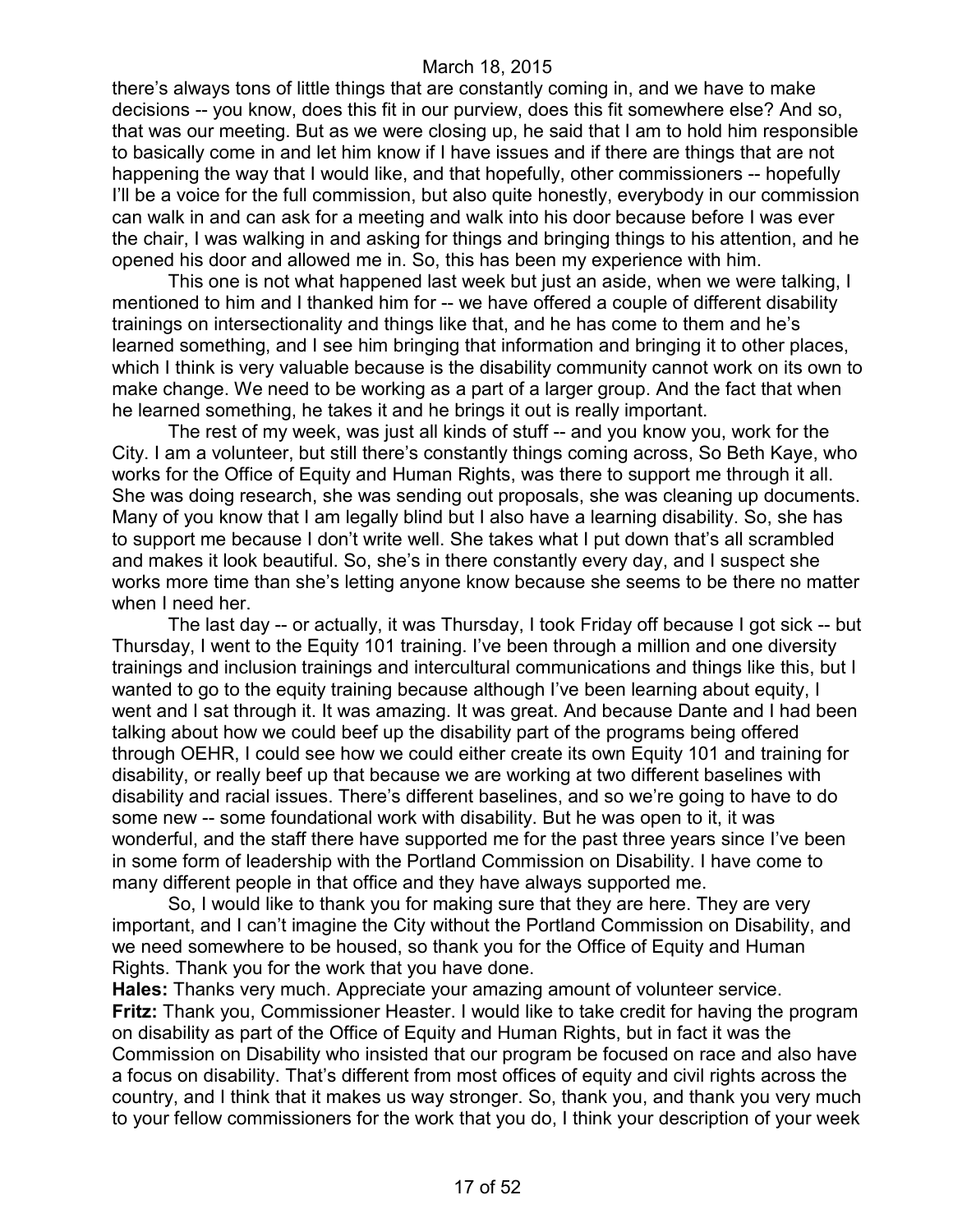there's always tons of little things that are constantly coming in, and we have to make decisions -- you know, does this fit in our purview, does this fit somewhere else? And so, that was our meeting. But as we were closing up, he said that I am to hold him responsible to basically come in and let him know if I have issues and if there are things that are not happening the way that I would like, and that hopefully, other commissioners -- hopefully I'll be a voice for the full commission, but also quite honestly, everybody in our commission can walk in and can ask for a meeting and walk into his door because before I was ever the chair, I was walking in and asking for things and bringing things to his attention, and he opened his door and allowed me in. So, this has been my experience with him.

This one is not what happened last week but just an aside, when we were talking, I mentioned to him and I thanked him for -- we have offered a couple of different disability trainings on intersectionality and things like that, and he has come to them and he's learned something, and I see him bringing that information and bringing it to other places, which I think is very valuable because is the disability community cannot work on its own to make change. We need to be working as a part of a larger group. And the fact that when he learned something, he takes it and he brings it out is really important.

The rest of my week, was just all kinds of stuff -- and you know you, work for the City. I am a volunteer, but still there's constantly things coming across, So Beth Kaye, who works for the Office of Equity and Human Rights, was there to support me through it all. She was doing research, she was sending out proposals, she was cleaning up documents. Many of you know that I am legally blind but I also have a learning disability. So, she has to support me because I don't write well. She takes what I put down that's all scrambled and makes it look beautiful. So, she's in there constantly every day, and I suspect she works more time than she's letting anyone know because she seems to be there no matter when I need her.

The last day -- or actually, it was Thursday, I took Friday off because I got sick -- but Thursday, I went to the Equity 101 training. I've been through a million and one diversity trainings and inclusion trainings and intercultural communications and things like this, but I wanted to go to the equity training because although I've been learning about equity, I went and I sat through it. It was amazing. It was great. And because Dante and I had been talking about how we could beef up the disability part of the programs being offered through OEHR, I could see how we could either create its own Equity 101 and training for disability, or really beef up that because we are working at two different baselines with disability and racial issues. There's different baselines, and so we're going to have to do some new -- some foundational work with disability. But he was open to it, it was wonderful, and the staff there have supported me for the past three years since I've been in some form of leadership with the Portland Commission on Disability. I have come to many different people in that office and they have always supported me.

So, I would like to thank you for making sure that they are here. They are very important, and I can't imagine the City without the Portland Commission on Disability, and we need somewhere to be housed, so thank you for the Office of Equity and Human Rights. Thank you for the work that you have done.

**Hales:** Thanks very much. Appreciate your amazing amount of volunteer service.

**Fritz:** Thank you, Commissioner Heaster. I would like to take credit for having the program on disability as part of the Office of Equity and Human Rights, but in fact it was the Commission on Disability who insisted that our program be focused on race and also have a focus on disability. That's different from most offices of equity and civil rights across the country, and I think that it makes us way stronger. So, thank you, and thank you very much to your fellow commissioners for the work that you do, I think your description of your week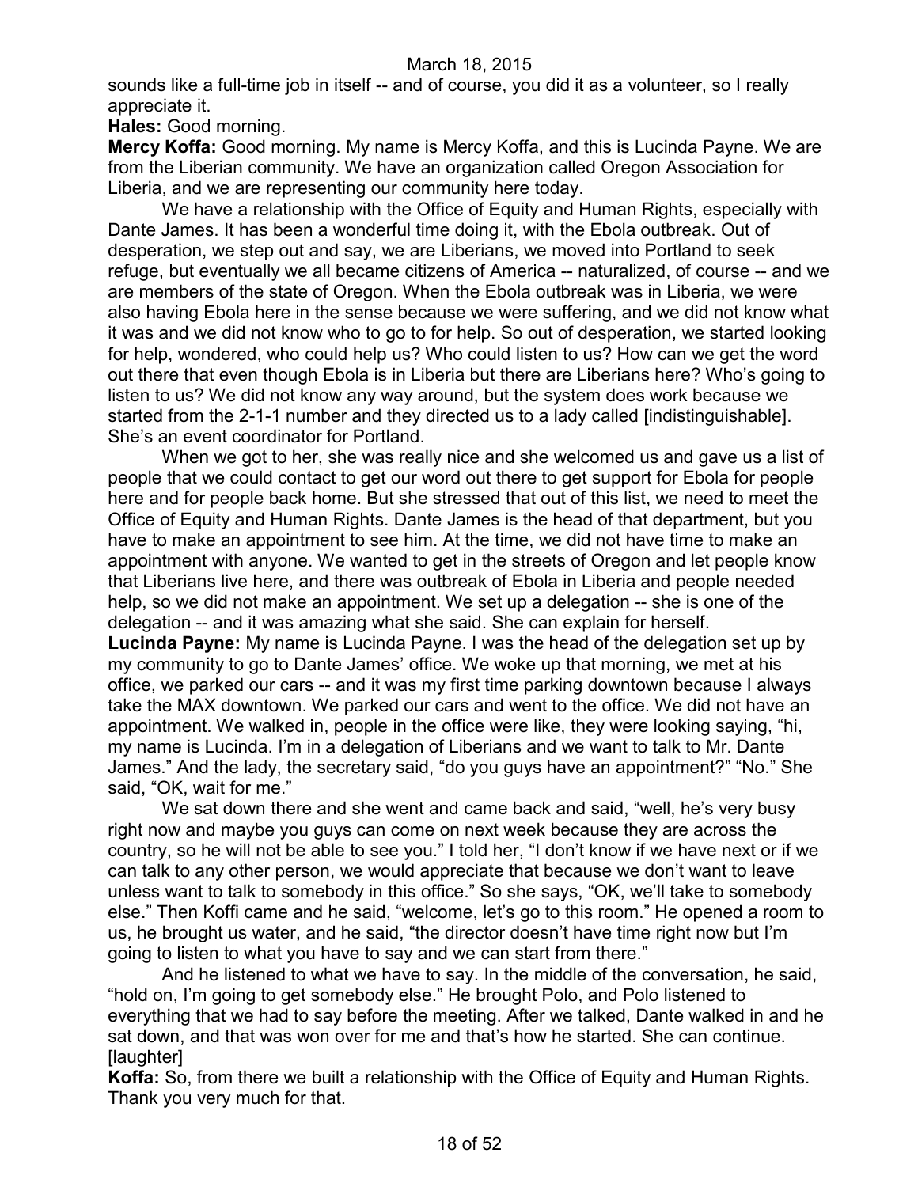sounds like a full-time job in itself -- and of course, you did it as a volunteer, so I really appreciate it.

**Hales:** Good morning.

**Mercy Koffa:** Good morning. My name is Mercy Koffa, and this is Lucinda Payne. We are from the Liberian community. We have an organization called Oregon Association for Liberia, and we are representing our community here today.

We have a relationship with the Office of Equity and Human Rights, especially with Dante James. It has been a wonderful time doing it, with the Ebola outbreak. Out of desperation, we step out and say, we are Liberians, we moved into Portland to seek refuge, but eventually we all became citizens of America -- naturalized, of course -- and we are members of the state of Oregon. When the Ebola outbreak was in Liberia, we were also having Ebola here in the sense because we were suffering, and we did not know what it was and we did not know who to go to for help. So out of desperation, we started looking for help, wondered, who could help us? Who could listen to us? How can we get the word out there that even though Ebola is in Liberia but there are Liberians here? Who's going to listen to us? We did not know any way around, but the system does work because we started from the 2-1-1 number and they directed us to a lady called [indistinguishable]. She's an event coordinator for Portland.

When we got to her, she was really nice and she welcomed us and gave us a list of people that we could contact to get our word out there to get support for Ebola for people here and for people back home. But she stressed that out of this list, we need to meet the Office of Equity and Human Rights. Dante James is the head of that department, but you have to make an appointment to see him. At the time, we did not have time to make an appointment with anyone. We wanted to get in the streets of Oregon and let people know that Liberians live here, and there was outbreak of Ebola in Liberia and people needed help, so we did not make an appointment. We set up a delegation -- she is one of the delegation -- and it was amazing what she said. She can explain for herself.

**Lucinda Payne:** My name is Lucinda Payne. I was the head of the delegation set up by my community to go to Dante James' office. We woke up that morning, we met at his office, we parked our cars -- and it was my first time parking downtown because I always take the MAX downtown. We parked our cars and went to the office. We did not have an appointment. We walked in, people in the office were like, they were looking saying, "hi, my name is Lucinda. I'm in a delegation of Liberians and we want to talk to Mr. Dante James." And the lady, the secretary said, "do you guys have an appointment?" "No." She said, "OK, wait for me."

We sat down there and she went and came back and said, "well, he's very busy right now and maybe you guys can come on next week because they are across the country, so he will not be able to see you." I told her, "I don't know if we have next or if we can talk to any other person, we would appreciate that because we don't want to leave unless want to talk to somebody in this office." So she says, "OK, we'll take to somebody else." Then Koffi came and he said, "welcome, let's go to this room." He opened a room to us, he brought us water, and he said, "the director doesn't have time right now but I'm going to listen to what you have to say and we can start from there."

And he listened to what we have to say. In the middle of the conversation, he said, "hold on, I'm going to get somebody else." He brought Polo, and Polo listened to everything that we had to say before the meeting. After we talked, Dante walked in and he sat down, and that was won over for me and that's how he started. She can continue. [laughter]

**Koffa:** So, from there we built a relationship with the Office of Equity and Human Rights. Thank you very much for that.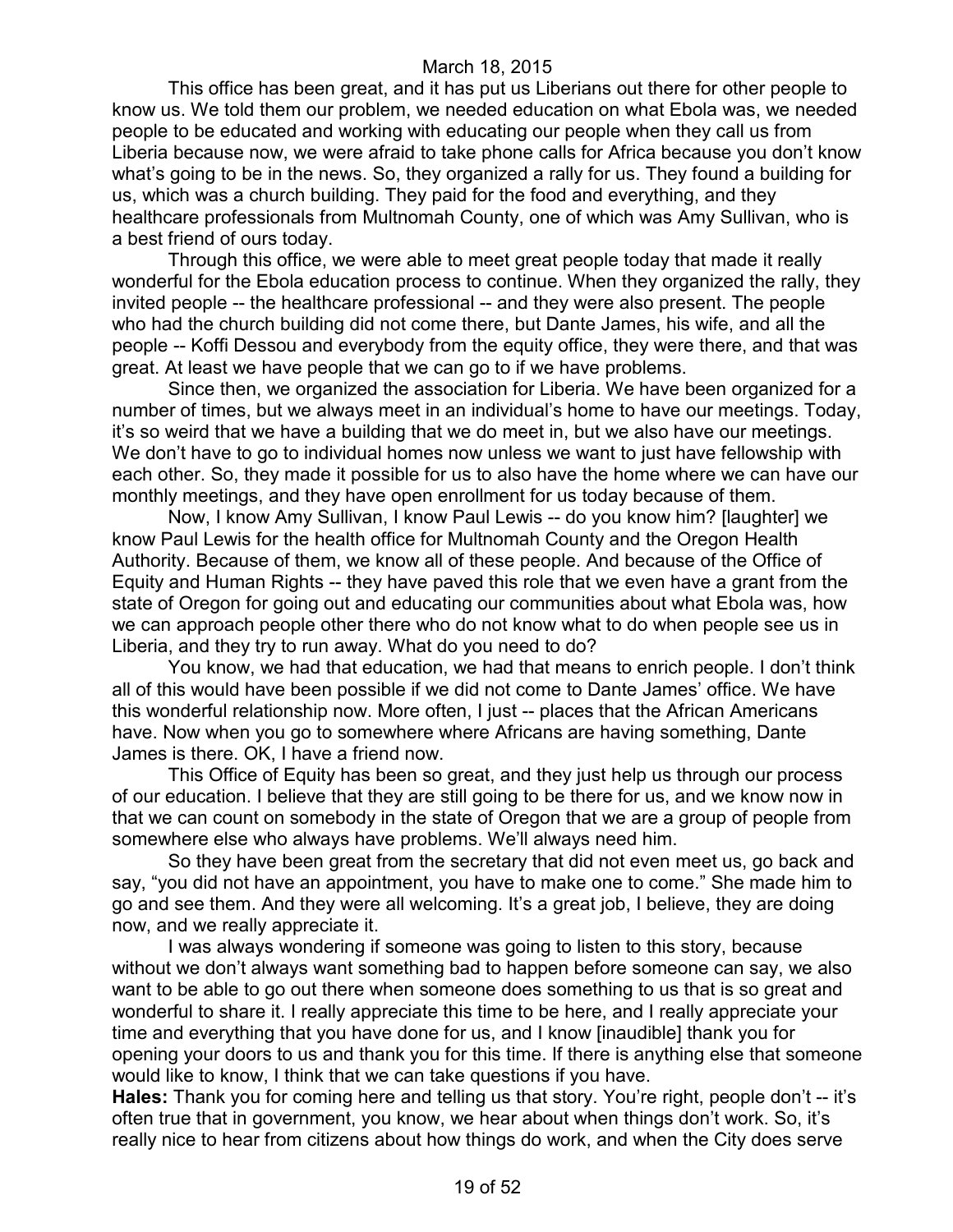This office has been great, and it has put us Liberians out there for other people to know us. We told them our problem, we needed education on what Ebola was, we needed people to be educated and working with educating our people when they call us from Liberia because now, we were afraid to take phone calls for Africa because you don't know what's going to be in the news. So, they organized a rally for us. They found a building for us, which was a church building. They paid for the food and everything, and they healthcare professionals from Multnomah County, one of which was Amy Sullivan, who is a best friend of ours today.

Through this office, we were able to meet great people today that made it really wonderful for the Ebola education process to continue. When they organized the rally, they invited people -- the healthcare professional -- and they were also present. The people who had the church building did not come there, but Dante James, his wife, and all the people -- Koffi Dessou and everybody from the equity office, they were there, and that was great. At least we have people that we can go to if we have problems.

Since then, we organized the association for Liberia. We have been organized for a number of times, but we always meet in an individual's home to have our meetings. Today, it's so weird that we have a building that we do meet in, but we also have our meetings. We don't have to go to individual homes now unless we want to just have fellowship with each other. So, they made it possible for us to also have the home where we can have our monthly meetings, and they have open enrollment for us today because of them.

Now, I know Amy Sullivan, I know Paul Lewis -- do you know him? [laughter] we know Paul Lewis for the health office for Multnomah County and the Oregon Health Authority. Because of them, we know all of these people. And because of the Office of Equity and Human Rights -- they have paved this role that we even have a grant from the state of Oregon for going out and educating our communities about what Ebola was, how we can approach people other there who do not know what to do when people see us in Liberia, and they try to run away. What do you need to do?

You know, we had that education, we had that means to enrich people. I don't think all of this would have been possible if we did not come to Dante James' office. We have this wonderful relationship now. More often, I just -- places that the African Americans have. Now when you go to somewhere where Africans are having something, Dante James is there. OK, I have a friend now.

This Office of Equity has been so great, and they just help us through our process of our education. I believe that they are still going to be there for us, and we know now in that we can count on somebody in the state of Oregon that we are a group of people from somewhere else who always have problems. We'll always need him.

So they have been great from the secretary that did not even meet us, go back and say, "you did not have an appointment, you have to make one to come." She made him to go and see them. And they were all welcoming. It's a great job, I believe, they are doing now, and we really appreciate it.

I was always wondering if someone was going to listen to this story, because without we don't always want something bad to happen before someone can say, we also want to be able to go out there when someone does something to us that is so great and wonderful to share it. I really appreciate this time to be here, and I really appreciate your time and everything that you have done for us, and I know [inaudible] thank you for opening your doors to us and thank you for this time. If there is anything else that someone would like to know, I think that we can take questions if you have.

**Hales:** Thank you for coming here and telling us that story. You're right, people don't -- it's often true that in government, you know, we hear about when things don't work. So, it's really nice to hear from citizens about how things do work, and when the City does serve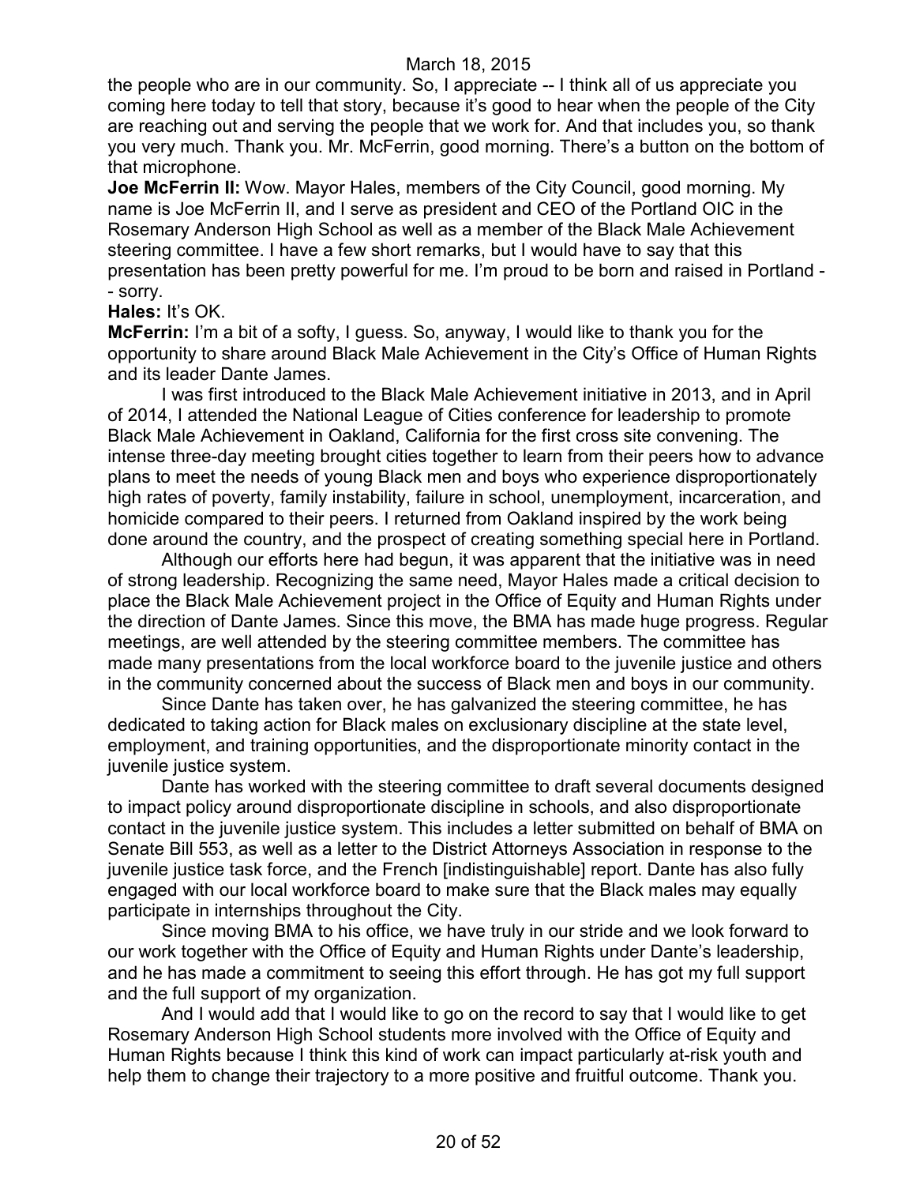the people who are in our community. So, I appreciate -- I think all of us appreciate you coming here today to tell that story, because it's good to hear when the people of the City are reaching out and serving the people that we work for. And that includes you, so thank you very much. Thank you. Mr. McFerrin, good morning. There's a button on the bottom of that microphone.

**Joe McFerrin II:** Wow. Mayor Hales, members of the City Council, good morning. My name is Joe McFerrin II, and I serve as president and CEO of the Portland OIC in the Rosemary Anderson High School as well as a member of the Black Male Achievement steering committee. I have a few short remarks, but I would have to say that this presentation has been pretty powerful for me. I'm proud to be born and raised in Portland -- sorry.

**Hales:** It's OK.

**McFerrin:** I'm a bit of a softy, I guess. So, anyway, I would like to thank you for the opportunity to share around Black Male Achievement in the City's Office of Human Rights and its leader Dante James.

I was first introduced to the Black Male Achievement initiative in 2013, and in April of 2014, I attended the National League of Cities conference for leadership to promote Black Male Achievement in Oakland, California for the first cross site convening. The intense three-day meeting brought cities together to learn from their peers how to advance plans to meet the needs of young Black men and boys who experience disproportionately high rates of poverty, family instability, failure in school, unemployment, incarceration, and homicide compared to their peers. I returned from Oakland inspired by the work being done around the country, and the prospect of creating something special here in Portland.

Although our efforts here had begun, it was apparent that the initiative was in need of strong leadership. Recognizing the same need, Mayor Hales made a critical decision to place the Black Male Achievement project in the Office of Equity and Human Rights under the direction of Dante James. Since this move, the BMA has made huge progress. Regular meetings, are well attended by the steering committee members. The committee has made many presentations from the local workforce board to the juvenile justice and others in the community concerned about the success of Black men and boys in our community.

Since Dante has taken over, he has galvanized the steering committee, he has dedicated to taking action for Black males on exclusionary discipline at the state level, employment, and training opportunities, and the disproportionate minority contact in the juvenile justice system.

Dante has worked with the steering committee to draft several documents designed to impact policy around disproportionate discipline in schools, and also disproportionate contact in the juvenile justice system. This includes a letter submitted on behalf of BMA on Senate Bill 553, as well as a letter to the District Attorneys Association in response to the juvenile justice task force, and the French [indistinguishable] report. Dante has also fully engaged with our local workforce board to make sure that the Black males may equally participate in internships throughout the City.

Since moving BMA to his office, we have truly in our stride and we look forward to our work together with the Office of Equity and Human Rights under Dante's leadership, and he has made a commitment to seeing this effort through. He has got my full support and the full support of my organization.

And I would add that I would like to go on the record to say that I would like to get Rosemary Anderson High School students more involved with the Office of Equity and Human Rights because I think this kind of work can impact particularly at-risk youth and help them to change their trajectory to a more positive and fruitful outcome. Thank you.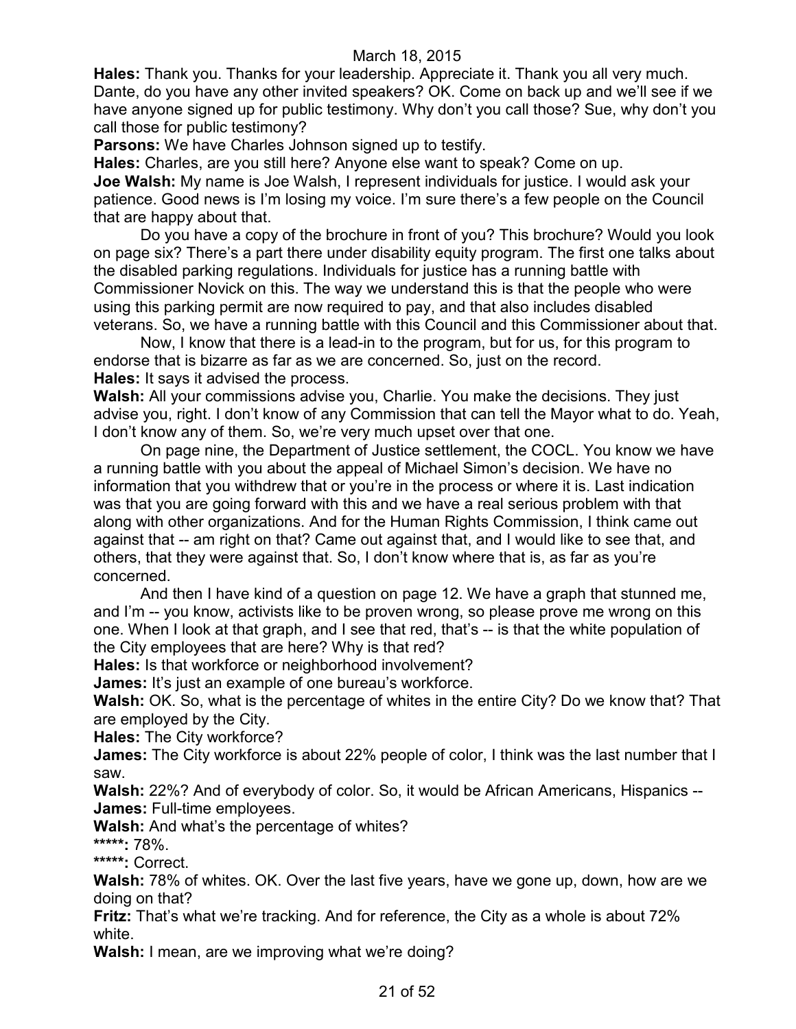**Hales:** Thank you. Thanks for your leadership. Appreciate it. Thank you all very much. Dante, do you have any other invited speakers? OK. Come on back up and we'll see if we have anyone signed up for public testimony. Why don't you call those? Sue, why don't you call those for public testimony?

**Parsons:** We have Charles Johnson signed up to testify.

**Hales:** Charles, are you still here? Anyone else want to speak? Come on up.

**Joe Walsh:** My name is Joe Walsh, I represent individuals for justice. I would ask your patience. Good news is I'm losing my voice. I'm sure there's a few people on the Council that are happy about that.

Do you have a copy of the brochure in front of you? This brochure? Would you look on page six? There's a part there under disability equity program. The first one talks about the disabled parking regulations. Individuals for justice has a running battle with Commissioner Novick on this. The way we understand this is that the people who were using this parking permit are now required to pay, and that also includes disabled veterans. So, we have a running battle with this Council and this Commissioner about that.

Now, I know that there is a lead-in to the program, but for us, for this program to endorse that is bizarre as far as we are concerned. So, just on the record.

**Hales:** It says it advised the process.

**Walsh:** All your commissions advise you, Charlie. You make the decisions. They just advise you, right. I don't know of any Commission that can tell the Mayor what to do. Yeah, I don't know any of them. So, we're very much upset over that one.

On page nine, the Department of Justice settlement, the COCL. You know we have a running battle with you about the appeal of Michael Simon's decision. We have no information that you withdrew that or you're in the process or where it is. Last indication was that you are going forward with this and we have a real serious problem with that along with other organizations. And for the Human Rights Commission, I think came out against that -- am right on that? Came out against that, and I would like to see that, and others, that they were against that. So, I don't know where that is, as far as you're concerned.

And then I have kind of a question on page 12. We have a graph that stunned me, and I'm -- you know, activists like to be proven wrong, so please prove me wrong on this one. When I look at that graph, and I see that red, that's -- is that the white population of the City employees that are here? Why is that red?

**Hales:** Is that workforce or neighborhood involvement?

**James:** It's just an example of one bureau's workforce.

**Walsh:** OK. So, what is the percentage of whites in the entire City? Do we know that? That are employed by the City.

**Hales:** The City workforce?

**James:** The City workforce is about 22% people of color, I think was the last number that I saw.

**Walsh:** 22%? And of everybody of color. So, it would be African Americans, Hispanics --

**James:** Full-time employees.

**Walsh:** And what's the percentage of whites?

**\*\*\*\*\*:** 78%.

**\*\*\*\*\*:** Correct.

**Walsh:** 78% of whites. OK. Over the last five years, have we gone up, down, how are we doing on that?

**Fritz:** That's what we're tracking. And for reference, the City as a whole is about 72% white.

**Walsh:** I mean, are we improving what we're doing?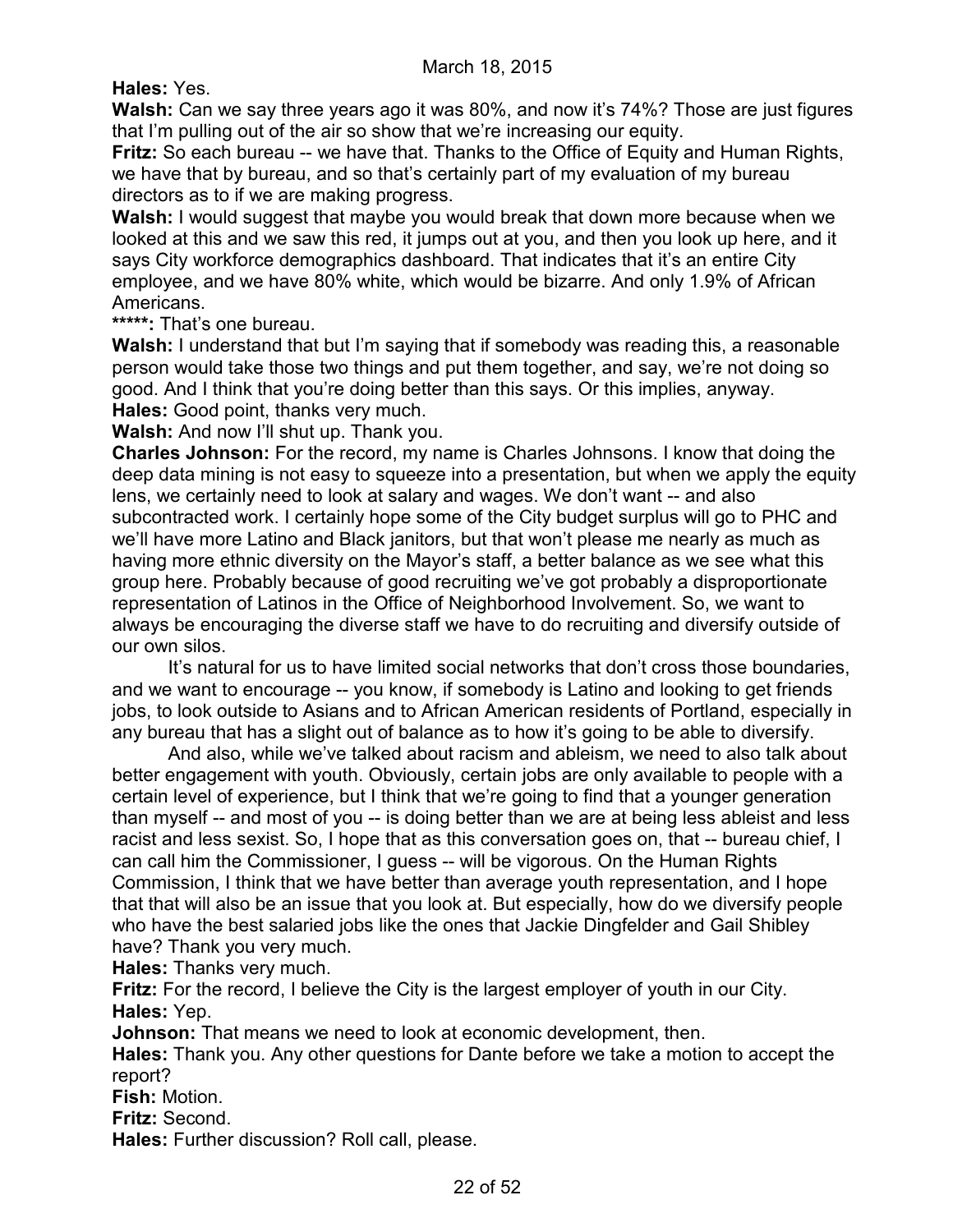**Hales:** Yes.

**Walsh:** Can we say three years ago it was 80%, and now it's 74%? Those are just figures that I'm pulling out of the air so show that we're increasing our equity.

**Fritz:** So each bureau -- we have that. Thanks to the Office of Equity and Human Rights, we have that by bureau, and so that's certainly part of my evaluation of my bureau directors as to if we are making progress.

**Walsh:** I would suggest that maybe you would break that down more because when we looked at this and we saw this red, it jumps out at you, and then you look up here, and it says City workforce demographics dashboard. That indicates that it's an entire City employee, and we have 80% white, which would be bizarre. And only 1.9% of African Americans.

*****: That's one bureau.

**Walsh:** I understand that but I'm saying that if somebody was reading this, a reasonable person would take those two things and put them together, and say, we're not doing so good. And I think that you're doing better than this says. Or this implies, anyway.

**Hales:** Good point, thanks very much.

**Walsh:** And now I'll shut up. Thank you.

**Charles Johnson:** For the record, my name is Charles Johnsons. I know that doing the deep data mining is not easy to squeeze into a presentation, but when we apply the equity lens, we certainly need to look at salary and wages. We don't want -- and also subcontracted work. I certainly hope some of the City budget surplus will go to PHC and we'll have more Latino and Black janitors, but that won't please me nearly as much as having more ethnic diversity on the Mayor's staff, a better balance as we see what this group here. Probably because of good recruiting we've got probably a disproportionate representation of Latinos in the Office of Neighborhood Involvement. So, we want to always be encouraging the diverse staff we have to do recruiting and diversify outside of our own silos.

It's natural for us to have limited social networks that don't cross those boundaries, and we want to encourage -- you know, if somebody is Latino and looking to get friends jobs, to look outside to Asians and to African American residents of Portland, especially in any bureau that has a slight out of balance as to how it's going to be able to diversify.

And also, while we've talked about racism and ableism, we need to also talk about better engagement with youth. Obviously, certain jobs are only available to people with a certain level of experience, but I think that we're going to find that a younger generation than myself -- and most of you -- is doing better than we are at being less ableist and less racist and less sexist. So, I hope that as this conversation goes on, that -- bureau chief, I can call him the Commissioner, I guess -- will be vigorous. On the Human Rights Commission, I think that we have better than average youth representation, and I hope that that will also be an issue that you look at. But especially, how do we diversify people who have the best salaried jobs like the ones that Jackie Dingfelder and Gail Shibley have? Thank you very much.

**Hales:** Thanks very much.

**Fritz:** For the record, I believe the City is the largest employer of youth in our City.

**Hales:** Yep.

**Johnson:** That means we need to look at economic development, then.

**Hales:** Thank you. Any other questions for Dante before we take a motion to accept the report?

**Fish:** Motion.

**Fritz:** Second.

**Hales:** Further discussion? Roll call, please.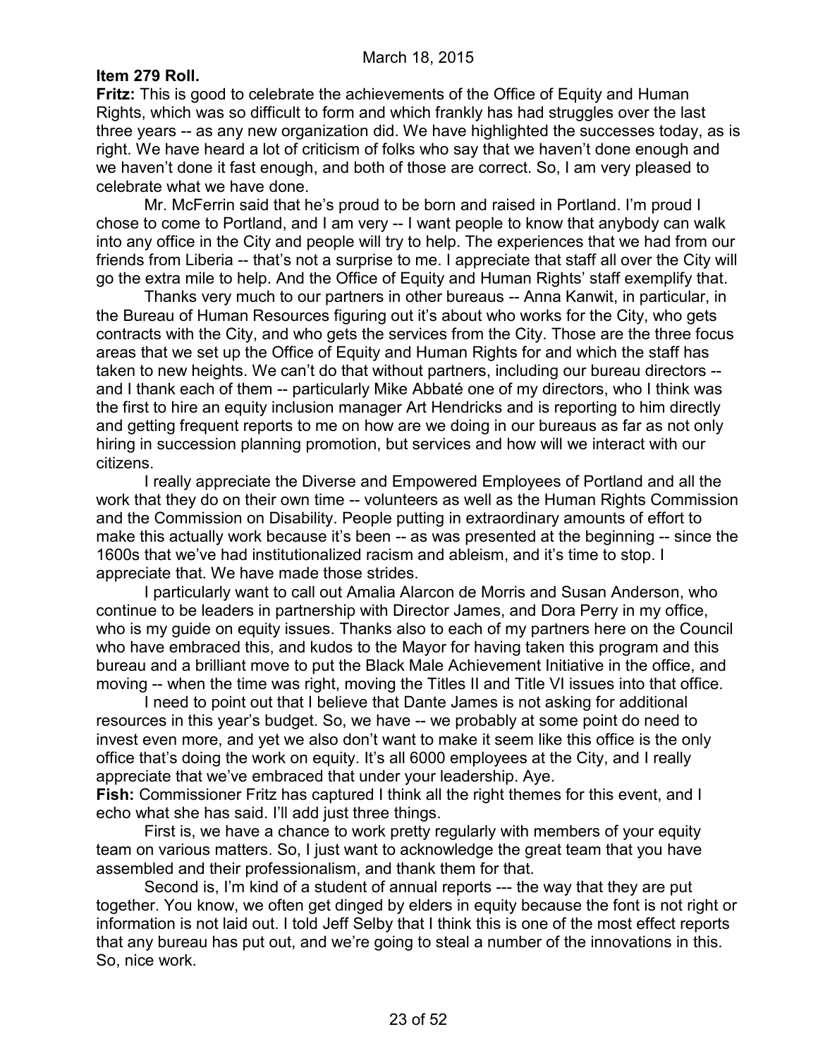**Item 279 Roll.**

**Fritz:** This is good to celebrate the achievements of the Office of Equity and Human Rights, which was so difficult to form and which frankly has had struggles over the last three years -- as any new organization did. We have highlighted the successes today, as is right. We have heard a lot of criticism of folks who say that we haven't done enough and we haven't done it fast enough, and both of those are correct. So, I am very pleased to celebrate what we have done.

Mr. McFerrin said that he's proud to be born and raised in Portland. I'm proud I chose to come to Portland, and I am very -- I want people to know that anybody can walk into any office in the City and people will try to help. The experiences that we had from our friends from Liberia -- that's not a surprise to me. I appreciate that staff all over the City will go the extra mile to help. And the Office of Equity and Human Rights' staff exemplify that.

Thanks very much to our partners in other bureaus -- Anna Kanwit, in particular, in the Bureau of Human Resources figuring out it's about who works for the City, who gets contracts with the City, and who gets the services from the City. Those are the three focus areas that we set up the Office of Equity and Human Rights for and which the staff has taken to new heights. We can't do that without partners, including our bureau directors -- and I thank each of them -- particularly Mike Abbaté one of my directors, who I think was the first to hire an equity inclusion manager Art Hendricks and is reporting to him directly and getting frequent reports to me on how are we doing in our bureaus as far as not only hiring in succession planning promotion, but services and how will we interact with our citizens.

I really appreciate the Diverse and Empowered Employees of Portland and all the work that they do on their own time -- volunteers as well as the Human Rights Commission and the Commission on Disability. People putting in extraordinary amounts of effort to make this actually work because it's been -- as was presented at the beginning -- since the 1600s that we've had institutionalized racism and ableism, and it's time to stop. I appreciate that. We have made those strides.

I particularly want to call out Amalia Alarcon de Morris and Susan Anderson, who continue to be leaders in partnership with Director James, and Dora Perry in my office, who is my guide on equity issues. Thanks also to each of my partners here on the Council who have embraced this, and kudos to the Mayor for having taken this program and this bureau and a brilliant move to put the Black Male Achievement Initiative in the office, and moving -- when the time was right, moving the Titles II and Title VI issues into that office.

I need to point out that I believe that Dante James is not asking for additional resources in this year's budget. So, we have -- we probably at some point do need to invest even more, and yet we also don't want to make it seem like this office is the only office that's doing the work on equity. It's all 6000 employees at the City, and I really appreciate that we've embraced that under your leadership. Aye.

**Fish:** Commissioner Fritz has captured I think all the right themes for this event, and I echo what she has said. I'll add just three things.

First is, we have a chance to work pretty regularly with members of your equity team on various matters. So, I just want to acknowledge the great team that you have assembled and their professionalism, and thank them for that.

Second is, I'm kind of a student of annual reports --- the way that they are put together. You know, we often get dinged by elders in equity because the font is not right or information is not laid out. I told Jeff Selby that I think this is one of the most effect reports that any bureau has put out, and we're going to steal a number of the innovations in this. So, nice work.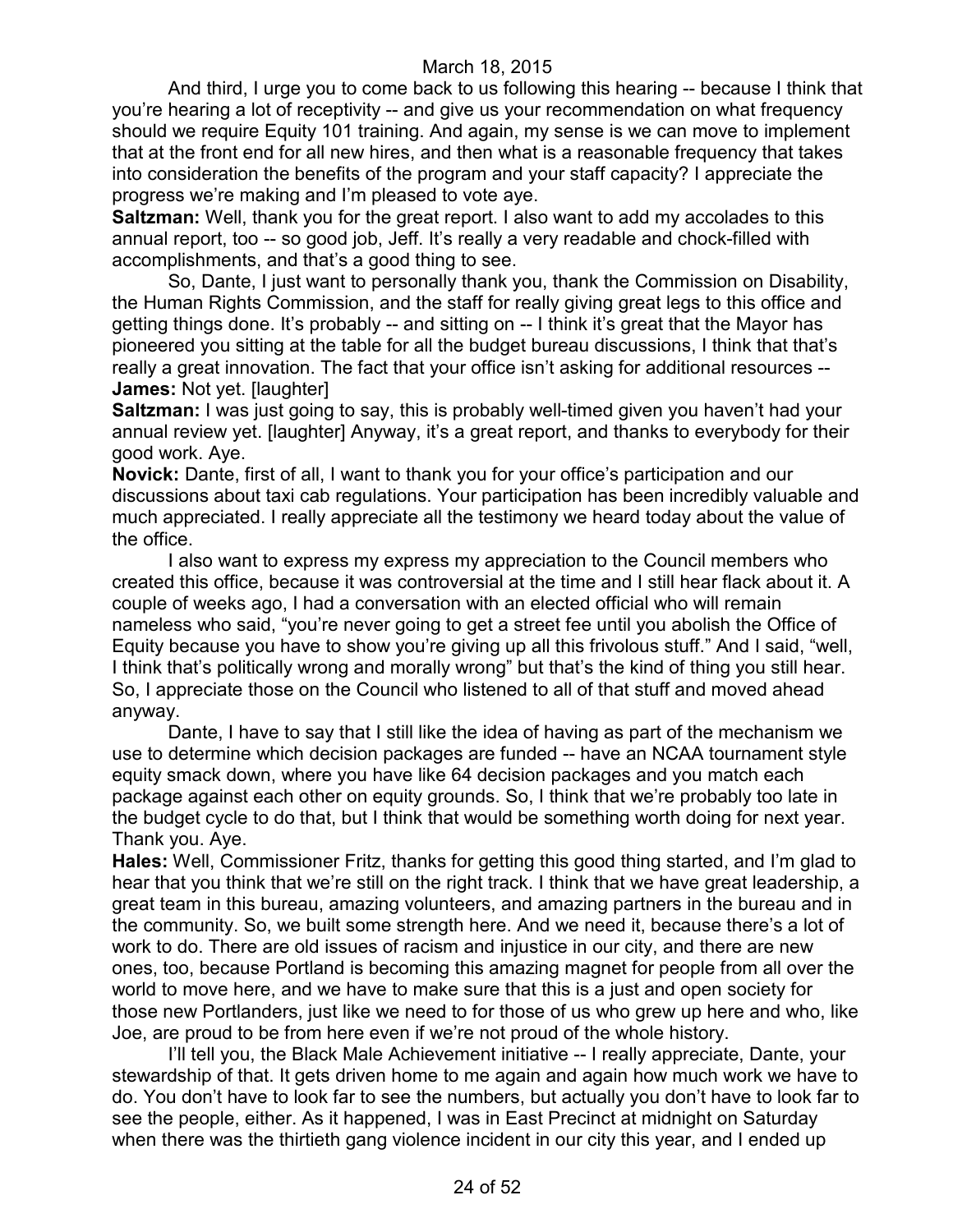And third, I urge you to come back to us following this hearing -- because I think that you're hearing a lot of receptivity -- and give us your recommendation on what frequency should we require Equity 101 training. And again, my sense is we can move to implement that at the front end for all new hires, and then what is a reasonable frequency that takes into consideration the benefits of the program and your staff capacity? I appreciate the progress we're making and I'm pleased to vote aye.

**Saltzman:** Well, thank you for the great report. I also want to add my accolades to this annual report, too -- so good job, Jeff. It's really a very readable and chock-filled with accomplishments, and that's a good thing to see.

So, Dante, I just want to personally thank you, thank the Commission on Disability, the Human Rights Commission, and the staff for really giving great legs to this office and getting things done. It's probably -- and sitting on -- I think it's great that the Mayor has pioneered you sitting at the table for all the budget bureau discussions, I think that that's really a great innovation. The fact that your office isn't asking for additional resources --

**James:** Not yet. [laughter]

**Saltzman:** I was just going to say, this is probably well-timed given you haven't had your annual review yet. [laughter] Anyway, it's a great report, and thanks to everybody for their good work. Aye.

**Novick:** Dante, first of all, I want to thank you for your office's participation and our discussions about taxi cab regulations. Your participation has been incredibly valuable and much appreciated. I really appreciate all the testimony we heard today about the value of the office.

I also want to express my express my appreciation to the Council members who created this office, because it was controversial at the time and I still hear flack about it. A couple of weeks ago, I had a conversation with an elected official who will remain nameless who said, "you're never going to get a street fee until you abolish the Office of Equity because you have to show you're giving up all this frivolous stuff." And I said, "well, I think that's politically wrong and morally wrong" but that's the kind of thing you still hear. So, I appreciate those on the Council who listened to all of that stuff and moved ahead anyway.

Dante, I have to say that I still like the idea of having as part of the mechanism we use to determine which decision packages are funded -- have an NCAA tournament style equity smack down, where you have like 64 decision packages and you match each package against each other on equity grounds. So, I think that we're probably too late in the budget cycle to do that, but I think that would be something worth doing for next year. Thank you. Aye.

**Hales:** Well, Commissioner Fritz, thanks for getting this good thing started, and I'm glad to hear that you think that we're still on the right track. I think that we have great leadership, a great team in this bureau, amazing volunteers, and amazing partners in the bureau and in the community. So, we built some strength here. And we need it, because there's a lot of work to do. There are old issues of racism and injustice in our city, and there are new ones, too, because Portland is becoming this amazing magnet for people from all over the world to move here, and we have to make sure that this is a just and open society for those new Portlanders, just like we need to for those of us who grew up here and who, like Joe, are proud to be from here even if we're not proud of the whole history.

I'll tell you, the Black Male Achievement initiative -- I really appreciate, Dante, your stewardship of that. It gets driven home to me again and again how much work we have to do. You don't have to look far to see the numbers, but actually you don't have to look far to see the people, either. As it happened, I was in East Precinct at midnight on Saturday when there was the thirtieth gang violence incident in our city this year, and I ended up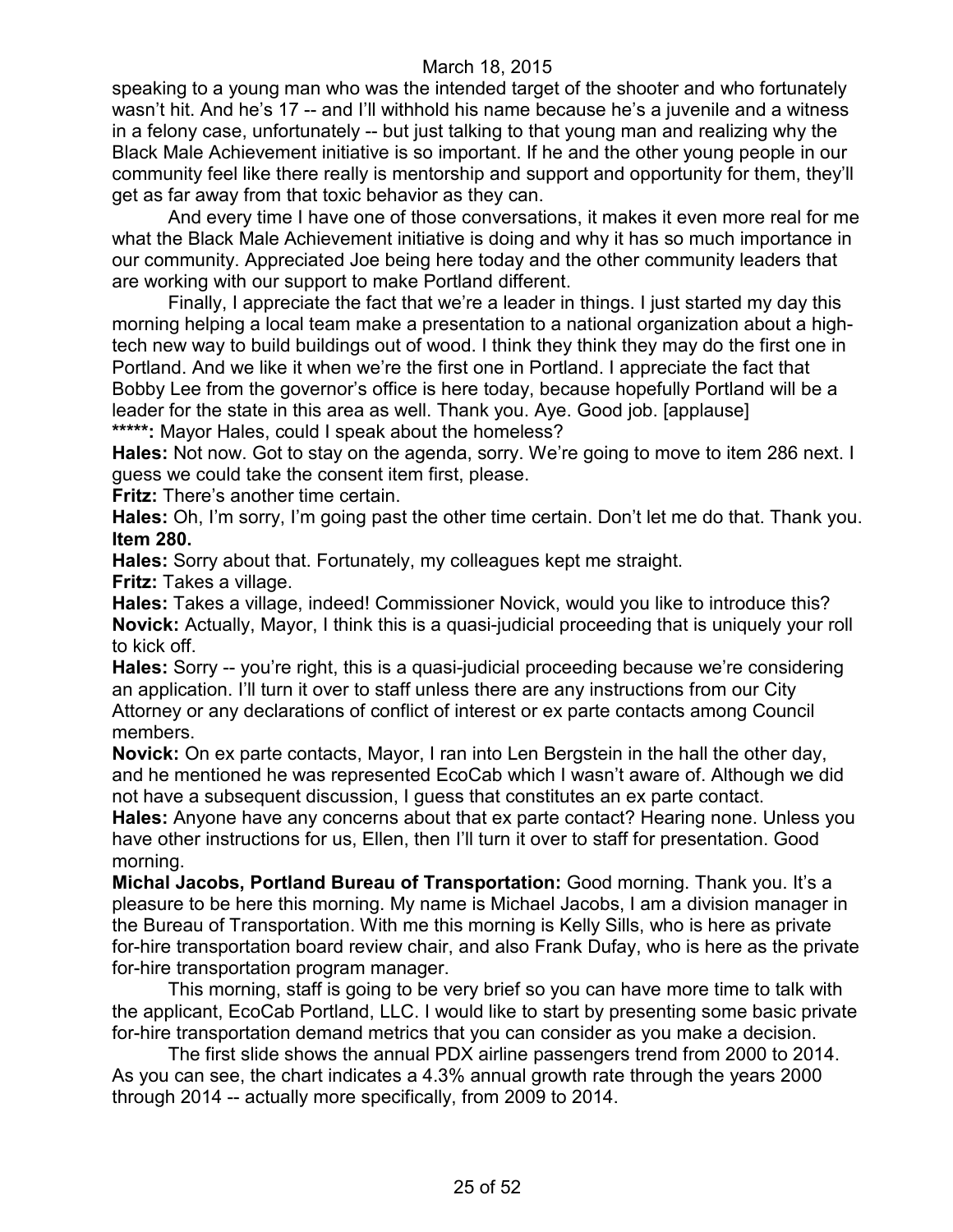speaking to a young man who was the intended target of the shooter and who fortunately wasn't hit. And he's 17 -- and I'll withhold his name because he's a juvenile and a witness in a felony case, unfortunately -- but just talking to that young man and realizing why the Black Male Achievement initiative is so important. If he and the other young people in our community feel like there really is mentorship and support and opportunity for them, they'll get as far away from that toxic behavior as they can.

And every time I have one of those conversations, it makes it even more real for me what the Black Male Achievement initiative is doing and why it has so much importance in our community. Appreciated Joe being here today and the other community leaders that are working with our support to make Portland different.

Finally, I appreciate the fact that we're a leader in things. I just started my day this morning helping a local team make a presentation to a national organization about a high-tech new way to build buildings out of wood. I think they think they may do the first one in Portland. And we like it when we're the first one in Portland. I appreciate the fact that Bobby Lee from the governor's office is here today, because hopefully Portland will be a leader for the state in this area as well. Thank you. Aye. Good job. [applause]

**\*\*\*\*\*:** Mayor Hales, could I speak about the homeless?

**Hales:** Not now. Got to stay on the agenda, sorry. We're going to move to item 286 next. I guess we could take the consent item first, please.

**Fritz:** There's another time certain.

**Hales:** Oh, I'm sorry, I'm going past the other time certain. Don't let me do that. Thank you.

**Item 280.**

**Hales:** Sorry about that. Fortunately, my colleagues kept me straight.

**Fritz:** Takes a village.

**Hales:** Takes a village, indeed! Commissioner Novick, would you like to introduce this?

**Novick:** Actually, Mayor, I think this is a quasi-judicial proceeding that is uniquely your roll to kick off.

**Hales:** Sorry -- you're right, this is a quasi-judicial proceeding because we're considering an application. I'll turn it over to staff unless there are any instructions from our City Attorney or any declarations of conflict of interest or ex parte contacts among Council members.

**Novick:** On ex parte contacts, Mayor, I ran into Len Bergstein in the hall the other day, and he mentioned he was represented EcoCab which I wasn't aware of. Although we did not have a subsequent discussion, I guess that constitutes an ex parte contact.

**Hales:** Anyone have any concerns about that ex parte contact? Hearing none. Unless you have other instructions for us, Ellen, then I'll turn it over to staff for presentation. Good morning.

**Michal Jacobs, Portland Bureau of Transportation:** Good morning. Thank you. It's a pleasure to be here this morning. My name is Michael Jacobs, I am a division manager in the Bureau of Transportation. With me this morning is Kelly Sills, who is here as private for-hire transportation board review chair, and also Frank Dufay, who is here as the private for-hire transportation program manager.

This morning, staff is going to be very brief so you can have more time to talk with the applicant, EcoCab Portland, LLC. I would like to start by presenting some basic private for-hire transportation demand metrics that you can consider as you make a decision.

The first slide shows the annual PDX airline passengers trend from 2000 to 2014. As you can see, the chart indicates a 4.3% annual growth rate through the years 2000 through 2014 -- actually more specifically, from 2009 to 2014.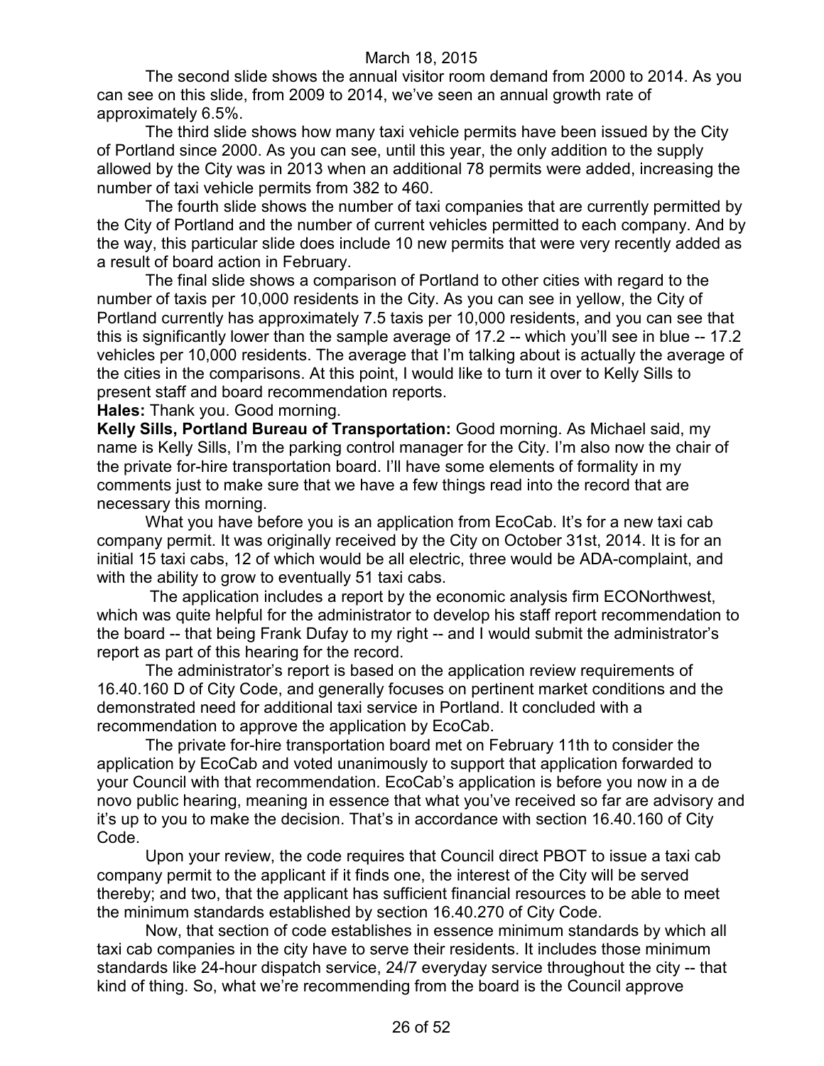The second slide shows the annual visitor room demand from 2000 to 2014. As you can see on this slide, from 2009 to 2014, we've seen an annual growth rate of approximately 6.5%.

The third slide shows how many taxi vehicle permits have been issued by the City of Portland since 2000. As you can see, until this year, the only addition to the supply allowed by the City was in 2013 when an additional 78 permits were added, increasing the number of taxi vehicle permits from 382 to 460.

The fourth slide shows the number of taxi companies that are currently permitted by the City of Portland and the number of current vehicles permitted to each company. And by the way, this particular slide does include 10 new permits that were very recently added as a result of board action in February.

The final slide shows a comparison of Portland to other cities with regard to the number of taxis per 10,000 residents in the City. As you can see in yellow, the City of Portland currently has approximately 7.5 taxis per 10,000 residents, and you can see that this is significantly lower than the sample average of 17.2 -- which you'll see in blue -- 17.2 vehicles per 10,000 residents. The average that I'm talking about is actually the average of the cities in the comparisons. At this point, I would like to turn it over to Kelly Sills to present staff and board recommendation reports.

**Hales:** Thank you. Good morning.

**Kelly Sills, Portland Bureau of Transportation:** Good morning. As Michael said, my name is Kelly Sills, I'm the parking control manager for the City. I'm also now the chair of the private for-hire transportation board. I'll have some elements of formality in my comments just to make sure that we have a few things read into the record that are necessary this morning.

What you have before you is an application from EcoCab. It's for a new taxi cab company permit. It was originally received by the City on October 31st, 2014. It is for an initial 15 taxi cabs, 12 of which would be all electric, three would be ADA-complaint, and with the ability to grow to eventually 51 taxi cabs.

The application includes a report by the economic analysis firm ECONorthwest, which was quite helpful for the administrator to develop his staff report recommendation to the board -- that being Frank Dufay to my right -- and I would submit the administrator's report as part of this hearing for the record.

The administrator's report is based on the application review requirements of 16.40.160 D of City Code, and generally focuses on pertinent market conditions and the demonstrated need for additional taxi service in Portland. It concluded with a recommendation to approve the application by EcoCab.

The private for-hire transportation board met on February 11th to consider the application by EcoCab and voted unanimously to support that application forwarded to your Council with that recommendation. EcoCab's application is before you now in a de novo public hearing, meaning in essence that what you've received so far are advisory and it's up to you to make the decision. That's in accordance with section 16.40.160 of City Code.

Upon your review, the code requires that Council direct PBOT to issue a taxi cab company permit to the applicant if it finds one, the interest of the City will be served thereby; and two, that the applicant has sufficient financial resources to be able to meet the minimum standards established by section 16.40.270 of City Code.

Now, that section of code establishes in essence minimum standards by which all taxi cab companies in the city have to serve their residents. It includes those minimum standards like 24-hour dispatch service, 24/7 everyday service throughout the city -- that kind of thing. So, what we're recommending from the board is the Council approve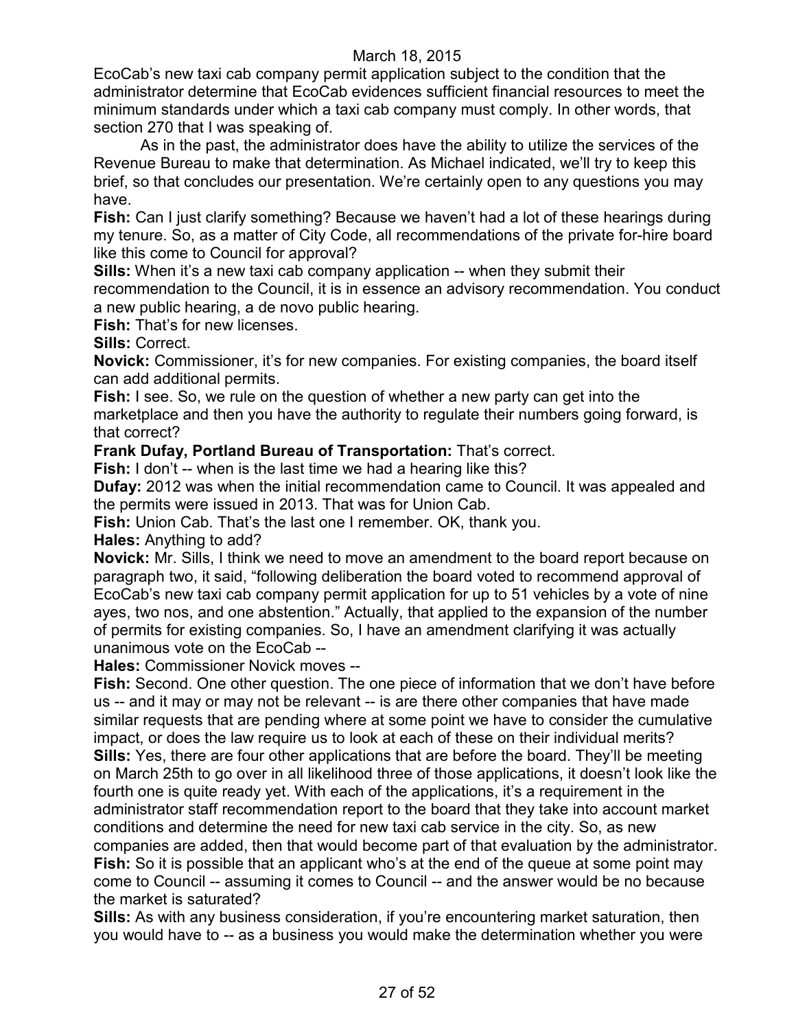EcoCab's new taxi cab company permit application subject to the condition that the administrator determine that EcoCab evidences sufficient financial resources to meet the minimum standards under which a taxi cab company must comply. In other words, that section 270 that I was speaking of.

As in the past, the administrator does have the ability to utilize the services of the Revenue Bureau to make that determination. As Michael indicated, we'll try to keep this brief, so that concludes our presentation. We're certainly open to any questions you may have.

**Fish:** Can I just clarify something? Because we haven't had a lot of these hearings during my tenure. So, as a matter of City Code, all recommendations of the private for-hire board like this come to Council for approval?

**Sills:** When it's a new taxi cab company application -- when they submit their recommendation to the Council, it is in essence an advisory recommendation. You conduct a new public hearing, a de novo public hearing.

**Fish:** That's for new licenses.

**Sills:** Correct.

**Novick:** Commissioner, it's for new companies. For existing companies, the board itself can add additional permits.

**Fish:** I see. So, we rule on the question of whether a new party can get into the marketplace and then you have the authority to regulate their numbers going forward, is that correct?

**Frank Dufay, Portland Bureau of Transportation:** That's correct.

**Fish:** I don't -- when is the last time we had a hearing like this?

**Dufay:** 2012 was when the initial recommendation came to Council. It was appealed and the permits were issued in 2013. That was for Union Cab.

**Fish:** Union Cab. That's the last one I remember. OK, thank you.

**Hales:** Anything to add?

**Novick:** Mr. Sills, I think we need to move an amendment to the board report because on paragraph two, it said, "following deliberation the board voted to recommend approval of EcoCab's new taxi cab company permit application for up to 51 vehicles by a vote of nine ayes, two nos, and one abstention." Actually, that applied to the expansion of the number of permits for existing companies. So, I have an amendment clarifying it was actually unanimous vote on the EcoCab --

**Hales:** Commissioner Novick moves --

**Fish:** Second. One other question. The one piece of information that we don't have before us -- and it may or may not be relevant -- is are there other companies that have made similar requests that are pending where at some point we have to consider the cumulative impact, or does the law require us to look at each of these on their individual merits?

**Sills:** Yes, there are four other applications that are before the board. They'll be meeting on March 25th to go over in all likelihood three of those applications, it doesn't look like the fourth one is quite ready yet. With each of the applications, it's a requirement in the administrator staff recommendation report to the board that they take into account market conditions and determine the need for new taxi cab service in the city. So, as new companies are added, then that would become part of that evaluation by the administrator.

**Fish:** So it is possible that an applicant who's at the end of the queue at some point may come to Council -- assuming it comes to Council -- and the answer would be no because the market is saturated?

**Sills:** As with any business consideration, if you're encountering market saturation, then you would have to -- as a business you would make the determination whether you were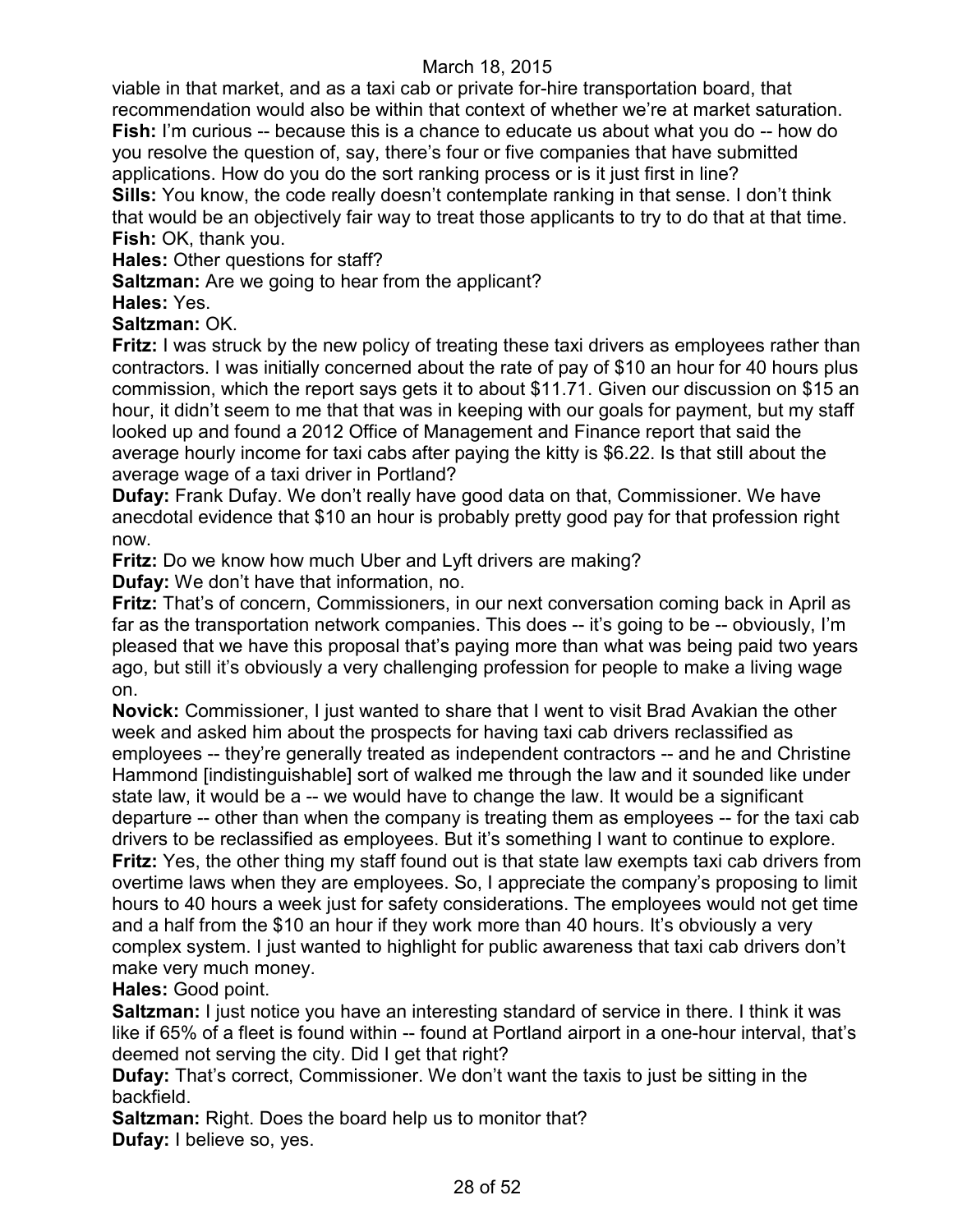viable in that market, and as a taxi cab or private for-hire transportation board, that recommendation would also be within that context of whether we're at market saturation.

**Fish:** I'm curious -- because this is a chance to educate us about what you do -- how do you resolve the question of, say, there's four or five companies that have submitted applications. How do you do the sort ranking process or is it just first in line?

**Sills:** You know, the code really doesn't contemplate ranking in that sense. I don't think that would be an objectively fair way to treat those applicants to try to do that at that time.

**Fish:** OK, thank you.

**Hales:** Other questions for staff?

**Saltzman:** Are we going to hear from the applicant?

**Hales:** Yes.

**Saltzman:** OK.

**Fritz:** I was struck by the new policy of treating these taxi drivers as employees rather than contractors. I was initially concerned about the rate of pay of $10 an hour for 40 hours plus commission, which the report says gets it to about $11.71. Given our discussion on $15 an hour, it didn't seem to me that that was in keeping with our goals for payment, but my staff looked up and found a 2012 Office of Management and Finance report that said the average hourly income for taxi cabs after paying the kitty is $6.22. Is that still about the average wage of a taxi driver in Portland?

**Dufay:** Frank Dufay. We don't really have good data on that, Commissioner. We have anecdotal evidence that $10 an hour is probably pretty good pay for that profession right now.

**Fritz:** Do we know how much Uber and Lyft drivers are making?

**Dufay:** We don't have that information, no.

**Fritz:** That's of concern, Commissioners, in our next conversation coming back in April as far as the transportation network companies. This does -- it's going to be -- obviously, I'm pleased that we have this proposal that's paying more than what was being paid two years ago, but still it's obviously a very challenging profession for people to make a living wage on.

**Novick:** Commissioner, I just wanted to share that I went to visit Brad Avakian the other week and asked him about the prospects for having taxi cab drivers reclassified as employees -- they're generally treated as independent contractors -- and he and Christine Hammond [indistinguishable] sort of walked me through the law and it sounded like under state law, it would be a -- we would have to change the law. It would be a significant departure -- other than when the company is treating them as employees -- for the taxi cab drivers to be reclassified as employees. But it's something I want to continue to explore.

**Fritz:** Yes, the other thing my staff found out is that state law exempts taxi cab drivers from overtime laws when they are employees. So, I appreciate the company's proposing to limit hours to 40 hours a week just for safety considerations. The employees would not get time and a half from the $10 an hour if they work more than 40 hours. It's obviously a very complex system. I just wanted to highlight for public awareness that taxi cab drivers don't make very much money.

**Hales:** Good point.

**Saltzman:** I just notice you have an interesting standard of service in there. I think it was like if 65% of a fleet is found within -- found at Portland airport in a one-hour interval, that's deemed not serving the city. Did I get that right?

**Dufay:** That's correct, Commissioner. We don't want the taxis to just be sitting in the backfield.

**Saltzman:** Right. Does the board help us to monitor that?

**Dufay:** I believe so, yes.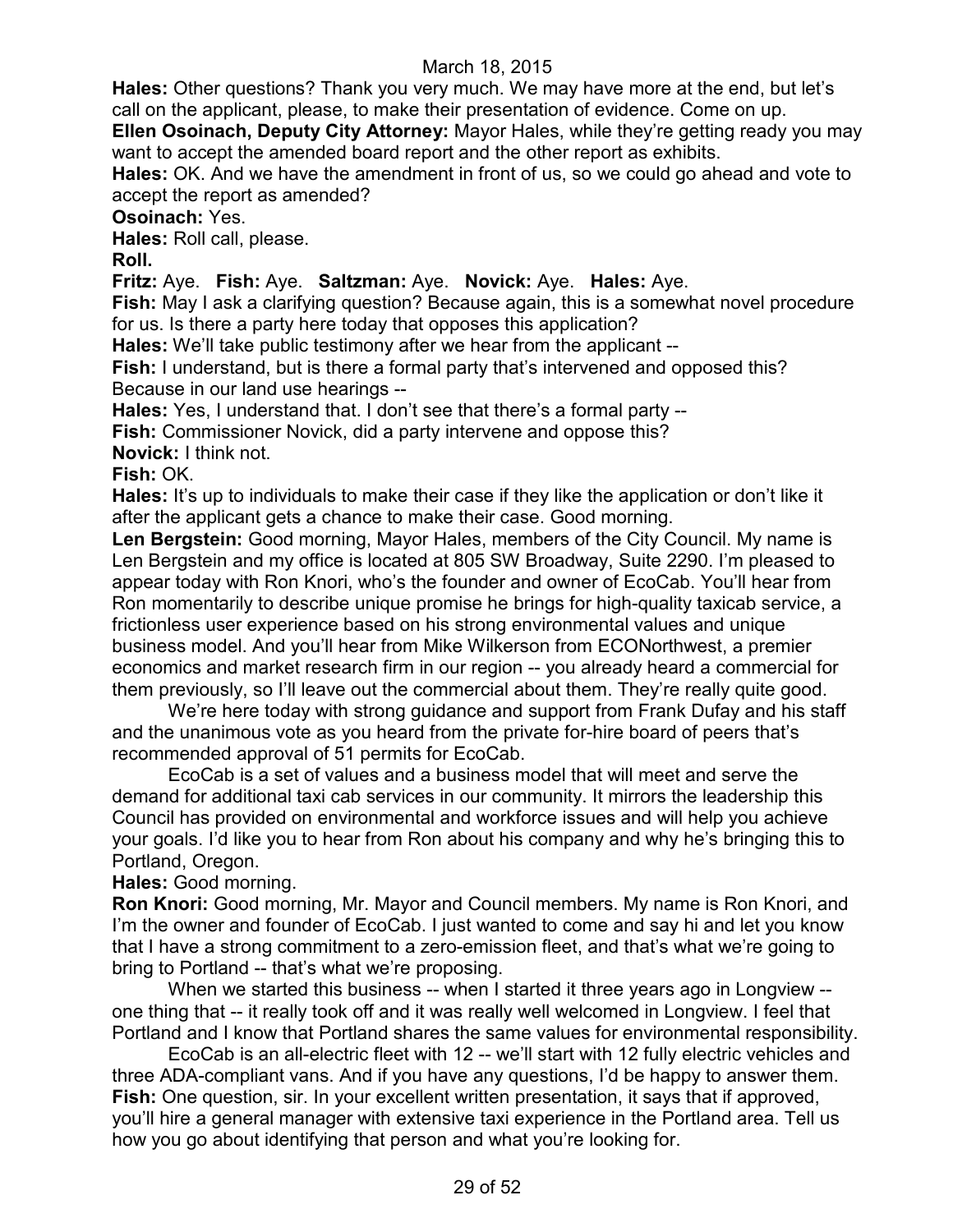**Hales:** Other questions? Thank you very much. We may have more at the end, but let's call on the applicant, please, to make their presentation of evidence. Come on up.

**Ellen Osoinach, Deputy City Attorney:** Mayor Hales, while they're getting ready you may want to accept the amended board report and the other report as exhibits.

**Hales:** OK. And we have the amendment in front of us, so we could go ahead and vote to accept the report as amended?

**Osoinach:** Yes.

**Hales:** Roll call, please.

**Roll.**

**Fritz:** Aye. **Fish:** Aye. **Saltzman:** Aye. **Novick:** Aye. **Hales:** Aye.

**Fish:** May I ask a clarifying question? Because again, this is a somewhat novel procedure for us. Is there a party here today that opposes this application?

**Hales:** We'll take public testimony after we hear from the applicant --

**Fish:** I understand, but is there a formal party that's intervened and opposed this? Because in our land use hearings --

**Hales:** Yes, I understand that. I don't see that there's a formal party --

**Fish:** Commissioner Novick, did a party intervene and oppose this?

**Novick:** I think not.

**Fish:** OK.

**Hales:** It's up to individuals to make their case if they like the application or don't like it after the applicant gets a chance to make their case. Good morning.

**Len Bergstein:** Good morning, Mayor Hales, members of the City Council. My name is Len Bergstein and my office is located at 805 SW Broadway, Suite 2290. I'm pleased to appear today with Ron Knori, who's the founder and owner of EcoCab. You'll hear from Ron momentarily to describe unique promise he brings for high-quality taxicab service, a frictionless user experience based on his strong environmental values and unique business model. And you'll hear from Mike Wilkerson from ECONorthwest, a premier economics and market research firm in our region -- you already heard a commercial for them previously, so I'll leave out the commercial about them. They're really quite good.

We're here today with strong guidance and support from Frank Dufay and his staff and the unanimous vote as you heard from the private for-hire board of peers that's recommended approval of 51 permits for EcoCab.

EcoCab is a set of values and a business model that will meet and serve the demand for additional taxi cab services in our community. It mirrors the leadership this Council has provided on environmental and workforce issues and will help you achieve your goals. I'd like you to hear from Ron about his company and why he's bringing this to Portland, Oregon.

**Hales:** Good morning.

**Ron Knori:** Good morning, Mr. Mayor and Council members. My name is Ron Knori, and I'm the owner and founder of EcoCab. I just wanted to come and say hi and let you know that I have a strong commitment to a zero-emission fleet, and that's what we're going to bring to Portland -- that's what we're proposing.

When we started this business -- when I started it three years ago in Longview -- one thing that -- it really took off and it was really well welcomed in Longview. I feel that Portland and I know that Portland shares the same values for environmental responsibility.

EcoCab is an all-electric fleet with 12 -- we'll start with 12 fully electric vehicles and three ADA-compliant vans. And if you have any questions, I'd be happy to answer them.

**Fish:** One question, sir. In your excellent written presentation, it says that if approved, you'll hire a general manager with extensive taxi experience in the Portland area. Tell us how you go about identifying that person and what you're looking for.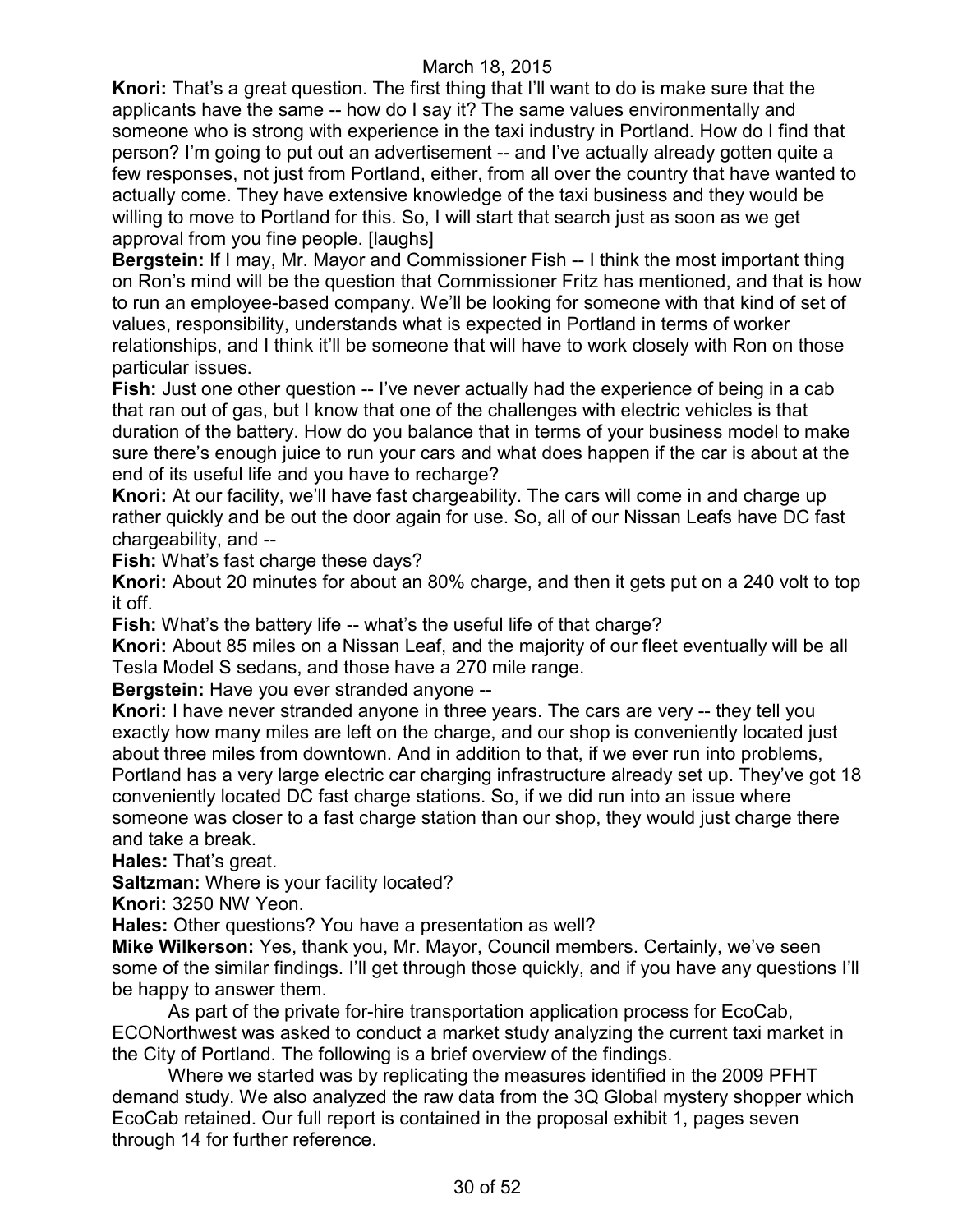**Knori:** That's a great question. The first thing that I'll want to do is make sure that the applicants have the same -- how do I say it? The same values environmentally and someone who is strong with experience in the taxi industry in Portland. How do I find that person? I'm going to put out an advertisement -- and I've actually already gotten quite a few responses, not just from Portland, either, from all over the country that have wanted to actually come. They have extensive knowledge of the taxi business and they would be willing to move to Portland for this. So, I will start that search just as soon as we get approval from you fine people. [laughs]

**Bergstein:** If I may, Mr. Mayor and Commissioner Fish -- I think the most important thing on Ron's mind will be the question that Commissioner Fritz has mentioned, and that is how to run an employee-based company. We'll be looking for someone with that kind of set of values, responsibility, understands what is expected in Portland in terms of worker relationships, and I think it'll be someone that will have to work closely with Ron on those particular issues.

**Fish:** Just one other question -- I've never actually had the experience of being in a cab that ran out of gas, but I know that one of the challenges with electric vehicles is that duration of the battery. How do you balance that in terms of your business model to make sure there's enough juice to run your cars and what does happen if the car is about at the end of its useful life and you have to recharge?

**Knori:** At our facility, we'll have fast chargeability. The cars will come in and charge up rather quickly and be out the door again for use. So, all of our Nissan Leafs have DC fast chargeability, and --

**Fish:** What's fast charge these days?

**Knori:** About 20 minutes for about an 80% charge, and then it gets put on a 240 volt to top it off.

**Fish:** What's the battery life -- what's the useful life of that charge?

**Knori:** About 85 miles on a Nissan Leaf, and the majority of our fleet eventually will be all Tesla Model S sedans, and those have a 270 mile range.

**Bergstein:** Have you ever stranded anyone --

**Knori:** I have never stranded anyone in three years. The cars are very -- they tell you exactly how many miles are left on the charge, and our shop is conveniently located just about three miles from downtown. And in addition to that, if we ever run into problems, Portland has a very large electric car charging infrastructure already set up. They've got 18 conveniently located DC fast charge stations. So, if we did run into an issue where someone was closer to a fast charge station than our shop, they would just charge there and take a break.

**Hales:** That's great.

**Saltzman:** Where is your facility located?

**Knori:** 3250 NW Yeon.

**Hales:** Other questions? You have a presentation as well?

**Mike Wilkerson:** Yes, thank you, Mr. Mayor, Council members. Certainly, we've seen some of the similar findings. I'll get through those quickly, and if you have any questions I'll be happy to answer them.

As part of the private for-hire transportation application process for EcoCab, ECONorthwest was asked to conduct a market study analyzing the current taxi market in the City of Portland. The following is a brief overview of the findings.

Where we started was by replicating the measures identified in the 2009 PFHT demand study. We also analyzed the raw data from the 3Q Global mystery shopper which EcoCab retained. Our full report is contained in the proposal exhibit 1, pages seven through 14 for further reference.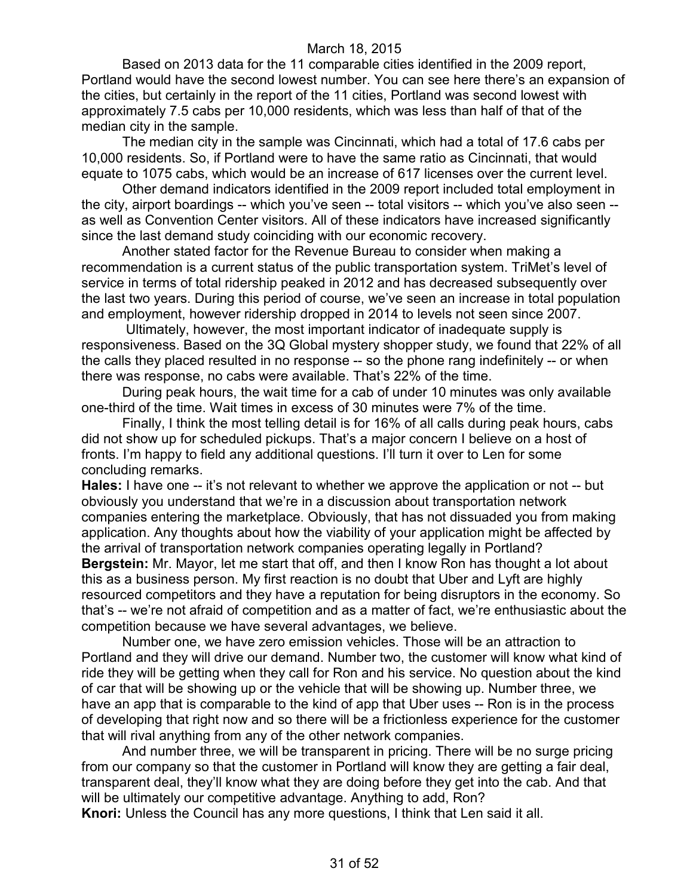Based on 2013 data for the 11 comparable cities identified in the 2009 report, Portland would have the second lowest number. You can see here there's an expansion of the cities, but certainly in the report of the 11 cities, Portland was second lowest with approximately 7.5 cabs per 10,000 residents, which was less than half of that of the median city in the sample.

The median city in the sample was Cincinnati, which had a total of 17.6 cabs per 10,000 residents. So, if Portland were to have the same ratio as Cincinnati, that would equate to 1075 cabs, which would be an increase of 617 licenses over the current level.

Other demand indicators identified in the 2009 report included total employment in the city, airport boardings -- which you've seen -- total visitors -- which you've also seen -- as well as Convention Center visitors. All of these indicators have increased significantly since the last demand study coinciding with our economic recovery.

Another stated factor for the Revenue Bureau to consider when making a recommendation is a current status of the public transportation system. TriMet's level of service in terms of total ridership peaked in 2012 and has decreased subsequently over the last two years. During this period of course, we've seen an increase in total population and employment, however ridership dropped in 2014 to levels not seen since 2007.

Ultimately, however, the most important indicator of inadequate supply is responsiveness. Based on the 3Q Global mystery shopper study, we found that 22% of all the calls they placed resulted in no response -- so the phone rang indefinitely -- or when there was response, no cabs were available. That's 22% of the time.

During peak hours, the wait time for a cab of under 10 minutes was only available one-third of the time. Wait times in excess of 30 minutes were 7% of the time.

Finally, I think the most telling detail is for 16% of all calls during peak hours, cabs did not show up for scheduled pickups. That's a major concern I believe on a host of fronts. I'm happy to field any additional questions. I'll turn it over to Len for some concluding remarks.

**Hales:** I have one -- it's not relevant to whether we approve the application or not -- but obviously you understand that we're in a discussion about transportation network companies entering the marketplace. Obviously, that has not dissuaded you from making application. Any thoughts about how the viability of your application might be affected by the arrival of transportation network companies operating legally in Portland?

**Bergstein:** Mr. Mayor, let me start that off, and then I know Ron has thought a lot about this as a business person. My first reaction is no doubt that Uber and Lyft are highly resourced competitors and they have a reputation for being disruptors in the economy. So that's -- we're not afraid of competition and as a matter of fact, we're enthusiastic about the competition because we have several advantages, we believe.

Number one, we have zero emission vehicles. Those will be an attraction to Portland and they will drive our demand. Number two, the customer will know what kind of ride they will be getting when they call for Ron and his service. No question about the kind of car that will be showing up or the vehicle that will be showing up. Number three, we have an app that is comparable to the kind of app that Uber uses -- Ron is in the process of developing that right now and so there will be a frictionless experience for the customer that will rival anything from any of the other network companies.

And number three, we will be transparent in pricing. There will be no surge pricing from our company so that the customer in Portland will know they are getting a fair deal, transparent deal, they'll know what they are doing before they get into the cab. And that will be ultimately our competitive advantage. Anything to add, Ron?

**Knori:** Unless the Council has any more questions, I think that Len said it all.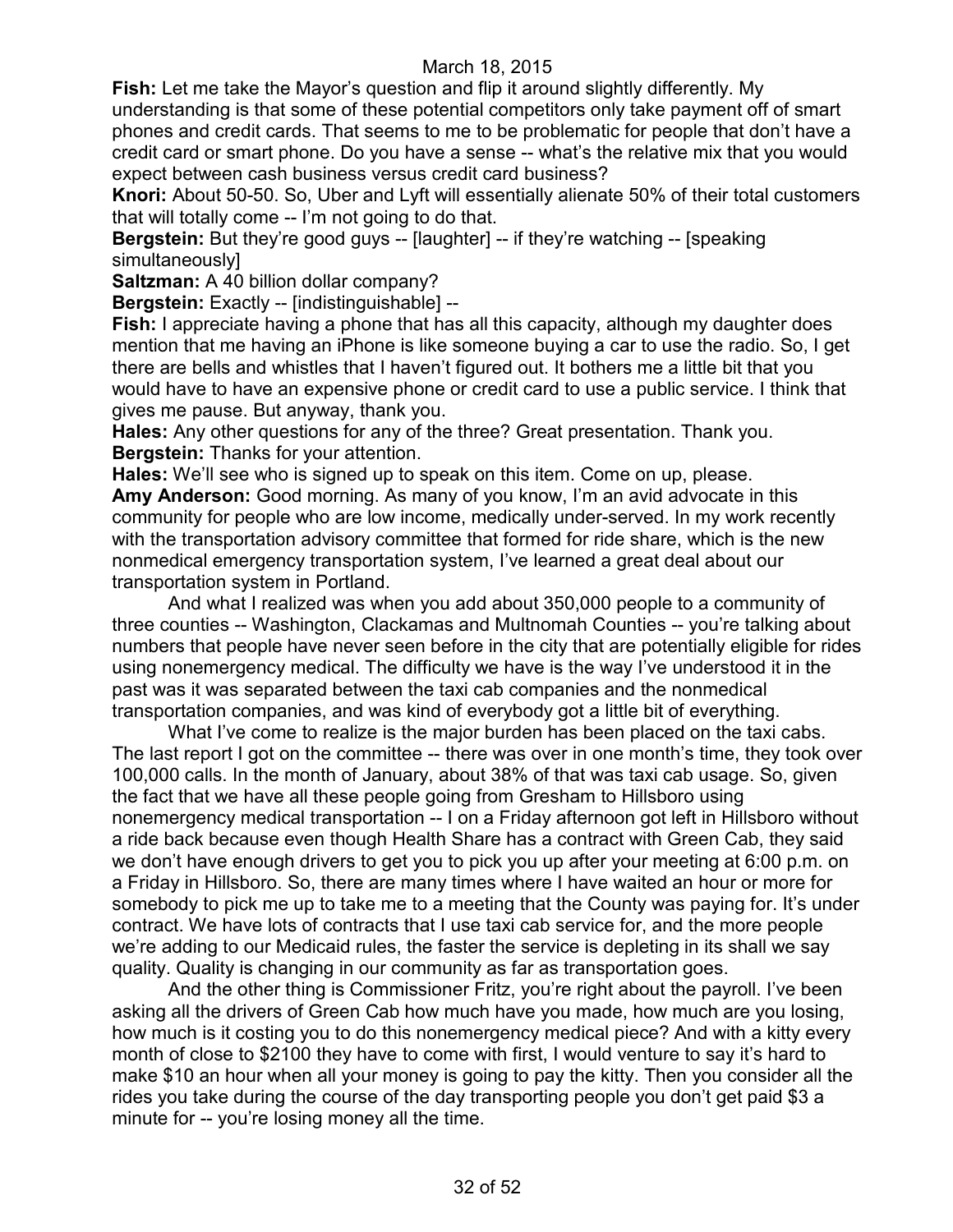**Fish:** Let me take the Mayor's question and flip it around slightly differently. My understanding is that some of these potential competitors only take payment off of smart phones and credit cards. That seems to me to be problematic for people that don't have a credit card or smart phone. Do you have a sense -- what's the relative mix that you would expect between cash business versus credit card business?

**Knori:** About 50-50. So, Uber and Lyft will essentially alienate 50% of their total customers that will totally come -- I'm not going to do that.

**Bergstein:** But they're good guys -- [laughter] -- if they're watching -- [speaking simultaneously]

**Saltzman:** A 40 billion dollar company?

**Bergstein:** Exactly -- [indistinguishable] --

**Fish:** I appreciate having a phone that has all this capacity, although my daughter does mention that me having an iPhone is like someone buying a car to use the radio. So, I get there are bells and whistles that I haven't figured out. It bothers me a little bit that you would have to have an expensive phone or credit card to use a public service. I think that gives me pause. But anyway, thank you.

**Hales:** Any other questions for any of the three? Great presentation. Thank you.

**Bergstein:** Thanks for your attention.

**Hales:** We'll see who is signed up to speak on this item. Come on up, please.

**Amy Anderson:** Good morning. As many of you know, I'm an avid advocate in this community for people who are low income, medically under-served. In my work recently with the transportation advisory committee that formed for ride share, which is the new nonmedical emergency transportation system, I've learned a great deal about our transportation system in Portland.

And what I realized was when you add about 350,000 people to a community of three counties -- Washington, Clackamas and Multnomah Counties -- you're talking about numbers that people have never seen before in the city that are potentially eligible for rides using nonemergency medical. The difficulty we have is the way I've understood it in the past was it was separated between the taxi cab companies and the nonmedical transportation companies, and was kind of everybody got a little bit of everything.

What I've come to realize is the major burden has been placed on the taxi cabs. The last report I got on the committee -- there was over in one month's time, they took over 100,000 calls. In the month of January, about 38% of that was taxi cab usage. So, given the fact that we have all these people going from Gresham to Hillsboro using nonemergency medical transportation -- I on a Friday afternoon got left in Hillsboro without a ride back because even though Health Share has a contract with Green Cab, they said we don't have enough drivers to get you to pick you up after your meeting at 6:00 p.m. on a Friday in Hillsboro. So, there are many times where I have waited an hour or more for somebody to pick me up to take me to a meeting that the County was paying for. It's under contract. We have lots of contracts that I use taxi cab service for, and the more people we're adding to our Medicaid rules, the faster the service is depleting in its shall we say quality. Quality is changing in our community as far as transportation goes.

And the other thing is Commissioner Fritz, you're right about the payroll. I've been asking all the drivers of Green Cab how much have you made, how much are you losing, how much is it costing you to do this nonemergency medical piece? And with a kitty every month of close to $2100 they have to come with first, I would venture to say it's hard to make $10 an hour when all your money is going to pay the kitty. Then you consider all the rides you take during the course of the day transporting people you don't get paid $3 a minute for -- you're losing money all the time.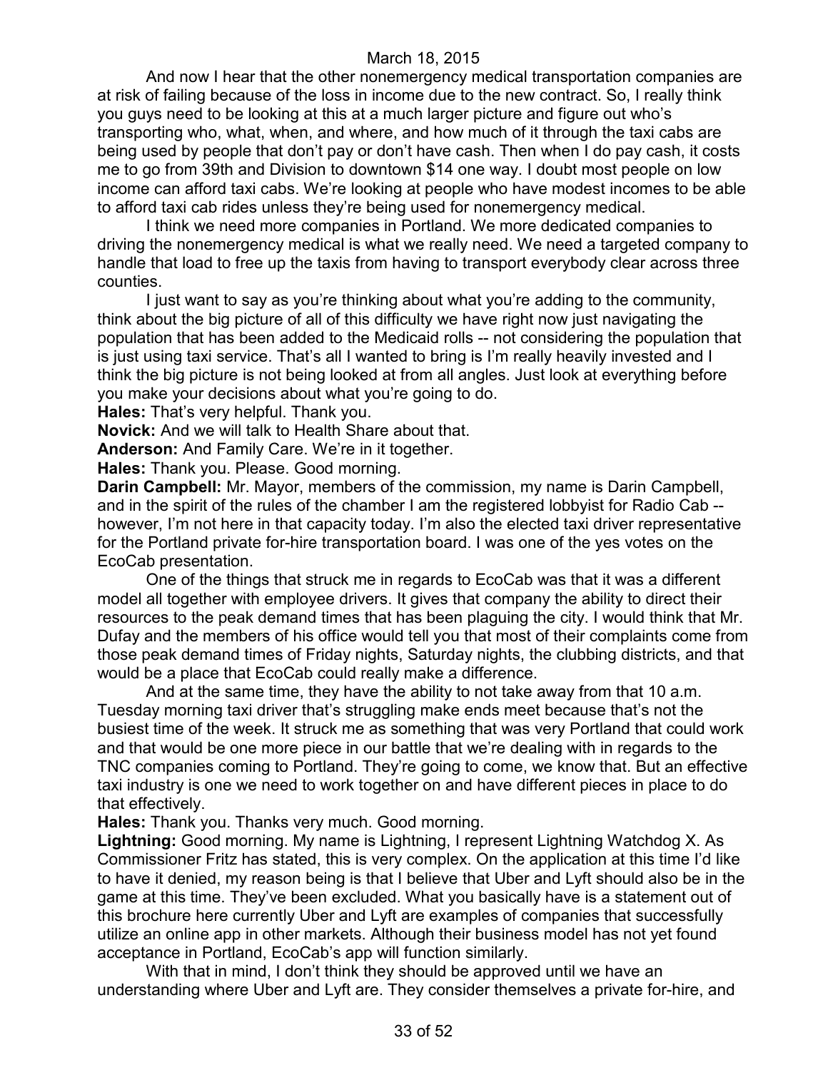And now I hear that the other nonemergency medical transportation companies are at risk of failing because of the loss in income due to the new contract. So, I really think you guys need to be looking at this at a much larger picture and figure out who's transporting who, what, when, and where, and how much of it through the taxi cabs are being used by people that don't pay or don't have cash. Then when I do pay cash, it costs me to go from 39th and Division to downtown $14 one way. I doubt most people on low income can afford taxi cabs. We're looking at people who have modest incomes to be able to afford taxi cab rides unless they're being used for nonemergency medical.

I think we need more companies in Portland. We more dedicated companies to driving the nonemergency medical is what we really need. We need a targeted company to handle that load to free up the taxis from having to transport everybody clear across three counties.

I just want to say as you're thinking about what you're adding to the community, think about the big picture of all of this difficulty we have right now just navigating the population that has been added to the Medicaid rolls -- not considering the population that is just using taxi service. That's all I wanted to bring is I'm really heavily invested and I think the big picture is not being looked at from all angles. Just look at everything before you make your decisions about what you're going to do.

**Hales:** That's very helpful. Thank you.

**Novick:** And we will talk to Health Share about that.

**Anderson:** And Family Care. We're in it together.

**Hales:** Thank you. Please. Good morning.

**Darin Campbell:** Mr. Mayor, members of the commission, my name is Darin Campbell, and in the spirit of the rules of the chamber I am the registered lobbyist for Radio Cab -- however, I'm not here in that capacity today. I'm also the elected taxi driver representative for the Portland private for-hire transportation board. I was one of the yes votes on the EcoCab presentation.

One of the things that struck me in regards to EcoCab was that it was a different model all together with employee drivers. It gives that company the ability to direct their resources to the peak demand times that has been plaguing the city. I would think that Mr. Dufay and the members of his office would tell you that most of their complaints come from those peak demand times of Friday nights, Saturday nights, the clubbing districts, and that would be a place that EcoCab could really make a difference.

And at the same time, they have the ability to not take away from that 10 a.m. Tuesday morning taxi driver that's struggling make ends meet because that's not the busiest time of the week. It struck me as something that was very Portland that could work and that would be one more piece in our battle that we're dealing with in regards to the TNC companies coming to Portland. They're going to come, we know that. But an effective taxi industry is one we need to work together on and have different pieces in place to do that effectively.

**Hales:** Thank you. Thanks very much. Good morning.

**Lightning:** Good morning. My name is Lightning, I represent Lightning Watchdog X. As Commissioner Fritz has stated, this is very complex. On the application at this time I'd like to have it denied, my reason being is that I believe that Uber and Lyft should also be in the game at this time. They've been excluded. What you basically have is a statement out of this brochure here currently Uber and Lyft are examples of companies that successfully utilize an online app in other markets. Although their business model has not yet found acceptance in Portland, EcoCab's app will function similarly.

With that in mind, I don't think they should be approved until we have an understanding where Uber and Lyft are. They consider themselves a private for-hire, and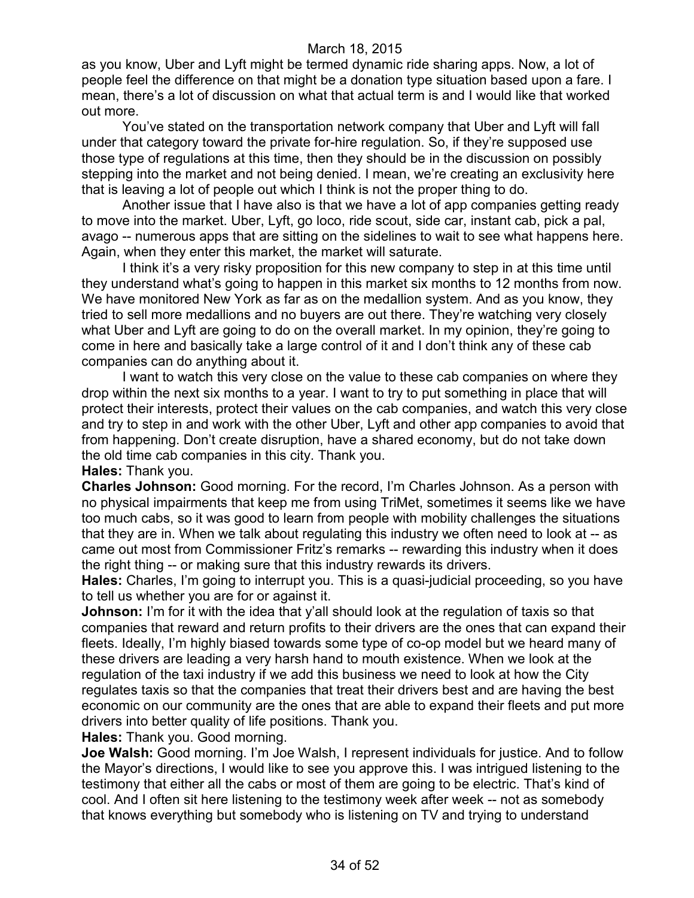as you know, Uber and Lyft might be termed dynamic ride sharing apps. Now, a lot of people feel the difference on that might be a donation type situation based upon a fare. I mean, there's a lot of discussion on what that actual term is and I would like that worked out more.

You've stated on the transportation network company that Uber and Lyft will fall under that category toward the private for-hire regulation. So, if they're supposed use those type of regulations at this time, then they should be in the discussion on possibly stepping into the market and not being denied. I mean, we're creating an exclusivity here that is leaving a lot of people out which I think is not the proper thing to do.

Another issue that I have also is that we have a lot of app companies getting ready to move into the market. Uber, Lyft, go loco, ride scout, side car, instant cab, pick a pal, avago -- numerous apps that are sitting on the sidelines to wait to see what happens here. Again, when they enter this market, the market will saturate.

I think it's a very risky proposition for this new company to step in at this time until they understand what's going to happen in this market six months to 12 months from now. We have monitored New York as far as on the medallion system. And as you know, they tried to sell more medallions and no buyers are out there. They're watching very closely what Uber and Lyft are going to do on the overall market. In my opinion, they're going to come in here and basically take a large control of it and I don't think any of these cab companies can do anything about it.

I want to watch this very close on the value to these cab companies on where they drop within the next six months to a year. I want to try to put something in place that will protect their interests, protect their values on the cab companies, and watch this very close and try to step in and work with the other Uber, Lyft and other app companies to avoid that from happening. Don't create disruption, have a shared economy, but do not take down the old time cab companies in this city. Thank you.

**Hales:** Thank you.

**Charles Johnson:** Good morning. For the record, I'm Charles Johnson. As a person with no physical impairments that keep me from using TriMet, sometimes it seems like we have too much cabs, so it was good to learn from people with mobility challenges the situations that they are in. When we talk about regulating this industry we often need to look at -- as came out most from Commissioner Fritz's remarks -- rewarding this industry when it does the right thing -- or making sure that this industry rewards its drivers.

**Hales:** Charles, I'm going to interrupt you. This is a quasi-judicial proceeding, so you have to tell us whether you are for or against it.

**Johnson:** I'm for it with the idea that y'all should look at the regulation of taxis so that companies that reward and return profits to their drivers are the ones that can expand their fleets. Ideally, I'm highly biased towards some type of co-op model but we heard many of these drivers are leading a very harsh hand to mouth existence. When we look at the regulation of the taxi industry if we add this business we need to look at how the City regulates taxis so that the companies that treat their drivers best and are having the best economic on our community are the ones that are able to expand their fleets and put more drivers into better quality of life positions. Thank you.

**Hales:** Thank you. Good morning.

**Joe Walsh:** Good morning. I'm Joe Walsh, I represent individuals for justice. And to follow the Mayor's directions, I would like to see you approve this. I was intrigued listening to the testimony that either all the cabs or most of them are going to be electric. That's kind of cool. And I often sit here listening to the testimony week after week -- not as somebody that knows everything but somebody who is listening on TV and trying to understand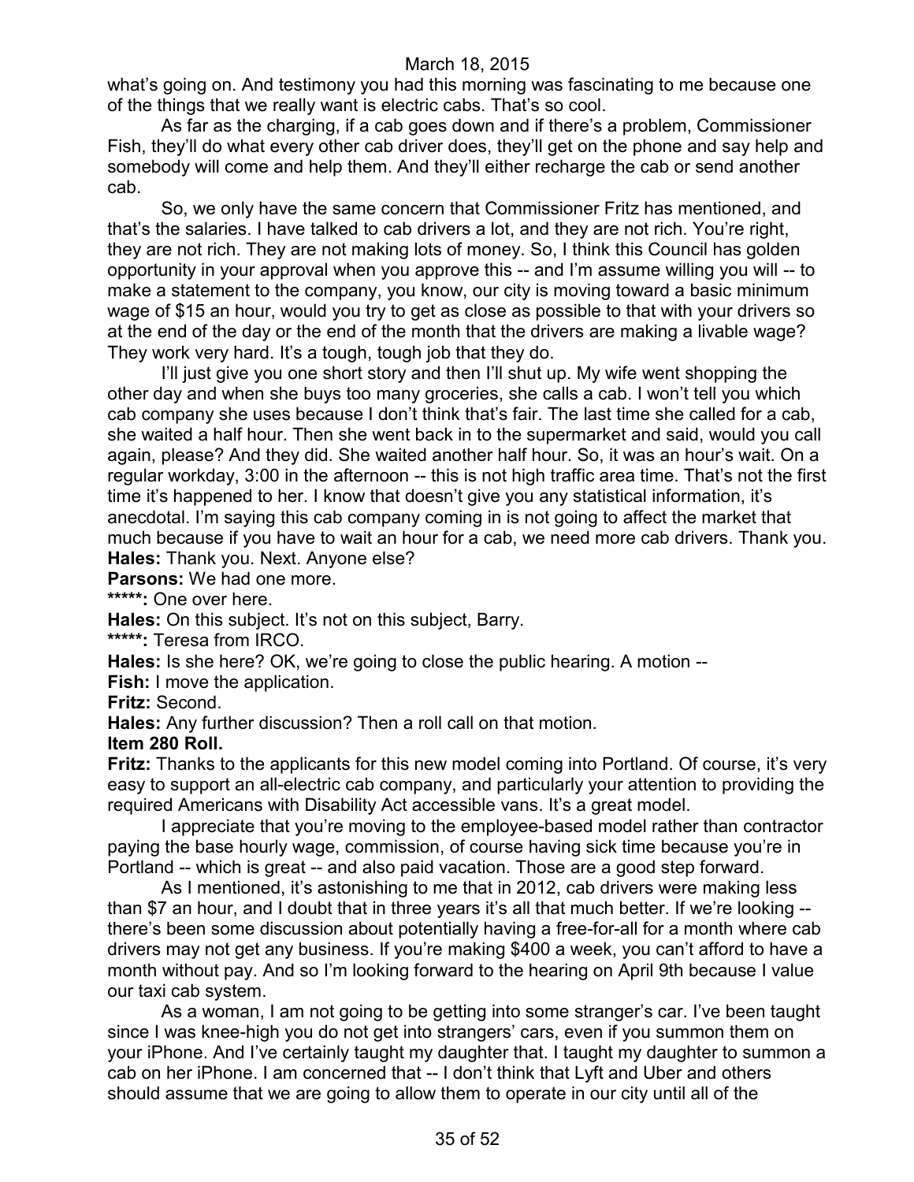what's going on. And testimony you had this morning was fascinating to me because one of the things that we really want is electric cabs. That's so cool.

As far as the charging, if a cab goes down and if there's a problem, Commissioner Fish, they'll do what every other cab driver does, they'll get on the phone and say help and somebody will come and help them. And they'll either recharge the cab or send another cab.

So, we only have the same concern that Commissioner Fritz has mentioned, and that's the salaries. I have talked to cab drivers a lot, and they are not rich. You're right, they are not rich. They are not making lots of money. So, I think this Council has golden opportunity in your approval when you approve this -- and I'm assume willing you will -- to make a statement to the company, you know, our city is moving toward a basic minimum wage of $15 an hour, would you try to get as close as possible to that with your drivers so at the end of the day or the end of the month that the drivers are making a livable wage? They work very hard. It's a tough, tough job that they do.

I'll just give you one short story and then I'll shut up. My wife went shopping the other day and when she buys too many groceries, she calls a cab. I won't tell you which cab company she uses because I don't think that's fair. The last time she called for a cab, she waited a half hour. Then she went back in to the supermarket and said, would you call again, please? And they did. She waited another half hour. So, it was an hour's wait. On a regular workday, 3:00 in the afternoon -- this is not high traffic area time. That's not the first time it's happened to her. I know that doesn't give you any statistical information, it's anecdotal. I'm saying this cab company coming in is not going to affect the market that much because if you have to wait an hour for a cab, we need more cab drivers. Thank you.

**Hales:** Thank you. Next. Anyone else?

**Parsons:** We had one more.

**\*\*\*\*\*:** One over here.

**Hales:** On this subject. It's not on this subject, Barry.

**\*\*\*\*\*:** Teresa from IRCO.

**Hales:** Is she here? OK, we're going to close the public hearing. A motion --

**Fish:** I move the application.

**Fritz:** Second.

**Hales:** Any further discussion? Then a roll call on that motion.

**Item 280 Roll.**

**Fritz:** Thanks to the applicants for this new model coming into Portland. Of course, it's very easy to support an all-electric cab company, and particularly your attention to providing the required Americans with Disability Act accessible vans. It's a great model.

I appreciate that you're moving to the employee-based model rather than contractor paying the base hourly wage, commission, of course having sick time because you're in Portland -- which is great -- and also paid vacation. Those are a good step forward.

As I mentioned, it's astonishing to me that in 2012, cab drivers were making less than $7 an hour, and I doubt that in three years it's all that much better. If we're looking -- there's been some discussion about potentially having a free-for-all for a month where cab drivers may not get any business. If you're making $400 a week, you can't afford to have a month without pay. And so I'm looking forward to the hearing on April 9th because I value our taxi cab system.

As a woman, I am not going to be getting into some stranger's car. I've been taught since I was knee-high you do not get into strangers' cars, even if you summon them on your iPhone. And I've certainly taught my daughter that. I taught my daughter to summon a cab on her iPhone. I am concerned that -- I don't think that Lyft and Uber and others should assume that we are going to allow them to operate in our city until all of the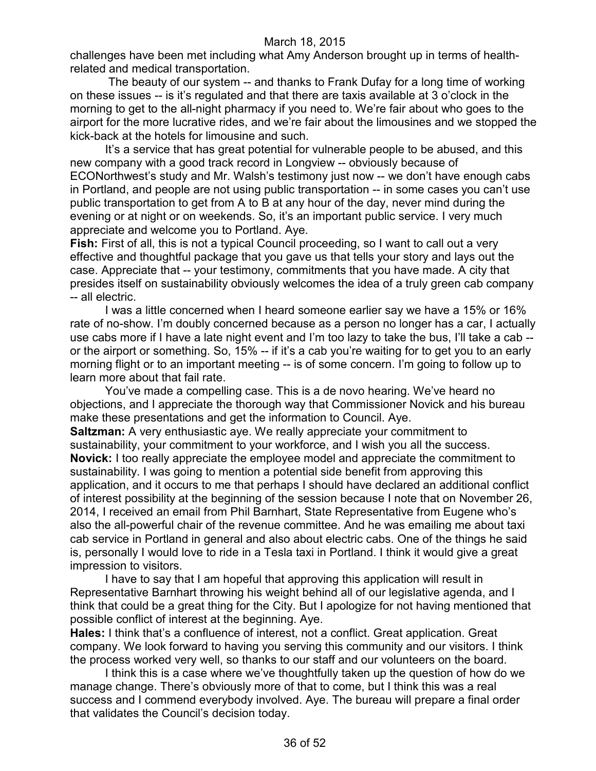challenges have been met including what Amy Anderson brought up in terms of health-related and medical transportation.

The beauty of our system -- and thanks to Frank Dufay for a long time of working on these issues -- is it's regulated and that there are taxis available at 3 o'clock in the morning to get to the all-night pharmacy if you need to. We're fair about who goes to the airport for the more lucrative rides, and we're fair about the limousines and we stopped the kick-back at the hotels for limousine and such.

It's a service that has great potential for vulnerable people to be abused, and this new company with a good track record in Longview -- obviously because of ECONorthwest's study and Mr. Walsh's testimony just now -- we don't have enough cabs in Portland, and people are not using public transportation -- in some cases you can't use public transportation to get from A to B at any hour of the day, never mind during the evening or at night or on weekends. So, it's an important public service. I very much appreciate and welcome you to Portland. Aye.

**Fish:** First of all, this is not a typical Council proceeding, so I want to call out a very effective and thoughtful package that you gave us that tells your story and lays out the case. Appreciate that -- your testimony, commitments that you have made. A city that presides itself on sustainability obviously welcomes the idea of a truly green cab company -- all electric.

I was a little concerned when I heard someone earlier say we have a 15% or 16% rate of no-show. I'm doubly concerned because as a person no longer has a car, I actually use cabs more if I have a late night event and I'm too lazy to take the bus, I'll take a cab -- or the airport or something. So, 15% -- if it's a cab you're waiting for to get you to an early morning flight or to an important meeting -- is of some concern. I'm going to follow up to learn more about that fail rate.

You've made a compelling case. This is a de novo hearing. We've heard no objections, and I appreciate the thorough way that Commissioner Novick and his bureau make these presentations and get the information to Council. Aye.

**Saltzman:** A very enthusiastic aye. We really appreciate your commitment to sustainability, your commitment to your workforce, and I wish you all the success.

**Novick:** I too really appreciate the employee model and appreciate the commitment to sustainability. I was going to mention a potential side benefit from approving this application, and it occurs to me that perhaps I should have declared an additional conflict of interest possibility at the beginning of the session because I note that on November 26, 2014, I received an email from Phil Barnhart, State Representative from Eugene who's also the all-powerful chair of the revenue committee. And he was emailing me about taxi cab service in Portland in general and also about electric cabs. One of the things he said is, personally I would love to ride in a Tesla taxi in Portland. I think it would give a great impression to visitors.

I have to say that I am hopeful that approving this application will result in Representative Barnhart throwing his weight behind all of our legislative agenda, and I think that could be a great thing for the City. But I apologize for not having mentioned that possible conflict of interest at the beginning. Aye.

**Hales:** I think that's a confluence of interest, not a conflict. Great application. Great company. We look forward to having you serving this community and our visitors. I think the process worked very well, so thanks to our staff and our volunteers on the board.

I think this is a case where we've thoughtfully taken up the question of how do we manage change. There's obviously more of that to come, but I think this was a real success and I commend everybody involved. Aye. The bureau will prepare a final order that validates the Council's decision today.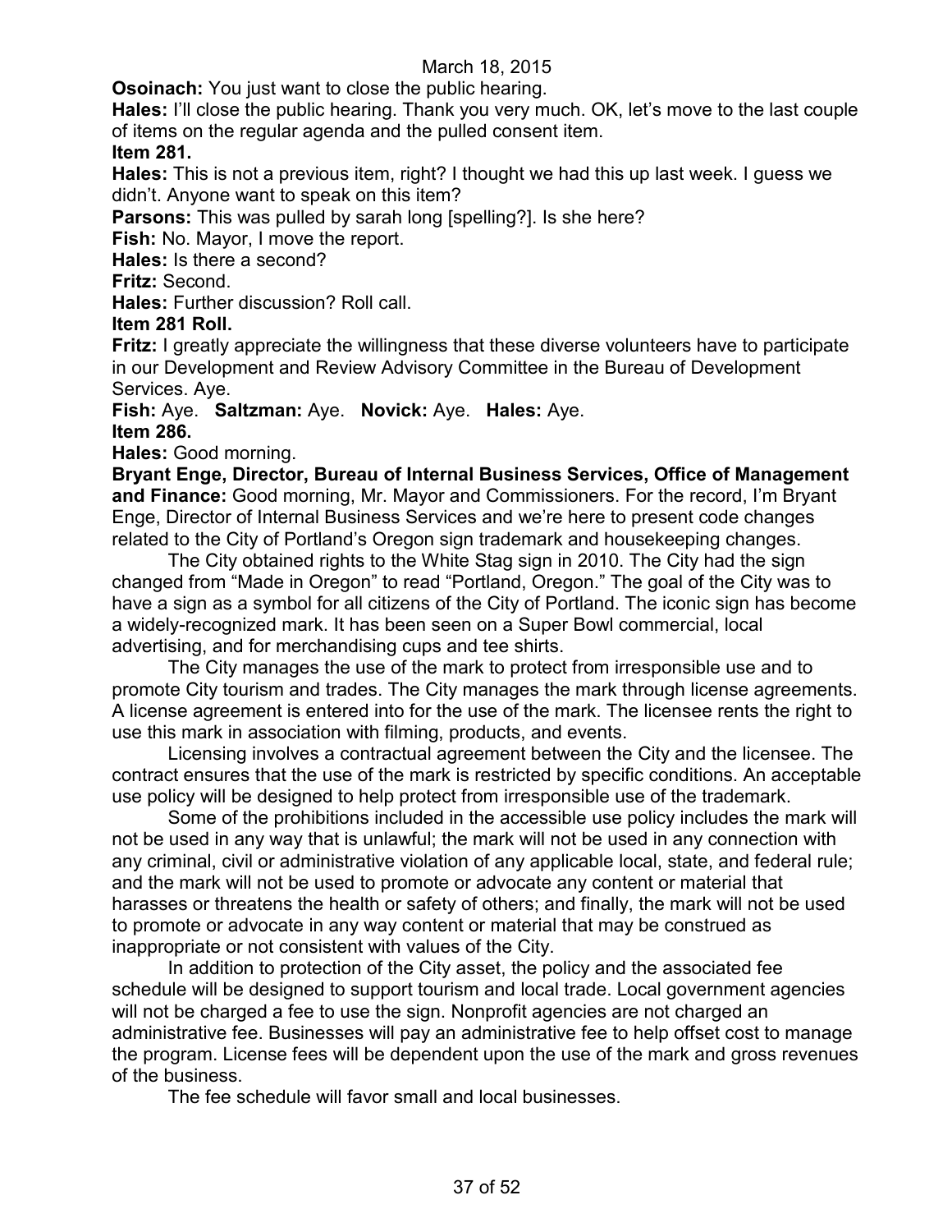**Osoinach:** You just want to close the public hearing.

**Hales:** I'll close the public hearing. Thank you very much. OK, let's move to the last couple of items on the regular agenda and the pulled consent item.

**Item 281.**

**Hales:** This is not a previous item, right? I thought we had this up last week. I guess we didn't. Anyone want to speak on this item?

**Parsons:** This was pulled by sarah long [spelling?]. Is she here?

**Fish:** No. Mayor, I move the report.

**Hales:** Is there a second?

**Fritz:** Second.

**Hales:** Further discussion? Roll call.

**Item 281 Roll.**

**Fritz:** I greatly appreciate the willingness that these diverse volunteers have to participate in our Development and Review Advisory Committee in the Bureau of Development Services. Aye.

**Fish:** Aye. **Saltzman:** Aye. **Novick:** Aye. **Hales:** Aye.

**Item 286.**

**Hales:** Good morning.

**Bryant Enge, Director, Bureau of Internal Business Services, Office of Management and Finance:** Good morning, Mr. Mayor and Commissioners. For the record, I'm Bryant Enge, Director of Internal Business Services and we're here to present code changes related to the City of Portland's Oregon sign trademark and housekeeping changes.

The City obtained rights to the White Stag sign in 2010. The City had the sign changed from "Made in Oregon" to read "Portland, Oregon." The goal of the City was to have a sign as a symbol for all citizens of the City of Portland. The iconic sign has become a widely-recognized mark. It has been seen on a Super Bowl commercial, local advertising, and for merchandising cups and tee shirts.

The City manages the use of the mark to protect from irresponsible use and to promote City tourism and trades. The City manages the mark through license agreements. A license agreement is entered into for the use of the mark. The licensee rents the right to use this mark in association with filming, products, and events.

Licensing involves a contractual agreement between the City and the licensee. The contract ensures that the use of the mark is restricted by specific conditions. An acceptable use policy will be designed to help protect from irresponsible use of the trademark.

Some of the prohibitions included in the accessible use policy includes the mark will not be used in any way that is unlawful; the mark will not be used in any connection with any criminal, civil or administrative violation of any applicable local, state, and federal rule; and the mark will not be used to promote or advocate any content or material that harasses or threatens the health or safety of others; and finally, the mark will not be used to promote or advocate in any way content or material that may be construed as inappropriate or not consistent with values of the City.

In addition to protection of the City asset, the policy and the associated fee schedule will be designed to support tourism and local trade. Local government agencies will not be charged a fee to use the sign. Nonprofit agencies are not charged an administrative fee. Businesses will pay an administrative fee to help offset cost to manage the program. License fees will be dependent upon the use of the mark and gross revenues of the business.

The fee schedule will favor small and local businesses.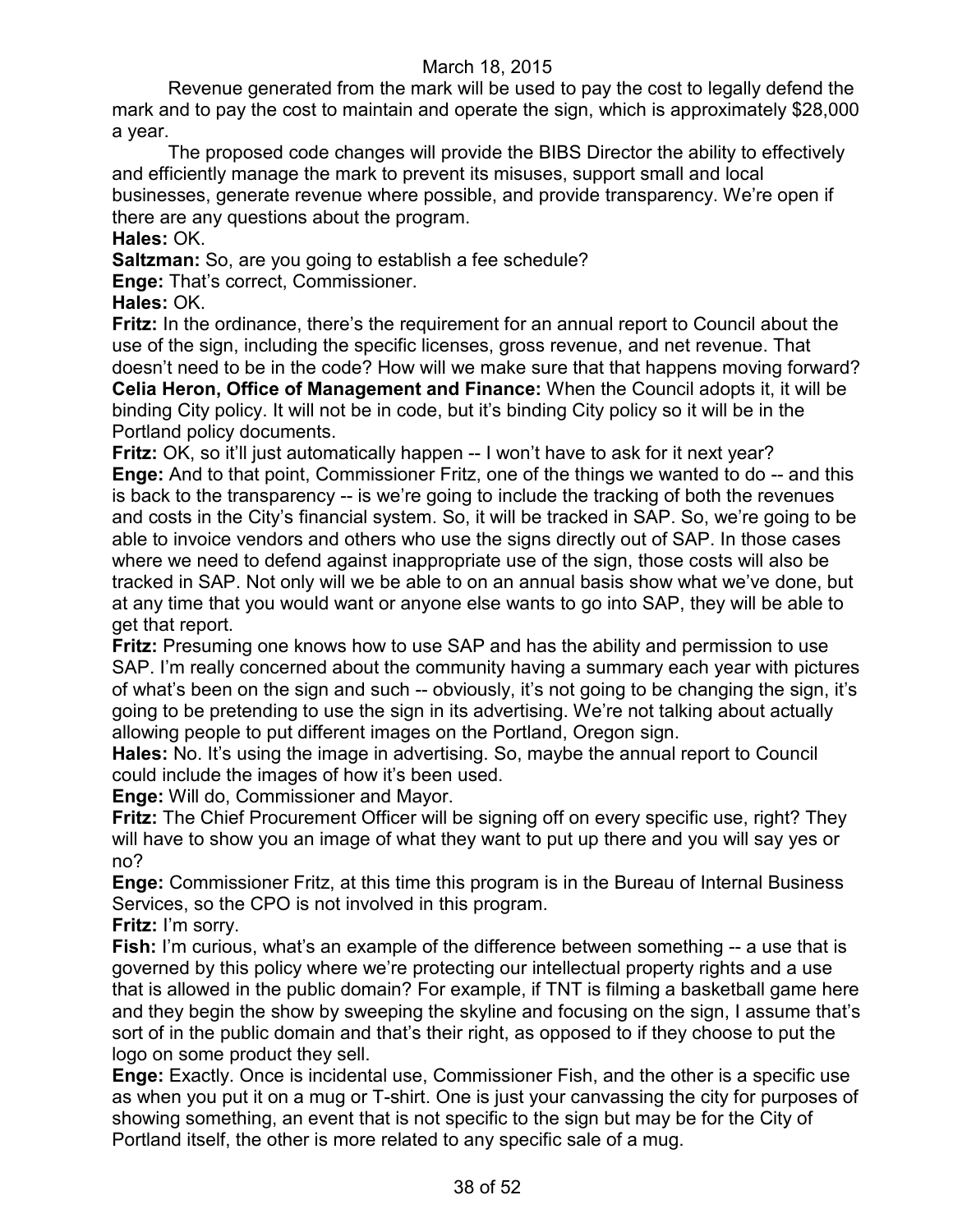Revenue generated from the mark will be used to pay the cost to legally defend the mark and to pay the cost to maintain and operate the sign, which is approximately $28,000 a year.

The proposed code changes will provide the BIBS Director the ability to effectively and efficiently manage the mark to prevent its misuses, support small and local businesses, generate revenue where possible, and provide transparency. We're open if there are any questions about the program.

**Hales:** OK.

**Saltzman:** So, are you going to establish a fee schedule?

**Enge:** That's correct, Commissioner.

**Hales:** OK.

**Fritz:** In the ordinance, there's the requirement for an annual report to Council about the use of the sign, including the specific licenses, gross revenue, and net revenue. That doesn't need to be in the code? How will we make sure that that happens moving forward?

**Celia Heron, Office of Management and Finance:** When the Council adopts it, it will be binding City policy. It will not be in code, but it's binding City policy so it will be in the Portland policy documents.

**Fritz:** OK, so it'll just automatically happen -- I won't have to ask for it next year?

**Enge:** And to that point, Commissioner Fritz, one of the things we wanted to do -- and this is back to the transparency -- is we're going to include the tracking of both the revenues and costs in the City's financial system. So, it will be tracked in SAP. So, we're going to be able to invoice vendors and others who use the signs directly out of SAP. In those cases where we need to defend against inappropriate use of the sign, those costs will also be tracked in SAP. Not only will we be able to on an annual basis show what we've done, but at any time that you would want or anyone else wants to go into SAP, they will be able to get that report.

**Fritz:** Presuming one knows how to use SAP and has the ability and permission to use SAP. I'm really concerned about the community having a summary each year with pictures of what's been on the sign and such -- obviously, it's not going to be changing the sign, it's going to be pretending to use the sign in its advertising. We're not talking about actually allowing people to put different images on the Portland, Oregon sign.

**Hales:** No. It's using the image in advertising. So, maybe the annual report to Council could include the images of how it's been used.

**Enge:** Will do, Commissioner and Mayor.

**Fritz:** The Chief Procurement Officer will be signing off on every specific use, right? They will have to show you an image of what they want to put up there and you will say yes or no?

**Enge:** Commissioner Fritz, at this time this program is in the Bureau of Internal Business Services, so the CPO is not involved in this program.

**Fritz:** I'm sorry.

**Fish:** I'm curious, what's an example of the difference between something -- a use that is governed by this policy where we're protecting our intellectual property rights and a use that is allowed in the public domain? For example, if TNT is filming a basketball game here and they begin the show by sweeping the skyline and focusing on the sign, I assume that's sort of in the public domain and that's their right, as opposed to if they choose to put the logo on some product they sell.

**Enge:** Exactly. Once is incidental use, Commissioner Fish, and the other is a specific use as when you put it on a mug or T-shirt. One is just your canvassing the city for purposes of showing something, an event that is not specific to the sign but may be for the City of Portland itself, the other is more related to any specific sale of a mug.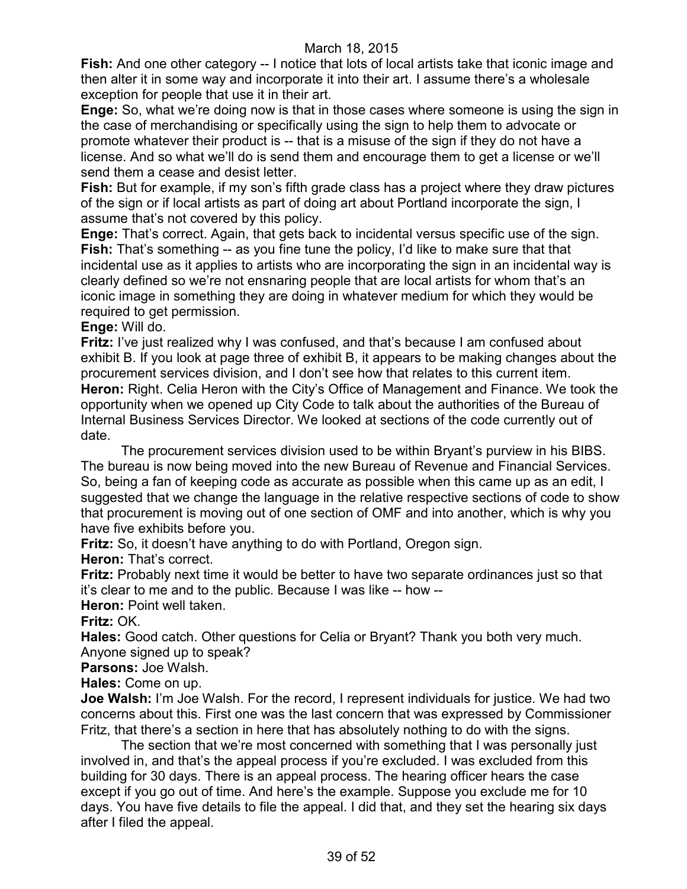**Fish:** And one other category -- I notice that lots of local artists take that iconic image and then alter it in some way and incorporate it into their art. I assume there's a wholesale exception for people that use it in their art.

**Enge:** So, what we're doing now is that in those cases where someone is using the sign in the case of merchandising or specifically using the sign to help them to advocate or promote whatever their product is -- that is a misuse of the sign if they do not have a license. And so what we'll do is send them and encourage them to get a license or we'll send them a cease and desist letter.

**Fish:** But for example, if my son's fifth grade class has a project where they draw pictures of the sign or if local artists as part of doing art about Portland incorporate the sign, I assume that's not covered by this policy.

**Enge:** That's correct. Again, that gets back to incidental versus specific use of the sign.

**Fish:** That's something -- as you fine tune the policy, I'd like to make sure that that incidental use as it applies to artists who are incorporating the sign in an incidental way is clearly defined so we're not ensnaring people that are local artists for whom that's an iconic image in something they are doing in whatever medium for which they would be required to get permission.

**Enge:** Will do.

**Fritz:** I've just realized why I was confused, and that's because I am confused about exhibit B. If you look at page three of exhibit B, it appears to be making changes about the procurement services division, and I don't see how that relates to this current item.

**Heron:** Right. Celia Heron with the City's Office of Management and Finance. We took the opportunity when we opened up City Code to talk about the authorities of the Bureau of Internal Business Services Director. We looked at sections of the code currently out of date.

The procurement services division used to be within Bryant's purview in his BIBS. The bureau is now being moved into the new Bureau of Revenue and Financial Services. So, being a fan of keeping code as accurate as possible when this came up as an edit, I suggested that we change the language in the relative respective sections of code to show that procurement is moving out of one section of OMF and into another, which is why you have five exhibits before you.

**Fritz:** So, it doesn't have anything to do with Portland, Oregon sign.

**Heron:** That's correct.

**Fritz:** Probably next time it would be better to have two separate ordinances just so that it's clear to me and to the public. Because I was like -- how --

**Heron:** Point well taken.

**Fritz:** OK.

**Hales:** Good catch. Other questions for Celia or Bryant? Thank you both very much. Anyone signed up to speak?

**Parsons:** Joe Walsh.

**Hales:** Come on up.

**Joe Walsh:** I'm Joe Walsh. For the record, I represent individuals for justice. We had two concerns about this. First one was the last concern that was expressed by Commissioner Fritz, that there's a section in here that has absolutely nothing to do with the signs.

The section that we're most concerned with something that I was personally just involved in, and that's the appeal process if you're excluded. I was excluded from this building for 30 days. There is an appeal process. The hearing officer hears the case except if you go out of time. And here's the example. Suppose you exclude me for 10 days. You have five details to file the appeal. I did that, and they set the hearing six days after I filed the appeal.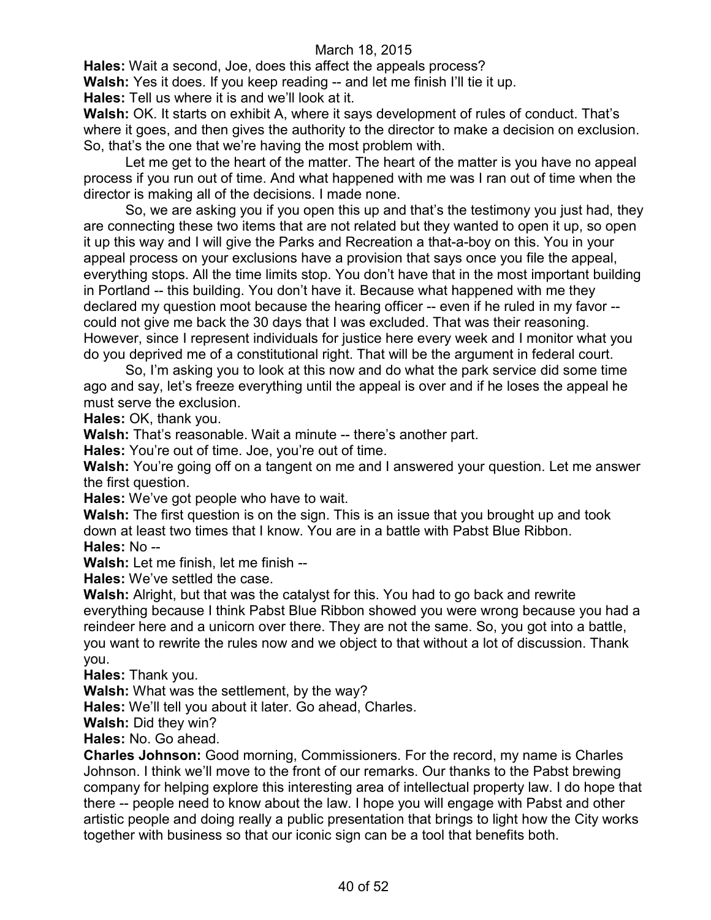**Hales:** Wait a second, Joe, does this affect the appeals process?

**Walsh:** Yes it does. If you keep reading -- and let me finish I'll tie it up.

**Hales:** Tell us where it is and we'll look at it.

**Walsh:** OK. It starts on exhibit A, where it says development of rules of conduct. That's where it goes, and then gives the authority to the director to make a decision on exclusion. So, that's the one that we're having the most problem with.

Let me get to the heart of the matter. The heart of the matter is you have no appeal process if you run out of time. And what happened with me was I ran out of time when the director is making all of the decisions. I made none.

So, we are asking you if you open this up and that's the testimony you just had, they are connecting these two items that are not related but they wanted to open it up, so open it up this way and I will give the Parks and Recreation a that-a-boy on this. You in your appeal process on your exclusions have a provision that says once you file the appeal, everything stops. All the time limits stop. You don't have that in the most important building in Portland -- this building. You don't have it. Because what happened with me they declared my question moot because the hearing officer -- even if he ruled in my favor -- could not give me back the 30 days that I was excluded. That was their reasoning. However, since I represent individuals for justice here every week and I monitor what you do you deprived me of a constitutional right. That will be the argument in federal court.

So, I'm asking you to look at this now and do what the park service did some time ago and say, let's freeze everything until the appeal is over and if he loses the appeal he must serve the exclusion.

**Hales:** OK, thank you.

**Walsh:** That's reasonable. Wait a minute -- there's another part.

**Hales:** You're out of time. Joe, you're out of time.

**Walsh:** You're going off on a tangent on me and I answered your question. Let me answer the first question.

**Hales:** We've got people who have to wait.

**Walsh:** The first question is on the sign. This is an issue that you brought up and took down at least two times that I know. You are in a battle with Pabst Blue Ribbon.

**Hales:** No --

**Walsh:** Let me finish, let me finish --

**Hales:** We've settled the case.

**Walsh:** Alright, but that was the catalyst for this. You had to go back and rewrite everything because I think Pabst Blue Ribbon showed you were wrong because you had a reindeer here and a unicorn over there. They are not the same. So, you got into a battle, you want to rewrite the rules now and we object to that without a lot of discussion. Thank you.

**Hales:** Thank you.

**Walsh:** What was the settlement, by the way?

**Hales:** We'll tell you about it later. Go ahead, Charles.

**Walsh:** Did they win?

**Hales:** No. Go ahead.

**Charles Johnson:** Good morning, Commissioners. For the record, my name is Charles Johnson. I think we'll move to the front of our remarks. Our thanks to the Pabst brewing company for helping explore this interesting area of intellectual property law. I do hope that there -- people need to know about the law. I hope you will engage with Pabst and other artistic people and doing really a public presentation that brings to light how the City works together with business so that our iconic sign can be a tool that benefits both.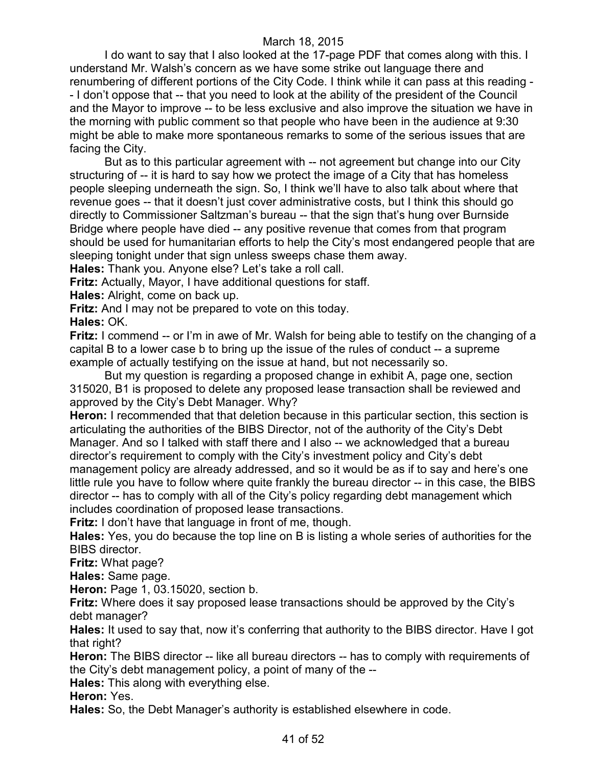I do want to say that I also looked at the 17-page PDF that comes along with this. I understand Mr. Walsh's concern as we have some strike out language there and renumbering of different portions of the City Code. I think while it can pass at this reading -- I don't oppose that -- that you need to look at the ability of the president of the Council and the Mayor to improve -- to be less exclusive and also improve the situation we have in the morning with public comment so that people who have been in the audience at 9:30 might be able to make more spontaneous remarks to some of the serious issues that are facing the City.

But as to this particular agreement with -- not agreement but change into our City structuring of -- it is hard to say how we protect the image of a City that has homeless people sleeping underneath the sign. So, I think we'll have to also talk about where that revenue goes -- that it doesn't just cover administrative costs, but I think this should go directly to Commissioner Saltzman's bureau -- that the sign that's hung over Burnside Bridge where people have died -- any positive revenue that comes from that program should be used for humanitarian efforts to help the City's most endangered people that are sleeping tonight under that sign unless sweeps chase them away.

**Hales:** Thank you. Anyone else? Let's take a roll call.

**Fritz:** Actually, Mayor, I have additional questions for staff.

**Hales:** Alright, come on back up.

**Fritz:** And I may not be prepared to vote on this today.

**Hales:** OK.

**Fritz:** I commend -- or I'm in awe of Mr. Walsh for being able to testify on the changing of a capital B to a lower case b to bring up the issue of the rules of conduct -- a supreme example of actually testifying on the issue at hand, but not necessarily so.

But my question is regarding a proposed change in exhibit A, page one, section 315020, B1 is proposed to delete any proposed lease transaction shall be reviewed and approved by the City's Debt Manager. Why?

**Heron:** I recommended that that deletion because in this particular section, this section is articulating the authorities of the BIBS Director, not of the authority of the City's Debt Manager. And so I talked with staff there and I also -- we acknowledged that a bureau director's requirement to comply with the City's investment policy and City's debt management policy are already addressed, and so it would be as if to say and here's one little rule you have to follow where quite frankly the bureau director -- in this case, the BIBS director -- has to comply with all of the City's policy regarding debt management which includes coordination of proposed lease transactions.

**Fritz:** I don't have that language in front of me, though.

**Hales:** Yes, you do because the top line on B is listing a whole series of authorities for the BIBS director.

**Fritz:** What page?

**Hales:** Same page.

**Heron:** Page 1, 03.15020, section b.

**Fritz:** Where does it say proposed lease transactions should be approved by the City's debt manager?

**Hales:** It used to say that, now it's conferring that authority to the BIBS director. Have I got that right?

**Heron:** The BIBS director -- like all bureau directors -- has to comply with requirements of the City's debt management policy, a point of many of the --

**Hales:** This along with everything else.

**Heron:** Yes.

**Hales:** So, the Debt Manager's authority is established elsewhere in code.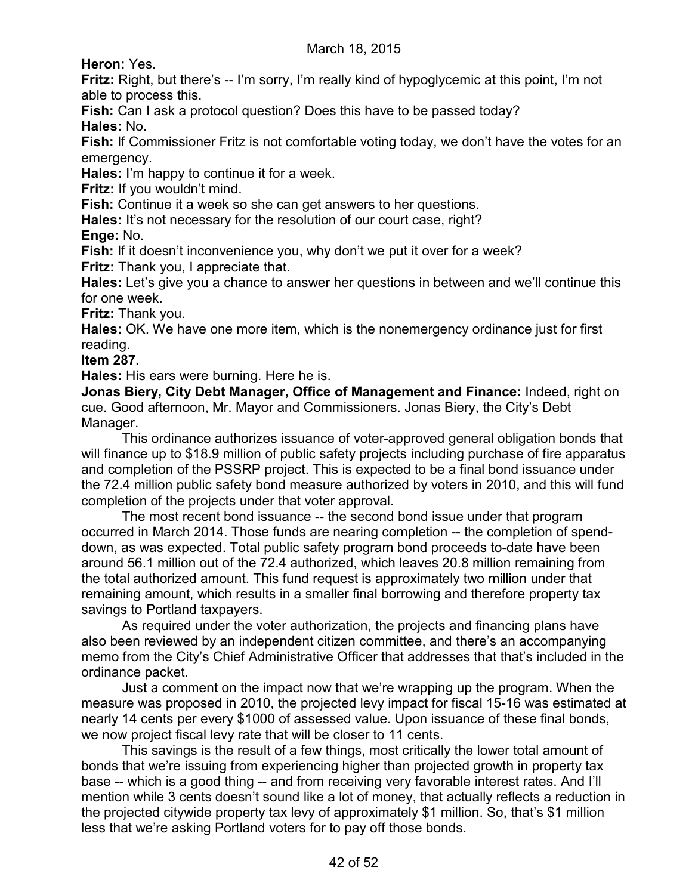**Heron:** Yes.

**Fritz:** Right, but there's -- I'm sorry, I'm really kind of hypoglycemic at this point, I'm not able to process this.

**Fish:** Can I ask a protocol question? Does this have to be passed today?

**Hales:** No.

**Fish:** If Commissioner Fritz is not comfortable voting today, we don't have the votes for an emergency.

**Hales:** I'm happy to continue it for a week.

**Fritz:** If you wouldn't mind.

**Fish:** Continue it a week so she can get answers to her questions.

**Hales:** It's not necessary for the resolution of our court case, right?

**Enge:** No.

**Fish:** If it doesn't inconvenience you, why don't we put it over for a week?

**Fritz:** Thank you, I appreciate that.

**Hales:** Let's give you a chance to answer her questions in between and we'll continue this for one week.

**Fritz:** Thank you.

**Hales:** OK. We have one more item, which is the nonemergency ordinance just for first reading.

**Item 287.**

**Hales:** His ears were burning. Here he is.

**Jonas Biery, City Debt Manager, Office of Management and Finance:** Indeed, right on cue. Good afternoon, Mr. Mayor and Commissioners. Jonas Biery, the City's Debt Manager.

This ordinance authorizes issuance of voter-approved general obligation bonds that will finance up to $18.9 million of public safety projects including purchase of fire apparatus and completion of the PSSRP project. This is expected to be a final bond issuance under the 72.4 million public safety bond measure authorized by voters in 2010, and this will fund completion of the projects under that voter approval.

The most recent bond issuance -- the second bond issue under that program occurred in March 2014. Those funds are nearing completion -- the completion of spend-down, as was expected. Total public safety program bond proceeds to-date have been around 56.1 million out of the 72.4 authorized, which leaves 20.8 million remaining from the total authorized amount. This fund request is approximately two million under that remaining amount, which results in a smaller final borrowing and therefore property tax savings to Portland taxpayers.

As required under the voter authorization, the projects and financing plans have also been reviewed by an independent citizen committee, and there's an accompanying memo from the City's Chief Administrative Officer that addresses that that's included in the ordinance packet.

Just a comment on the impact now that we're wrapping up the program. When the measure was proposed in 2010, the projected levy impact for fiscal 15-16 was estimated at nearly 14 cents per every $1000 of assessed value. Upon issuance of these final bonds, we now project fiscal levy rate that will be closer to 11 cents.

This savings is the result of a few things, most critically the lower total amount of bonds that we're issuing from experiencing higher than projected growth in property tax base -- which is a good thing -- and from receiving very favorable interest rates. And I'll mention while 3 cents doesn't sound like a lot of money, that actually reflects a reduction in the projected citywide property tax levy of approximately $1 million. So, that's $1 million less that we're asking Portland voters for to pay off those bonds.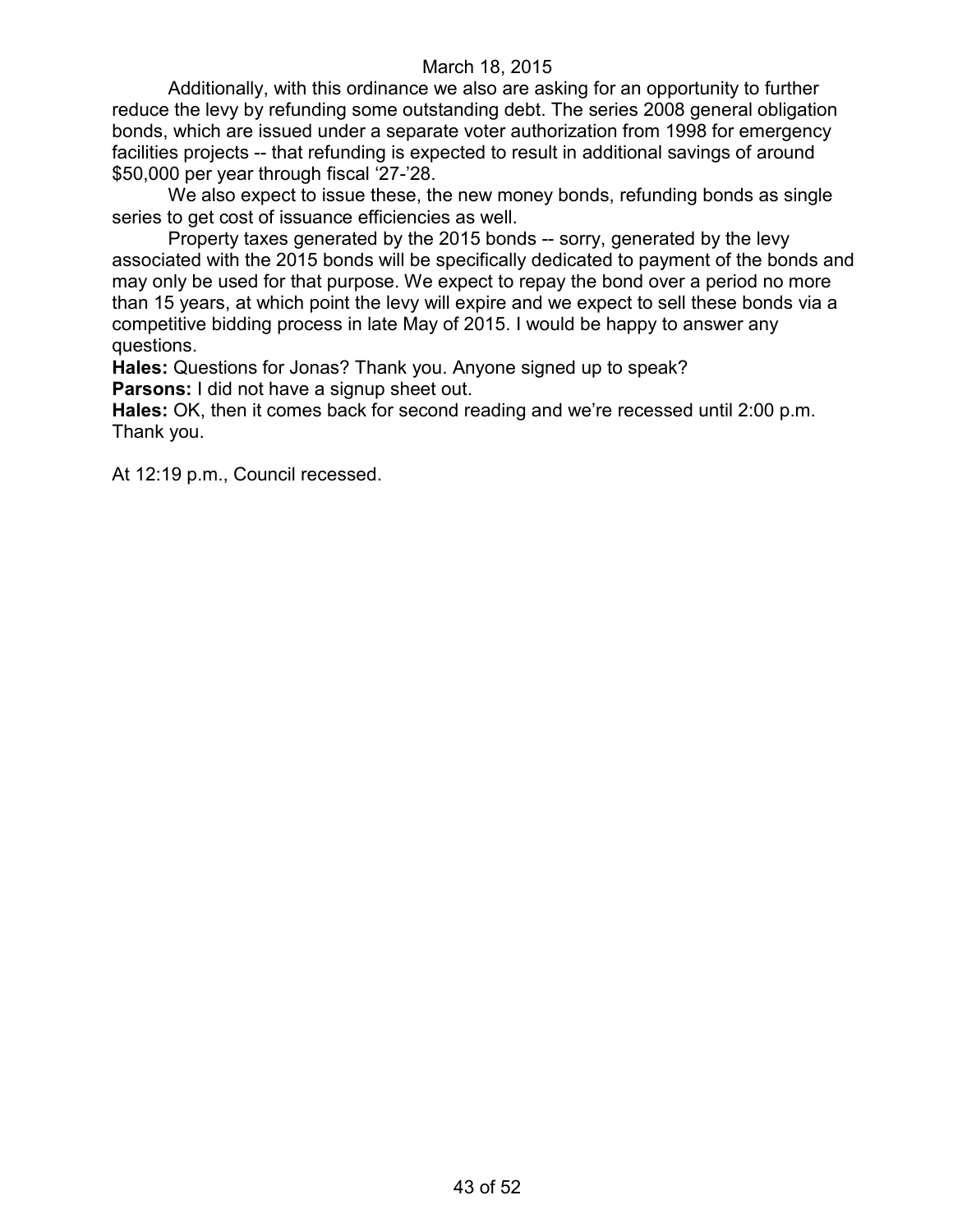Additionally, with this ordinance we also are asking for an opportunity to further reduce the levy by refunding some outstanding debt. The series 2008 general obligation bonds, which are issued under a separate voter authorization from 1998 for emergency facilities projects -- that refunding is expected to result in additional savings of around $50,000 per year through fiscal '27-'28.

We also expect to issue these, the new money bonds, refunding bonds as single series to get cost of issuance efficiencies as well.

Property taxes generated by the 2015 bonds -- sorry, generated by the levy associated with the 2015 bonds will be specifically dedicated to payment of the bonds and may only be used for that purpose. We expect to repay the bond over a period no more than 15 years, at which point the levy will expire and we expect to sell these bonds via a competitive bidding process in late May of 2015. I would be happy to answer any questions.

**Hales:** Questions for Jonas? Thank you. Anyone signed up to speak?

**Parsons:** I did not have a signup sheet out.

**Hales:** OK, then it comes back for second reading and we're recessed until 2:00 p.m. Thank you.

At 12:19 p.m., Council recessed.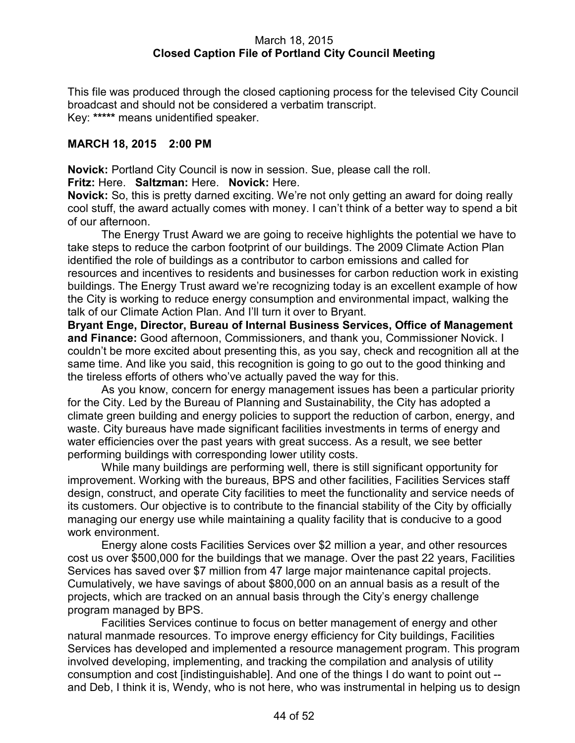March 18, 2015
**Closed Caption File of Portland City Council Meeting**

This file was produced through the closed captioning process for the televised City Council broadcast and should not be considered a verbatim transcript.
Key: ***** means unidentified speaker.

**MARCH 18, 2015 2:00 PM**

**Novick:** Portland City Council is now in session. Sue, please call the roll.
**Fritz:** Here. **Saltzman:** Here. **Novick:** Here.
**Novick:** So, this is pretty darned exciting. We're not only getting an award for doing really cool stuff, the award actually comes with money. I can't think of a better way to spend a bit of our afternoon.

The Energy Trust Award we are going to receive highlights the potential we have to take steps to reduce the carbon footprint of our buildings. The 2009 Climate Action Plan identified the role of buildings as a contributor to carbon emissions and called for resources and incentives to residents and businesses for carbon reduction work in existing buildings. The Energy Trust award we're recognizing today is an excellent example of how the City is working to reduce energy consumption and environmental impact, walking the talk of our Climate Action Plan. And I'll turn it over to Bryant.
**Bryant Enge, Director, Bureau of Internal Business Services, Office of Management and Finance:** Good afternoon, Commissioners, and thank you, Commissioner Novick. I couldn't be more excited about presenting this, as you say, check and recognition all at the same time. And like you said, this recognition is going to go out to the good thinking and the tireless efforts of others who've actually paved the way for this.

As you know, concern for energy management issues has been a particular priority for the City. Led by the Bureau of Planning and Sustainability, the City has adopted a climate green building and energy policies to support the reduction of carbon, energy, and waste. City bureaus have made significant facilities investments in terms of energy and water efficiencies over the past years with great success. As a result, we see better performing buildings with corresponding lower utility costs.

While many buildings are performing well, there is still significant opportunity for improvement. Working with the bureaus, BPS and other facilities, Facilities Services staff design, construct, and operate City facilities to meet the functionality and service needs of its customers. Our objective is to contribute to the financial stability of the City by officially managing our energy use while maintaining a quality facility that is conducive to a good work environment.

Energy alone costs Facilities Services over $2 million a year, and other resources cost us over $500,000 for the buildings that we manage. Over the past 22 years, Facilities Services has saved over $7 million from 47 large major maintenance capital projects. Cumulatively, we have savings of about $800,000 on an annual basis as a result of the projects, which are tracked on an annual basis through the City's energy challenge program managed by BPS.

Facilities Services continue to focus on better management of energy and other natural manmade resources. To improve energy efficiency for City buildings, Facilities Services has developed and implemented a resource management program. This program involved developing, implementing, and tracking the compilation and analysis of utility consumption and cost [indistinguishable]. And one of the things I do want to point out -- and Deb, I think it is, Wendy, who is not here, who was instrumental in helping us to design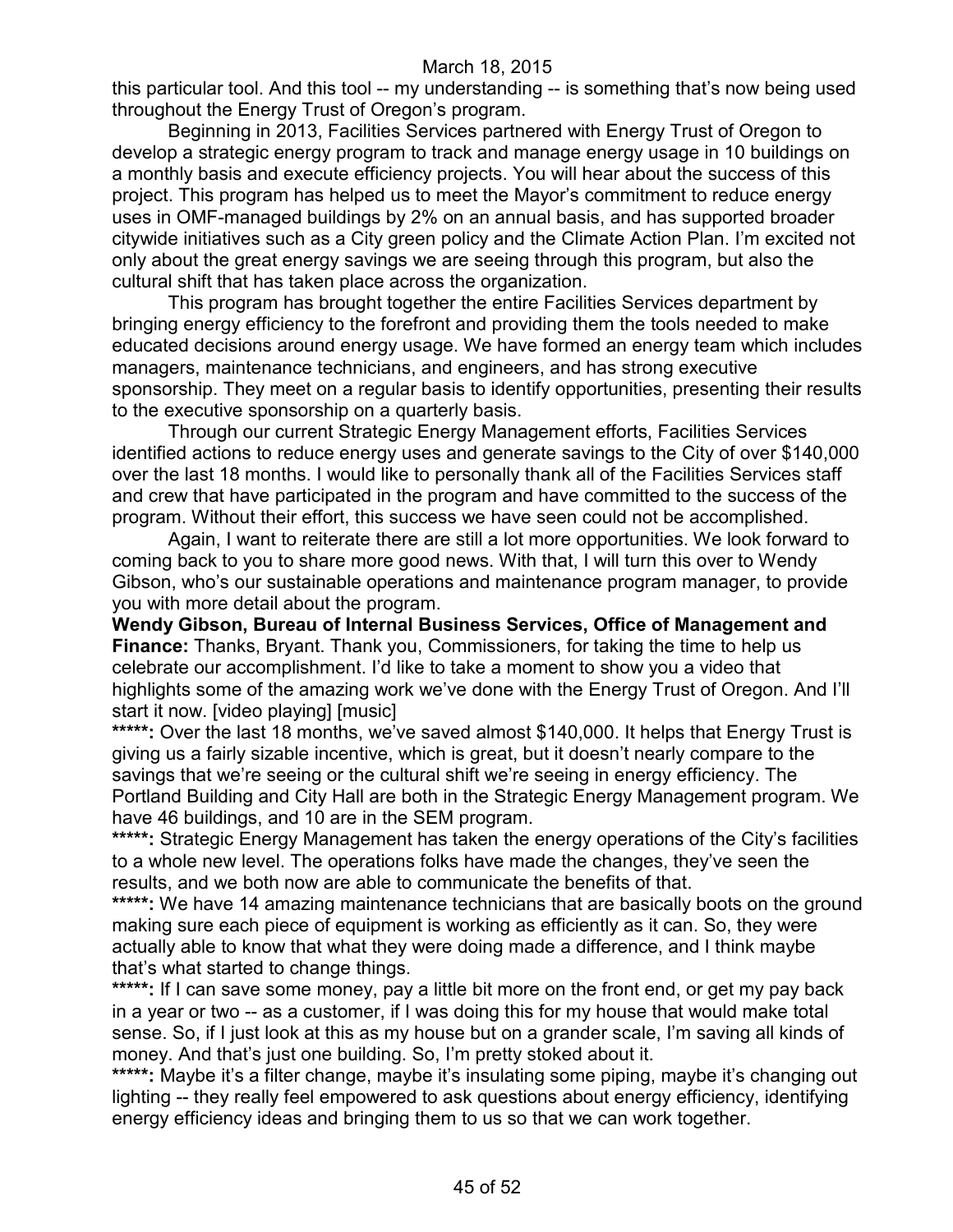this particular tool. And this tool -- my understanding -- is something that's now being used throughout the Energy Trust of Oregon's program.

Beginning in 2013, Facilities Services partnered with Energy Trust of Oregon to develop a strategic energy program to track and manage energy usage in 10 buildings on a monthly basis and execute efficiency projects. You will hear about the success of this project. This program has helped us to meet the Mayor's commitment to reduce energy uses in OMF-managed buildings by 2% on an annual basis, and has supported broader citywide initiatives such as a City green policy and the Climate Action Plan. I'm excited not only about the great energy savings we are seeing through this program, but also the cultural shift that has taken place across the organization.

This program has brought together the entire Facilities Services department by bringing energy efficiency to the forefront and providing them the tools needed to make educated decisions around energy usage. We have formed an energy team which includes managers, maintenance technicians, and engineers, and has strong executive sponsorship. They meet on a regular basis to identify opportunities, presenting their results to the executive sponsorship on a quarterly basis.

Through our current Strategic Energy Management efforts, Facilities Services identified actions to reduce energy uses and generate savings to the City of over $140,000 over the last 18 months. I would like to personally thank all of the Facilities Services staff and crew that have participated in the program and have committed to the success of the program. Without their effort, this success we have seen could not be accomplished.

Again, I want to reiterate there are still a lot more opportunities. We look forward to coming back to you to share more good news. With that, I will turn this over to Wendy Gibson, who's our sustainable operations and maintenance program manager, to provide you with more detail about the program.

**Wendy Gibson, Bureau of Internal Business Services, Office of Management and Finance:** Thanks, Bryant. Thank you, Commissioners, for taking the time to help us celebrate our accomplishment. I'd like to take a moment to show you a video that highlights some of the amazing work we've done with the Energy Trust of Oregon. And I'll start it now. [video playing] [music]

**\*\*\*\*\*:** Over the last 18 months, we've saved almost $140,000. It helps that Energy Trust is giving us a fairly sizable incentive, which is great, but it doesn't nearly compare to the savings that we're seeing or the cultural shift we're seeing in energy efficiency. The Portland Building and City Hall are both in the Strategic Energy Management program. We have 46 buildings, and 10 are in the SEM program.

**\*\*\*\*\*:** Strategic Energy Management has taken the energy operations of the City's facilities to a whole new level. The operations folks have made the changes, they've seen the results, and we both now are able to communicate the benefits of that.

**\*\*\*\*\*:** We have 14 amazing maintenance technicians that are basically boots on the ground making sure each piece of equipment is working as efficiently as it can. So, they were actually able to know that what they were doing made a difference, and I think maybe that's what started to change things.

**\*\*\*\*\*:** If I can save some money, pay a little bit more on the front end, or get my pay back in a year or two -- as a customer, if I was doing this for my house that would make total sense. So, if I just look at this as my house but on a grander scale, I'm saving all kinds of money. And that's just one building. So, I'm pretty stoked about it.

**\*\*\*\*\*:** Maybe it's a filter change, maybe it's insulating some piping, maybe it's changing out lighting -- they really feel empowered to ask questions about energy efficiency, identifying energy efficiency ideas and bringing them to us so that we can work together.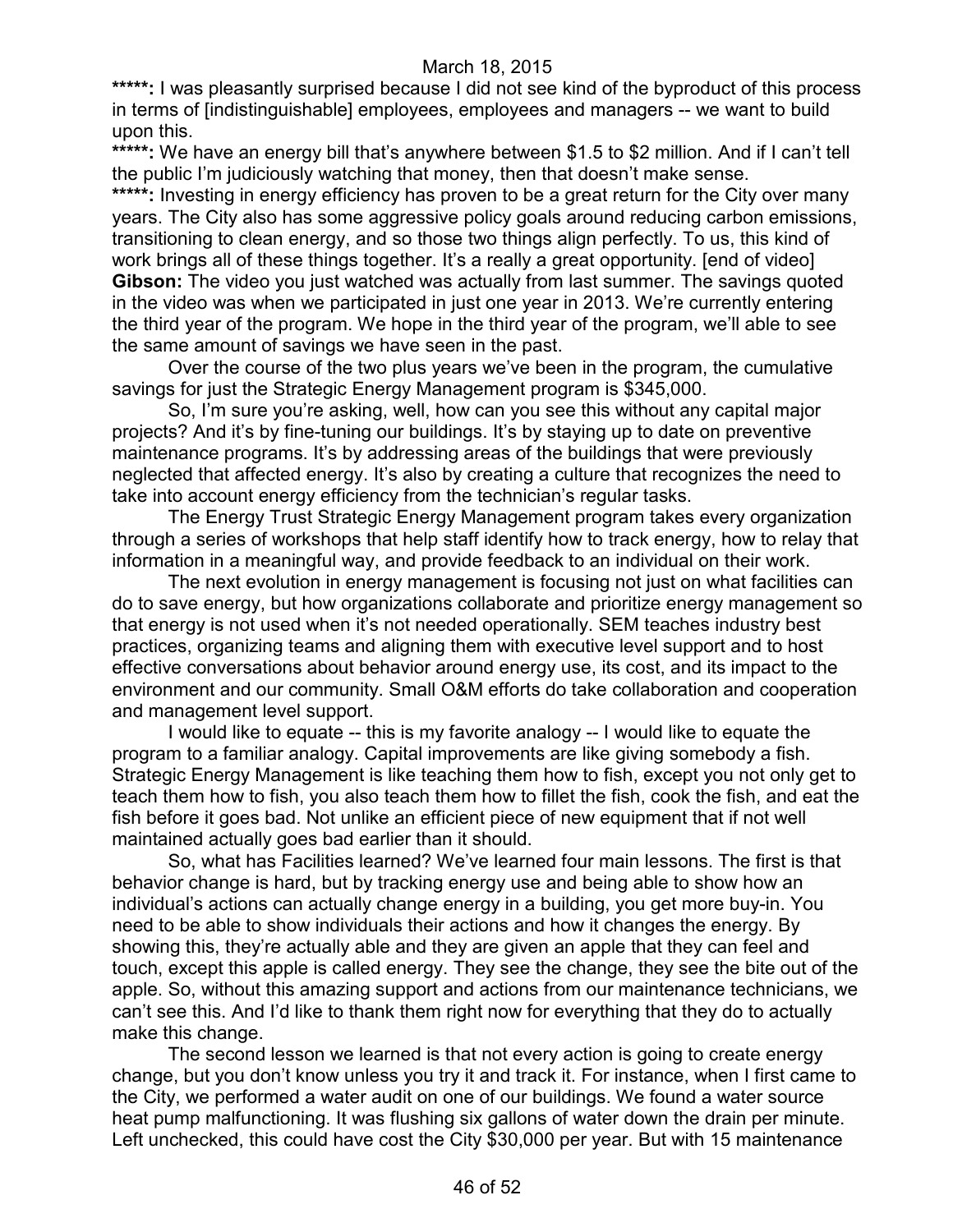**\*\*\*\*\*:** I was pleasantly surprised because I did not see kind of the byproduct of this process in terms of [indistinguishable] employees, employees and managers -- we want to build upon this.

**\*\*\*\*\*:** We have an energy bill that's anywhere between $1.5 to $2 million. And if I can't tell the public I'm judiciously watching that money, then that doesn't make sense.

**\*\*\*\*\*:** Investing in energy efficiency has proven to be a great return for the City over many years. The City also has some aggressive policy goals around reducing carbon emissions, transitioning to clean energy, and so those two things align perfectly. To us, this kind of work brings all of these things together. It's a really a great opportunity. [end of video]

**Gibson:** The video you just watched was actually from last summer. The savings quoted in the video was when we participated in just one year in 2013. We're currently entering the third year of the program. We hope in the third year of the program, we'll able to see the same amount of savings we have seen in the past.

Over the course of the two plus years we've been in the program, the cumulative savings for just the Strategic Energy Management program is $345,000.

So, I'm sure you're asking, well, how can you see this without any capital major projects? And it's by fine-tuning our buildings. It's by staying up to date on preventive maintenance programs. It's by addressing areas of the buildings that were previously neglected that affected energy. It's also by creating a culture that recognizes the need to take into account energy efficiency from the technician's regular tasks.

The Energy Trust Strategic Energy Management program takes every organization through a series of workshops that help staff identify how to track energy, how to relay that information in a meaningful way, and provide feedback to an individual on their work.

The next evolution in energy management is focusing not just on what facilities can do to save energy, but how organizations collaborate and prioritize energy management so that energy is not used when it's not needed operationally. SEM teaches industry best practices, organizing teams and aligning them with executive level support and to host effective conversations about behavior around energy use, its cost, and its impact to the environment and our community. Small O&M efforts do take collaboration and cooperation and management level support.

I would like to equate -- this is my favorite analogy -- I would like to equate the program to a familiar analogy. Capital improvements are like giving somebody a fish. Strategic Energy Management is like teaching them how to fish, except you not only get to teach them how to fish, you also teach them how to fillet the fish, cook the fish, and eat the fish before it goes bad. Not unlike an efficient piece of new equipment that if not well maintained actually goes bad earlier than it should.

So, what has Facilities learned? We've learned four main lessons. The first is that behavior change is hard, but by tracking energy use and being able to show how an individual's actions can actually change energy in a building, you get more buy-in. You need to be able to show individuals their actions and how it changes the energy. By showing this, they're actually able and they are given an apple that they can feel and touch, except this apple is called energy. They see the change, they see the bite out of the apple. So, without this amazing support and actions from our maintenance technicians, we can't see this. And I'd like to thank them right now for everything that they do to actually make this change.

The second lesson we learned is that not every action is going to create energy change, but you don't know unless you try it and track it. For instance, when I first came to the City, we performed a water audit on one of our buildings. We found a water source heat pump malfunctioning. It was flushing six gallons of water down the drain per minute. Left unchecked, this could have cost the City $30,000 per year. But with 15 maintenance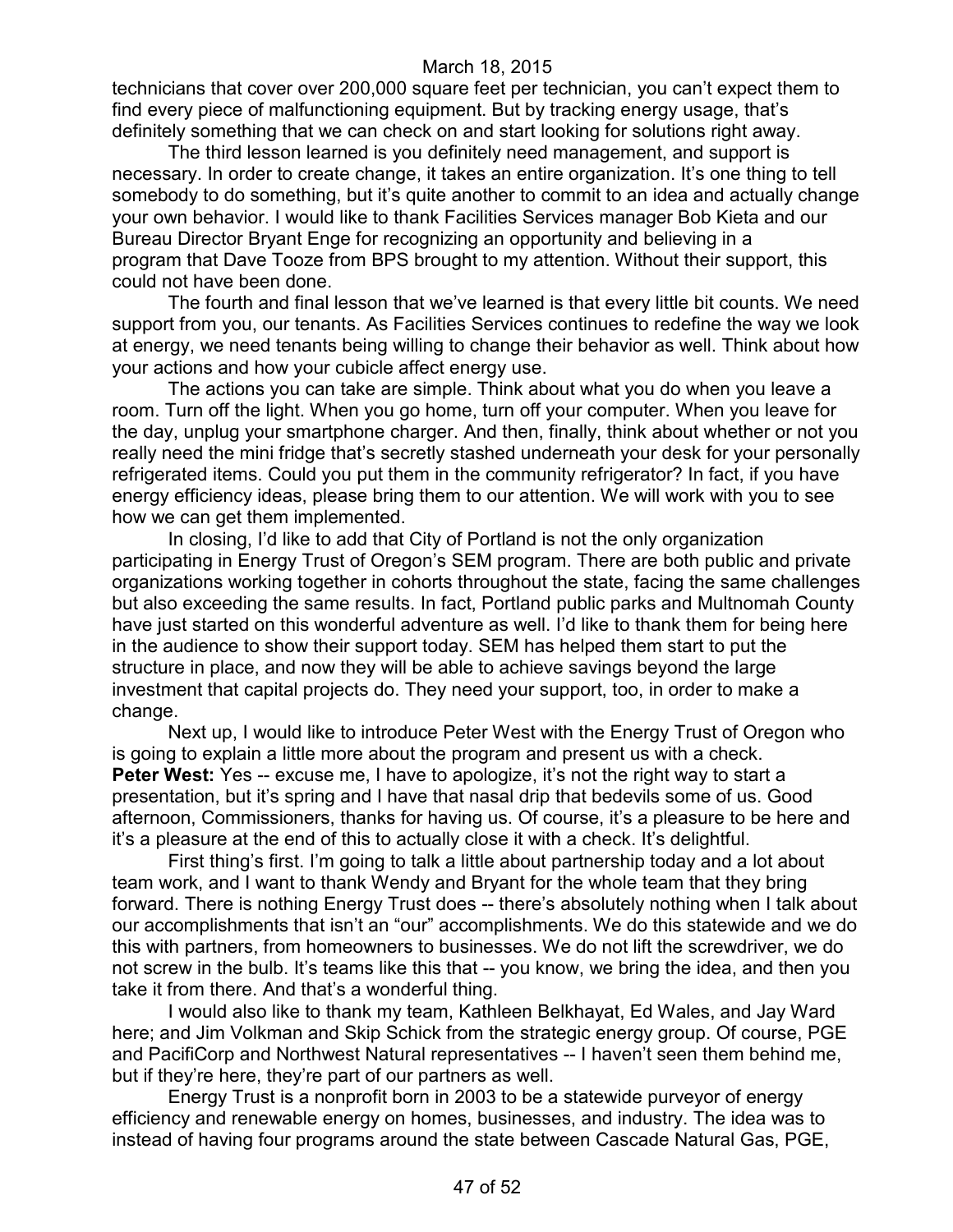technicians that cover over 200,000 square feet per technician, you can't expect them to find every piece of malfunctioning equipment. But by tracking energy usage, that's definitely something that we can check on and start looking for solutions right away.

The third lesson learned is you definitely need management, and support is necessary. In order to create change, it takes an entire organization. It's one thing to tell somebody to do something, but it's quite another to commit to an idea and actually change your own behavior. I would like to thank Facilities Services manager Bob Kieta and our Bureau Director Bryant Enge for recognizing an opportunity and believing in a program that Dave Tooze from BPS brought to my attention. Without their support, this could not have been done.

The fourth and final lesson that we've learned is that every little bit counts. We need support from you, our tenants. As Facilities Services continues to redefine the way we look at energy, we need tenants being willing to change their behavior as well. Think about how your actions and how your cubicle affect energy use.

The actions you can take are simple. Think about what you do when you leave a room. Turn off the light. When you go home, turn off your computer. When you leave for the day, unplug your smartphone charger. And then, finally, think about whether or not you really need the mini fridge that's secretly stashed underneath your desk for your personally refrigerated items. Could you put them in the community refrigerator? In fact, if you have energy efficiency ideas, please bring them to our attention. We will work with you to see how we can get them implemented.

In closing, I'd like to add that City of Portland is not the only organization participating in Energy Trust of Oregon's SEM program. There are both public and private organizations working together in cohorts throughout the state, facing the same challenges but also exceeding the same results. In fact, Portland public parks and Multnomah County have just started on this wonderful adventure as well. I'd like to thank them for being here in the audience to show their support today. SEM has helped them start to put the structure in place, and now they will be able to achieve savings beyond the large investment that capital projects do. They need your support, too, in order to make a change.

Next up, I would like to introduce Peter West with the Energy Trust of Oregon who is going to explain a little more about the program and present us with a check.

**Peter West:** Yes -- excuse me, I have to apologize, it's not the right way to start a presentation, but it's spring and I have that nasal drip that bedevils some of us. Good afternoon, Commissioners, thanks for having us. Of course, it's a pleasure to be here and it's a pleasure at the end of this to actually close it with a check. It's delightful.

First thing's first. I'm going to talk a little about partnership today and a lot about team work, and I want to thank Wendy and Bryant for the whole team that they bring forward. There is nothing Energy Trust does -- there's absolutely nothing when I talk about our accomplishments that isn't an "our" accomplishments. We do this statewide and we do this with partners, from homeowners to businesses. We do not lift the screwdriver, we do not screw in the bulb. It's teams like this that -- you know, we bring the idea, and then you take it from there. And that's a wonderful thing.

I would also like to thank my team, Kathleen Belkhayat, Ed Wales, and Jay Ward here; and Jim Volkman and Skip Schick from the strategic energy group. Of course, PGE and PacifiCorp and Northwest Natural representatives -- I haven't seen them behind me, but if they're here, they're part of our partners as well.

Energy Trust is a nonprofit born in 2003 to be a statewide purveyor of energy efficiency and renewable energy on homes, businesses, and industry. The idea was to instead of having four programs around the state between Cascade Natural Gas, PGE,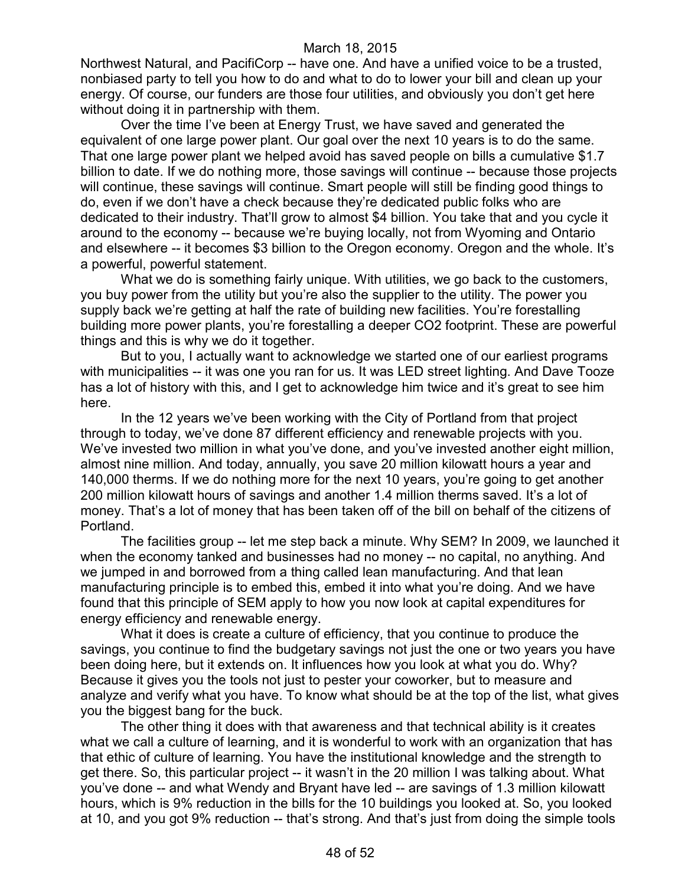Northwest Natural, and PacifiCorp -- have one. And have a unified voice to be a trusted, nonbiased party to tell you how to do and what to do to lower your bill and clean up your energy. Of course, our funders are those four utilities, and obviously you don't get here without doing it in partnership with them.

Over the time I've been at Energy Trust, we have saved and generated the equivalent of one large power plant. Our goal over the next 10 years is to do the same. That one large power plant we helped avoid has saved people on bills a cumulative $1.7 billion to date. If we do nothing more, those savings will continue -- because those projects will continue, these savings will continue. Smart people will still be finding good things to do, even if we don't have a check because they're dedicated public folks who are dedicated to their industry. That'll grow to almost $4 billion. You take that and you cycle it around to the economy -- because we're buying locally, not from Wyoming and Ontario and elsewhere -- it becomes $3 billion to the Oregon economy. Oregon and the whole. It's a powerful, powerful statement.

What we do is something fairly unique. With utilities, we go back to the customers, you buy power from the utility but you're also the supplier to the utility. The power you supply back we're getting at half the rate of building new facilities. You're forestalling building more power plants, you're forestalling a deeper $CO_2$ footprint. These are powerful things and this is why we do it together.

But to you, I actually want to acknowledge we started one of our earliest programs with municipalities -- it was one you ran for us. It was LED street lighting. And Dave Tooze has a lot of history with this, and I get to acknowledge him twice and it's great to see him here.

In the 12 years we've been working with the City of Portland from that project through to today, we've done 87 different efficiency and renewable projects with you. We've invested two million in what you've done, and you've invested another eight million, almost nine million. And today, annually, you save 20 million kilowatt hours a year and 140,000 therms. If we do nothing more for the next 10 years, you're going to get another 200 million kilowatt hours of savings and another 1.4 million therms saved. It's a lot of money. That's a lot of money that has been taken off of the bill on behalf of the citizens of Portland.

The facilities group -- let me step back a minute. Why SEM? In 2009, we launched it when the economy tanked and businesses had no money -- no capital, no anything. And we jumped in and borrowed from a thing called lean manufacturing. And that lean manufacturing principle is to embed this, embed it into what you're doing. And we have found that this principle of SEM apply to how you now look at capital expenditures for energy efficiency and renewable energy.

What it does is create a culture of efficiency, that you continue to produce the savings, you continue to find the budgetary savings not just the one or two years you have been doing here, but it extends on. It influences how you look at what you do. Why? Because it gives you the tools not just to pester your coworker, but to measure and analyze and verify what you have. To know what should be at the top of the list, what gives you the biggest bang for the buck.

The other thing it does with that awareness and that technical ability is it creates what we call a culture of learning, and it is wonderful to work with an organization that has that ethic of culture of learning. You have the institutional knowledge and the strength to get there. So, this particular project -- it wasn't in the 20 million I was talking about. What you've done -- and what Wendy and Bryant have led -- are savings of 1.3 million kilowatt hours, which is 9% reduction in the bills for the 10 buildings you looked at. So, you looked at 10, and you got 9% reduction -- that's strong. And that's just from doing the simple tools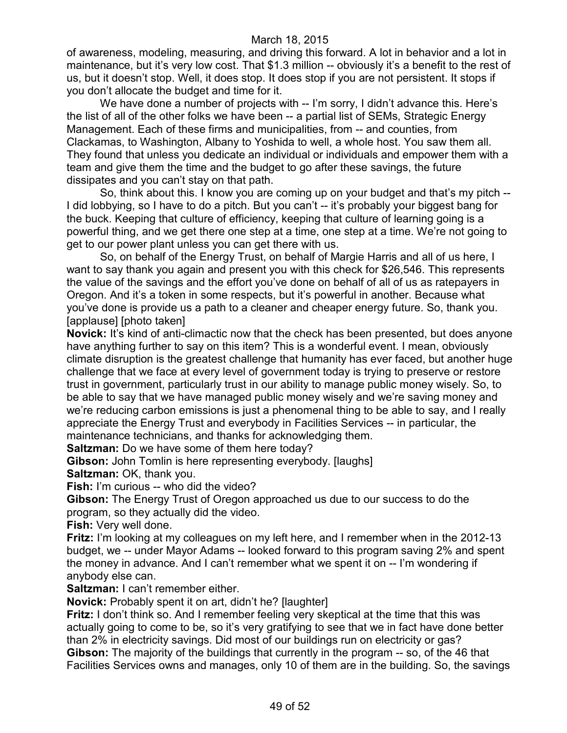of awareness, modeling, measuring, and driving this forward. A lot in behavior and a lot in maintenance, but it's very low cost. That $1.3 million -- obviously it's a benefit to the rest of us, but it doesn't stop. Well, it does stop. It does stop if you are not persistent. It stops if you don't allocate the budget and time for it.

We have done a number of projects with -- I'm sorry, I didn't advance this. Here's the list of all of the other folks we have been -- a partial list of SEMs, Strategic Energy Management. Each of these firms and municipalities, from -- and counties, from Clackamas, to Washington, Albany to Yoshida to well, a whole host. You saw them all. They found that unless you dedicate an individual or individuals and empower them with a team and give them the time and the budget to go after these savings, the future dissipates and you can't stay on that path.

So, think about this. I know you are coming up on your budget and that's my pitch -- I did lobbying, so I have to do a pitch. But you can't -- it's probably your biggest bang for the buck. Keeping that culture of efficiency, keeping that culture of learning going is a powerful thing, and we get there one step at a time, one step at a time. We're not going to get to our power plant unless you can get there with us.

So, on behalf of the Energy Trust, on behalf of Margie Harris and all of us here, I want to say thank you again and present you with this check for $26,546. This represents the value of the savings and the effort you've done on behalf of all of us as ratepayers in Oregon. And it's a token in some respects, but it's powerful in another. Because what you've done is provide us a path to a cleaner and cheaper energy future. So, thank you. [applause] [photo taken]

**Novick:** It's kind of anti-climactic now that the check has been presented, but does anyone have anything further to say on this item? This is a wonderful event. I mean, obviously climate disruption is the greatest challenge that humanity has ever faced, but another huge challenge that we face at every level of government today is trying to preserve or restore trust in government, particularly trust in our ability to manage public money wisely. So, to be able to say that we have managed public money wisely and we're saving money and we're reducing carbon emissions is just a phenomenal thing to be able to say, and I really appreciate the Energy Trust and everybody in Facilities Services -- in particular, the maintenance technicians, and thanks for acknowledging them.

**Saltzman:** Do we have some of them here today?

**Gibson:** John Tomlin is here representing everybody. [laughs]

**Saltzman:** OK, thank you.

**Fish:** I'm curious -- who did the video?

**Gibson:** The Energy Trust of Oregon approached us due to our success to do the program, so they actually did the video.

**Fish:** Very well done.

**Fritz:** I'm looking at my colleagues on my left here, and I remember when in the 2012-13 budget, we -- under Mayor Adams -- looked forward to this program saving 2% and spent the money in advance. And I can't remember what we spent it on -- I'm wondering if anybody else can.

**Saltzman:** I can't remember either.

**Novick:** Probably spent it on art, didn't he? [laughter]

**Fritz:** I don't think so. And I remember feeling very skeptical at the time that this was actually going to come to be, so it's very gratifying to see that we in fact have done better than 2% in electricity savings. Did most of our buildings run on electricity or gas?

**Gibson:** The majority of the buildings that currently in the program -- so, of the 46 that Facilities Services owns and manages, only 10 of them are in the building. So, the savings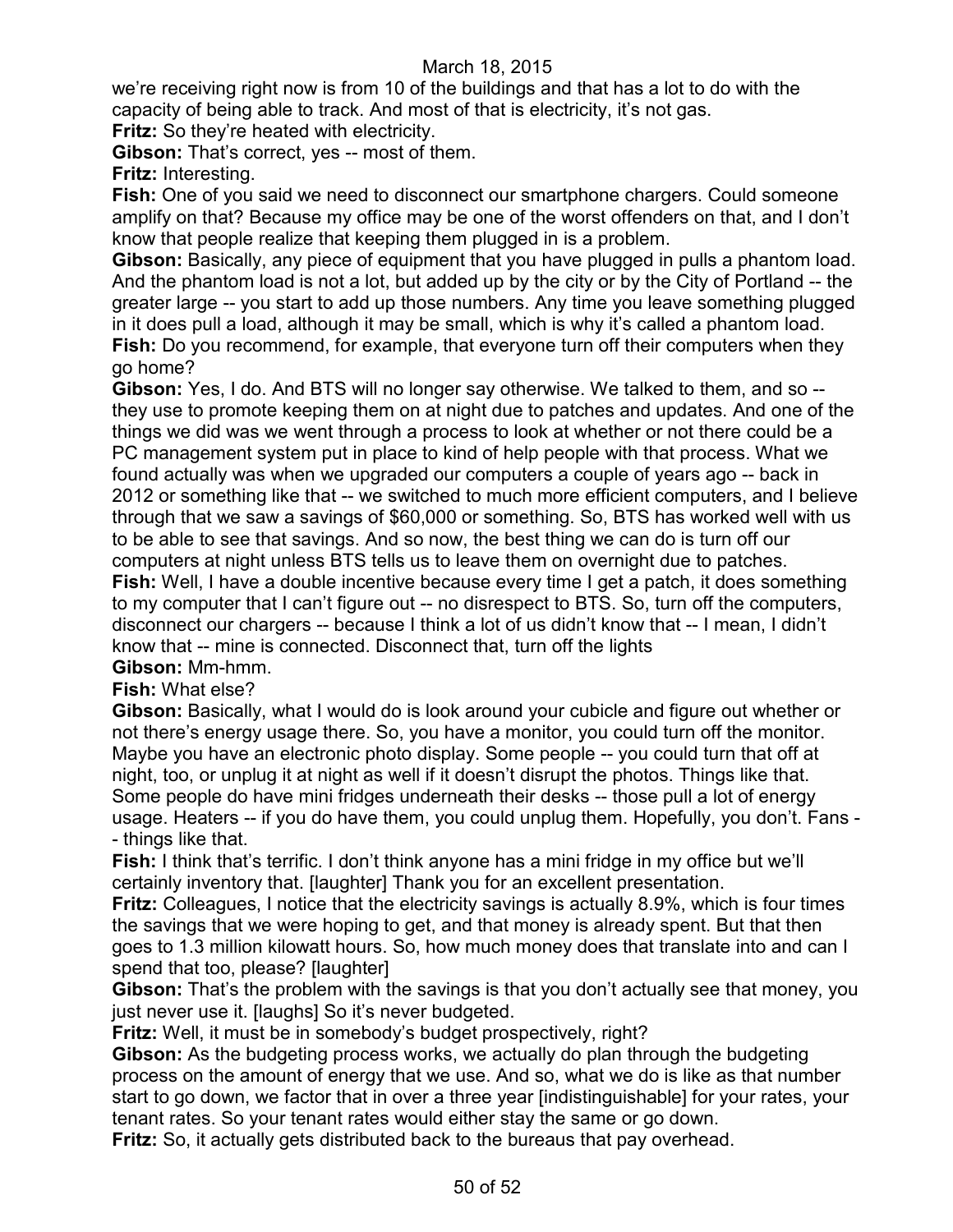we're receiving right now is from 10 of the buildings and that has a lot to do with the capacity of being able to track. And most of that is electricity, it's not gas.

**Fritz:** So they're heated with electricity.

**Gibson:** That's correct, yes -- most of them.

**Fritz:** Interesting.

**Fish:** One of you said we need to disconnect our smartphone chargers. Could someone amplify on that? Because my office may be one of the worst offenders on that, and I don't know that people realize that keeping them plugged in is a problem.

**Gibson:** Basically, any piece of equipment that you have plugged in pulls a phantom load. And the phantom load is not a lot, but added up by the city or by the City of Portland -- the greater large -- you start to add up those numbers. Any time you leave something plugged in it does pull a load, although it may be small, which is why it's called a phantom load.

**Fish:** Do you recommend, for example, that everyone turn off their computers when they go home?

**Gibson:** Yes, I do. And BTS will no longer say otherwise. We talked to them, and so -- they use to promote keeping them on at night due to patches and updates. And one of the things we did was we went through a process to look at whether or not there could be a PC management system put in place to kind of help people with that process. What we found actually was when we upgraded our computers a couple of years ago -- back in 2012 or something like that -- we switched to much more efficient computers, and I believe through that we saw a savings of $60,000 or something. So, BTS has worked well with us to be able to see that savings. And so now, the best thing we can do is turn off our computers at night unless BTS tells us to leave them on overnight due to patches.

**Fish:** Well, I have a double incentive because every time I get a patch, it does something to my computer that I can't figure out -- no disrespect to BTS. So, turn off the computers, disconnect our chargers -- because I think a lot of us didn't know that -- I mean, I didn't know that -- mine is connected. Disconnect that, turn off the lights

**Gibson:** Mm-hmm.

**Fish:** What else?

**Gibson:** Basically, what I would do is look around your cubicle and figure out whether or not there's energy usage there. So, you have a monitor, you could turn off the monitor. Maybe you have an electronic photo display. Some people -- you could turn that off at night, too, or unplug it at night as well if it doesn't disrupt the photos. Things like that. Some people do have mini fridges underneath their desks -- those pull a lot of energy usage. Heaters -- if you do have them, you could unplug them. Hopefully, you don't. Fans -- things like that.

**Fish:** I think that's terrific. I don't think anyone has a mini fridge in my office but we'll certainly inventory that. [laughter] Thank you for an excellent presentation.

**Fritz:** Colleagues, I notice that the electricity savings is actually 8.9%, which is four times the savings that we were hoping to get, and that money is already spent. But that then goes to 1.3 million kilowatt hours. So, how much money does that translate into and can I spend that too, please? [laughter]

**Gibson:** That's the problem with the savings is that you don't actually see that money, you just never use it. [laughs] So it's never budgeted.

**Fritz:** Well, it must be in somebody's budget prospectively, right?

**Gibson:** As the budgeting process works, we actually do plan through the budgeting process on the amount of energy that we use. And so, what we do is like as that number start to go down, we factor that in over a three year [indistinguishable] for your rates, your tenant rates. So your tenant rates would either stay the same or go down.

**Fritz:** So, it actually gets distributed back to the bureaus that pay overhead.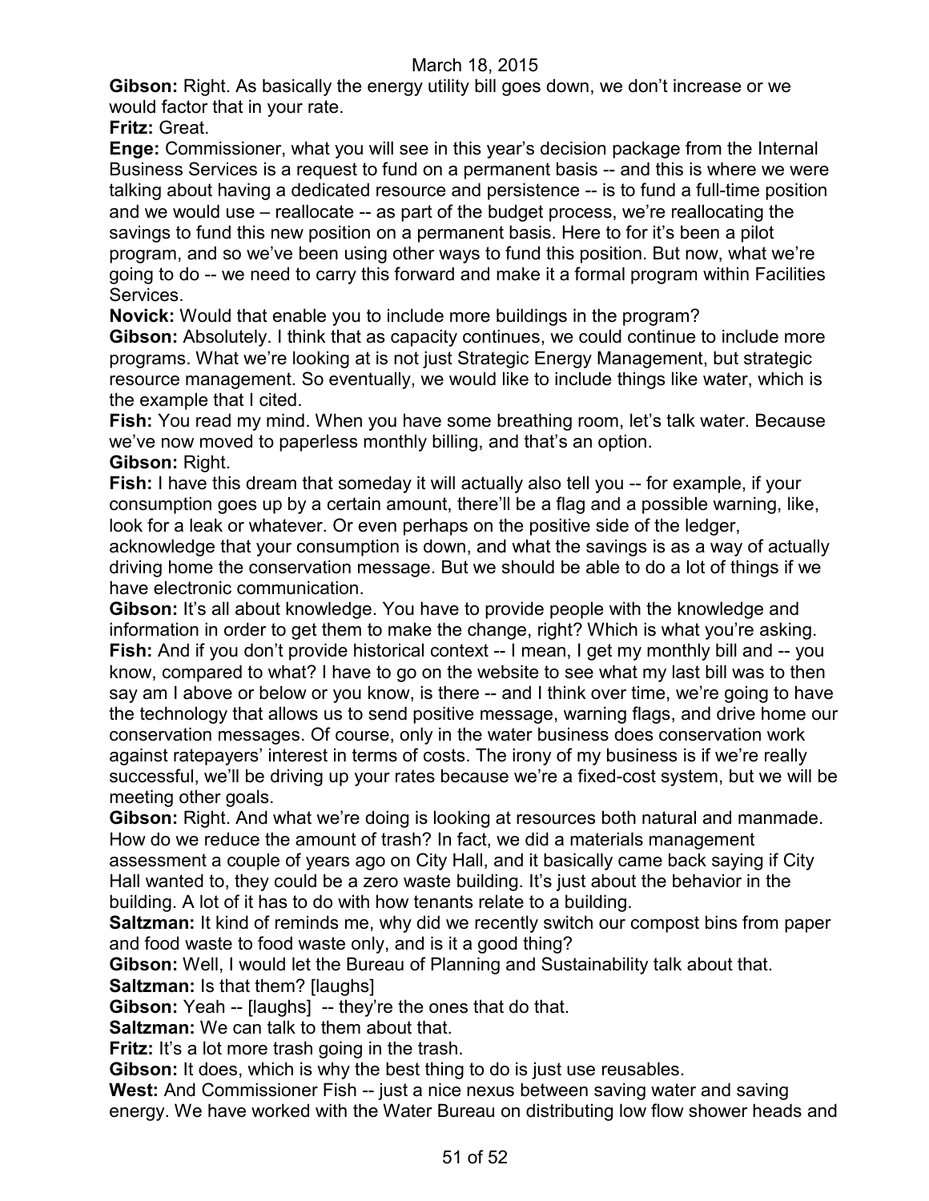**Gibson:** Right. As basically the energy utility bill goes down, we don't increase or we would factor that in your rate.

**Fritz:** Great.

**Enge:** Commissioner, what you will see in this year's decision package from the Internal Business Services is a request to fund on a permanent basis -- and this is where we were talking about having a dedicated resource and persistence -- is to fund a full-time position and we would use – reallocate -- as part of the budget process, we're reallocating the savings to fund this new position on a permanent basis. Here to for it's been a pilot program, and so we've been using other ways to fund this position. But now, what we're going to do -- we need to carry this forward and make it a formal program within Facilities Services.

**Novick:** Would that enable you to include more buildings in the program?

**Gibson:** Absolutely. I think that as capacity continues, we could continue to include more programs. What we're looking at is not just Strategic Energy Management, but strategic resource management. So eventually, we would like to include things like water, which is the example that I cited.

**Fish:** You read my mind. When you have some breathing room, let's talk water. Because we've now moved to paperless monthly billing, and that's an option.

**Gibson:** Right.

**Fish:** I have this dream that someday it will actually also tell you -- for example, if your consumption goes up by a certain amount, there'll be a flag and a possible warning, like, look for a leak or whatever. Or even perhaps on the positive side of the ledger, acknowledge that your consumption is down, and what the savings is as a way of actually driving home the conservation message. But we should be able to do a lot of things if we have electronic communication.

**Gibson:** It's all about knowledge. You have to provide people with the knowledge and information in order to get them to make the change, right? Which is what you're asking.

**Fish:** And if you don't provide historical context -- I mean, I get my monthly bill and -- you know, compared to what? I have to go on the website to see what my last bill was to then say am I above or below or you know, is there -- and I think over time, we're going to have the technology that allows us to send positive message, warning flags, and drive home our conservation messages. Of course, only in the water business does conservation work against ratepayers' interest in terms of costs. The irony of my business is if we're really successful, we'll be driving up your rates because we're a fixed-cost system, but we will be meeting other goals.

**Gibson:** Right. And what we're doing is looking at resources both natural and manmade. How do we reduce the amount of trash? In fact, we did a materials management assessment a couple of years ago on City Hall, and it basically came back saying if City Hall wanted to, they could be a zero waste building. It's just about the behavior in the building. A lot of it has to do with how tenants relate to a building.

**Saltzman:** It kind of reminds me, why did we recently switch our compost bins from paper and food waste to food waste only, and is it a good thing?

**Gibson:** Well, I would let the Bureau of Planning and Sustainability talk about that.

**Saltzman:** Is that them? [laughs]

**Gibson:** Yeah -- [laughs] -- they're the ones that do that.

**Saltzman:** We can talk to them about that.

**Fritz:** It's a lot more trash going in the trash.

**Gibson:** It does, which is why the best thing to do is just use reusables.

**West:** And Commissioner Fish -- just a nice nexus between saving water and saving energy. We have worked with the Water Bureau on distributing low flow shower heads and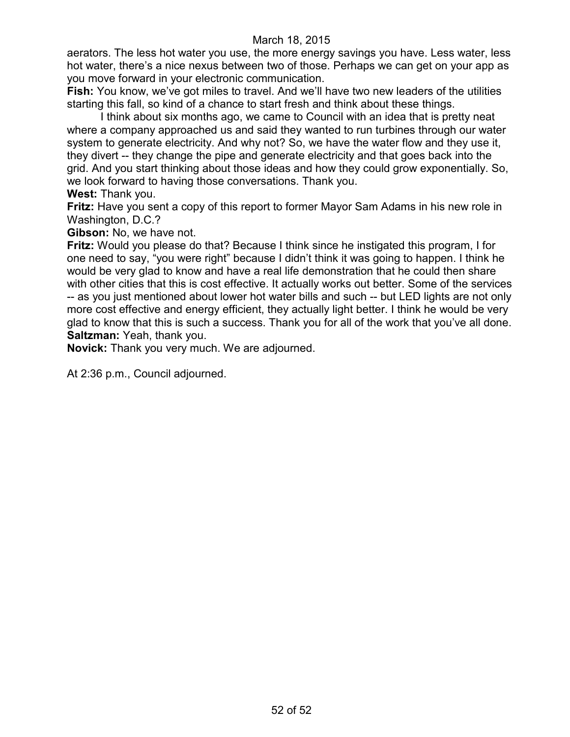aerators. The less hot water you use, the more energy savings you have. Less water, less hot water, there's a nice nexus between two of those. Perhaps we can get on your app as you move forward in your electronic communication.

**Fish:** You know, we've got miles to travel. And we'll have two new leaders of the utilities starting this fall, so kind of a chance to start fresh and think about these things.

I think about six months ago, we came to Council with an idea that is pretty neat where a company approached us and said they wanted to run turbines through our water system to generate electricity. And why not? So, we have the water flow and they use it, they divert -- they change the pipe and generate electricity and that goes back into the grid. And you start thinking about those ideas and how they could grow exponentially. So, we look forward to having those conversations. Thank you.

**West:** Thank you.

**Fritz:** Have you sent a copy of this report to former Mayor Sam Adams in his new role in Washington, D.C.?

**Gibson:** No, we have not.

**Fritz:** Would you please do that? Because I think since he instigated this program, I for one need to say, "you were right" because I didn't think it was going to happen. I think he would be very glad to know and have a real life demonstration that he could then share with other cities that this is cost effective. It actually works out better. Some of the services -- as you just mentioned about lower hot water bills and such -- but LED lights are not only more cost effective and energy efficient, they actually light better. I think he would be very glad to know that this is such a success. Thank you for all of the work that you've all done.

**Saltzman:** Yeah, thank you.

**Novick:** Thank you very much. We are adjourned.

At 2:36 p.m., Council adjourned.